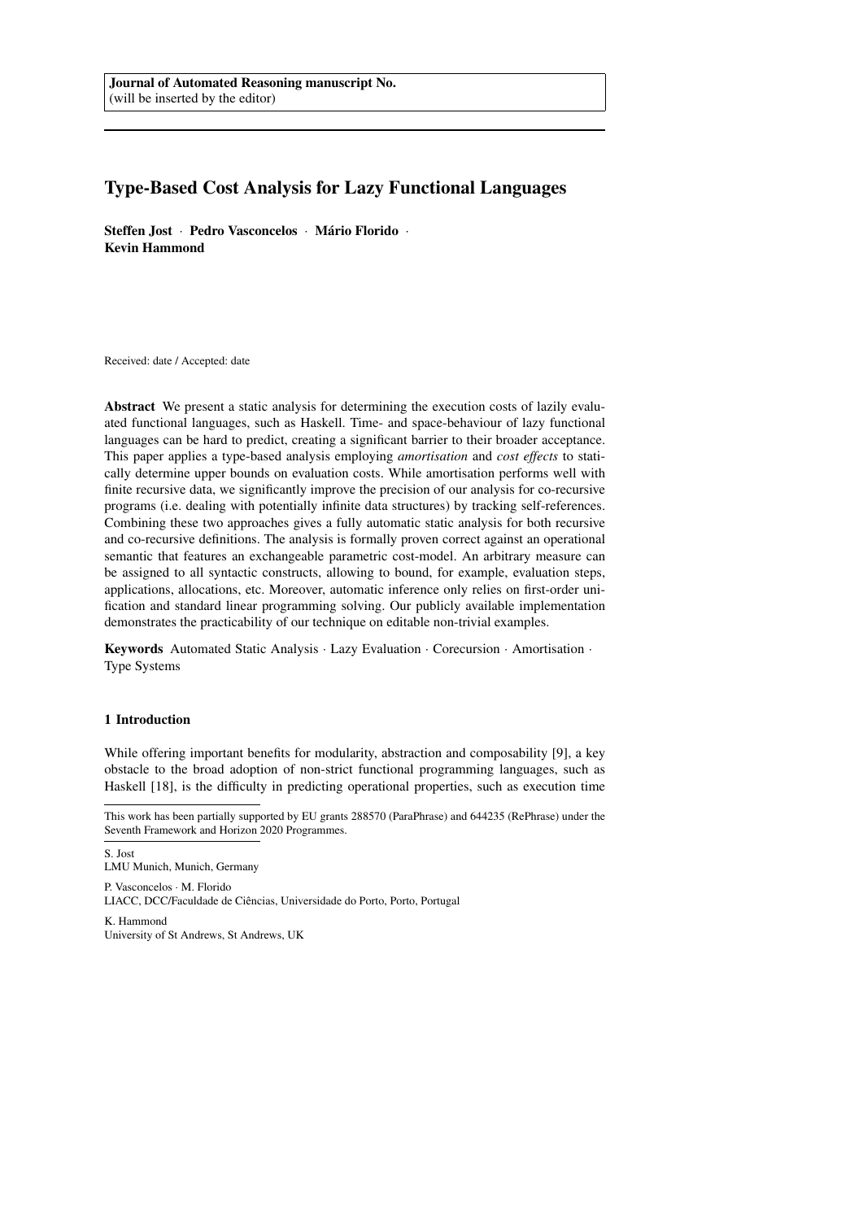**Journal of Automated Reasoning manuscript No.**
(will be inserted by the editor)

# Type-Based Cost Analysis for Lazy Functional Languages

**Steffen Jost · Pedro Vasconcelos · Mário Florido · Kevin Hammond**

Received: date / Accepted: date

**Abstract** We present a static analysis for determining the execution costs of lazily evaluated functional languages, such as Haskell. Time- and space-behaviour of lazy functional languages can be hard to predict, creating a significant barrier to their broader acceptance. This paper applies a type-based analysis employing *amortisation* and *cost effects* to statically determine upper bounds on evaluation costs. While amortisation performs well with finite recursive data, we significantly improve the precision of our analysis for co-recursive programs (i.e. dealing with potentially infinite data structures) by tracking self-references. Combining these two approaches gives a fully automatic static analysis for both recursive and co-recursive definitions. The analysis is formally proven correct against an operational semantic that features an exchangeable parametric cost-model. An arbitrary measure can be assigned to all syntactic constructs, allowing to bound, for example, evaluation steps, applications, allocations, etc. Moreover, automatic inference only relies on first-order unification and standard linear programming solving. Our publicly available implementation demonstrates the practicability of our technique on editable non-trivial examples.

**Keywords** Automated Static Analysis · Lazy Evaluation · Corecursion · Amortisation · Type Systems

## 1 Introduction

While offering important benefits for modularity, abstraction and composability [9], a key obstacle to the broad adoption of non-strict functional programming languages, such as Haskell [18], is the difficulty in predicting operational properties, such as execution time

---

This work has been partially supported by EU grants 288570 (ParaPhrase) and 644235 (RePhrase) under the Seventh Framework and Horizon 2020 Programmes.

S. Jost
LMU Munich, Munich, Germany

P. Vasconcelos · M. Florido
LIACC, DCC/Faculdade de Ciências, Universidade do Porto, Porto, Portugal

K. Hammond
University of St Andrews, St Andrews, UK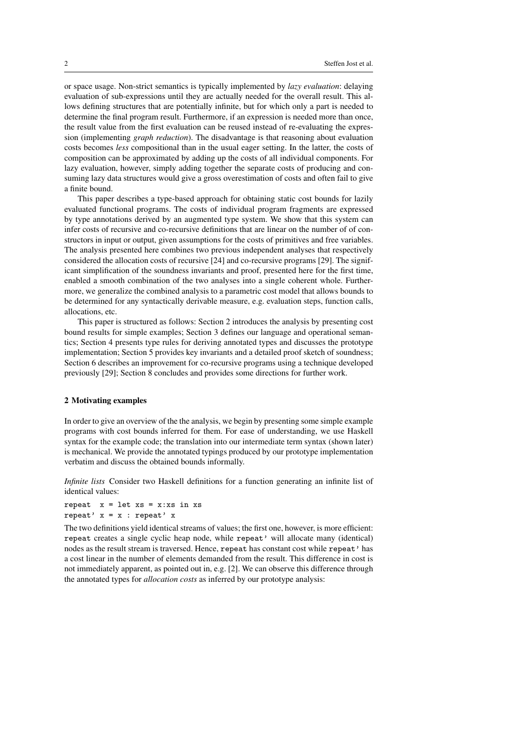or space usage. Non-strict semantics is typically implemented by *lazy evaluation*: delaying evaluation of sub-expressions until they are actually needed for the overall result. This allows defining structures that are potentially infinite, but for which only a part is needed to determine the final program result. Furthermore, if an expression is needed more than once, the result value from the first evaluation can be reused instead of re-evaluating the expression (implementing *graph reduction*). The disadvantage is that reasoning about evaluation costs becomes *less* compositional than in the usual eager setting. In the latter, the costs of composition can be approximated by adding up the costs of all individual components. For lazy evaluation, however, simply adding together the separate costs of producing and consuming lazy data structures would give a gross overestimation of costs and often fail to give a finite bound.

This paper describes a type-based approach for obtaining static cost bounds for lazily evaluated functional programs. The costs of individual program fragments are expressed by type annotations derived by an augmented type system. We show that this system can infer costs of recursive and co-recursive definitions that are linear on the number of of constructors in input or output, given assumptions for the costs of primitives and free variables. The analysis presented here combines two previous independent analyses that respectively considered the allocation costs of recursive [24] and co-recursive programs [29]. The significant simplification of the soundness invariants and proof, presented here for the first time, enabled a smooth combination of the two analyses into a single coherent whole. Furthermore, we generalize the combined analysis to a parametric cost model that allows bounds to be determined for any syntactically derivable measure, e.g. evaluation steps, function calls, allocations, etc.

This paper is structured as follows: Section 2 introduces the analysis by presenting cost bound results for simple examples; Section 3 defines our language and operational semantics; Section 4 presents type rules for deriving annotated types and discusses the prototype implementation; Section 5 provides key invariants and a detailed proof sketch of soundness; Section 6 describes an improvement for co-recursive programs using a technique developed previously [29]; Section 8 concludes and provides some directions for further work.

## 2 Motivating examples

In order to give an overview of the the analysis, we begin by presenting some simple example programs with cost bounds inferred for them. For ease of understanding, we use Haskell syntax for the example code; the translation into our intermediate term syntax (shown later) is mechanical. We provide the annotated typings produced by our prototype implementation verbatim and discuss the obtained bounds informally.

*Infinite lists* Consider two Haskell definitions for a function generating an infinite list of identical values:

```
repeat  x = let xs = x:xs in xs
repeat' x = x : repeat' x
```

The two definitions yield identical streams of values; the first one, however, is more efficient: `repeat` creates a single cyclic heap node, while `repeat'` will allocate many (identical) nodes as the result stream is traversed. Hence, `repeat` has constant cost while `repeat'` has a cost linear in the number of elements demanded from the result. This difference in cost is not immediately apparent, as pointed out in, e.g. [2]. We can observe this difference through the annotated types for *allocation costs* as inferred by our prototype analysis: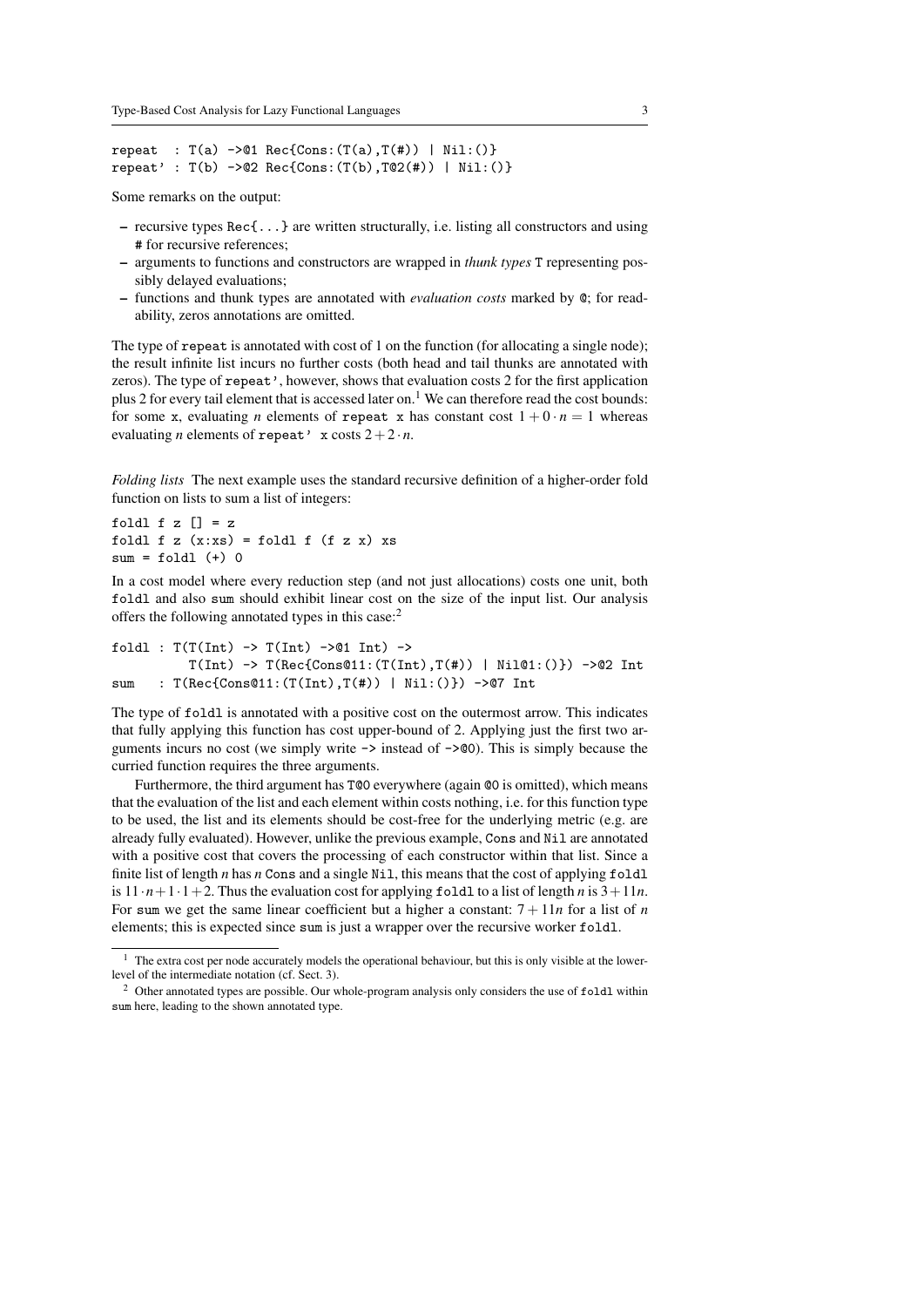```
repeat  : T(a) ->@1 Rec{Cons:(T(a),T(#)) | Nil:()}
repeat' : T(b) ->@2 Rec{Cons:(T(b),T@2(#)) | Nil:()}
```

Some remarks on the output:

- recursive types `Rec{...}` are written structurally, i.e. listing all constructors and using `#` for recursive references;
- arguments to functions and constructors are wrapped in *thunk types* `T` representing possibly delayed evaluations;
- functions and thunk types are annotated with *evaluation costs* marked by `@`; for readability, zeros annotations are omitted.

The type of `repeat` is annotated with cost of 1 on the function (for allocating a single node); the result infinite list incurs no further costs (both head and tail thunks are annotated with zeros). The type of `repeat'`, however, shows that evaluation costs 2 for the first application plus 2 for every tail element that is accessed later on.[1] We can therefore read the cost bounds: for some `x`, evaluating $n$ elements of `repeat x` has constant cost $1+0\cdot n = 1$ whereas evaluating $n$ elements of `repeat' x` costs $2+2\cdot n$.

*Folding lists* The next example uses the standard recursive definition of a higher-order fold function on lists to sum a list of integers:

```
foldl f z [] = z
foldl f z (x:xs) = foldl f (f z x) xs
sum = foldl (+) 0
```

In a cost model where every reduction step (and not just allocations) costs one unit, both `foldl` and also `sum` should exhibit linear cost on the size of the input list. Our analysis offers the following annotated types in this case:[2]

```
foldl : T(T(Int) -> T(Int) ->@1 Int) ->
          T(Int) -> T(Rec{Cons@11:(T(Int),T(#)) | Nil@1:()}) ->@2 Int
sum   : T(Rec{Cons@11:(T(Int),T(#)) | Nil:()}) ->@7 Int
```

The type of `foldl` is annotated with a positive cost on the outermost arrow. This indicates that fully applying this function has cost upper-bound of 2. Applying just the first two arguments incurs no cost (we simply write `->` instead of `->@0`). This is simply because the curried function requires the three arguments.

Furthermore, the third argument has `T@0` everywhere (again `@0` is omitted), which means that the evaluation of the list and each element within costs nothing, i.e. for this function type to be used, the list and its elements should be cost-free for the underlying metric (e.g. are already fully evaluated). However, unlike the previous example, `Cons` and `Nil` are annotated with a positive cost that covers the processing of each constructor within that list. Since a finite list of length $n$ has $n$ `Cons` and a single `Nil`, this means that the cost of applying `foldl` is $11\cdot n+1\cdot 1+2$. Thus the evaluation cost for applying `foldl` to a list of length $n$ is $3+11n$. For `sum` we get the same linear coefficient but a higher a constant: $7+11n$ for a list of $n$ elements; this is expected since `sum` is just a wrapper over the recursive worker `foldl`.

---

[1] The extra cost per node accurately models the operational behaviour, but this is only visible at the lower-level of the intermediate notation (cf. Sect. 3).

[2] Other annotated types are possible. Our whole-program analysis only considers the use of `foldl` within `sum` here, leading to the shown annotated type.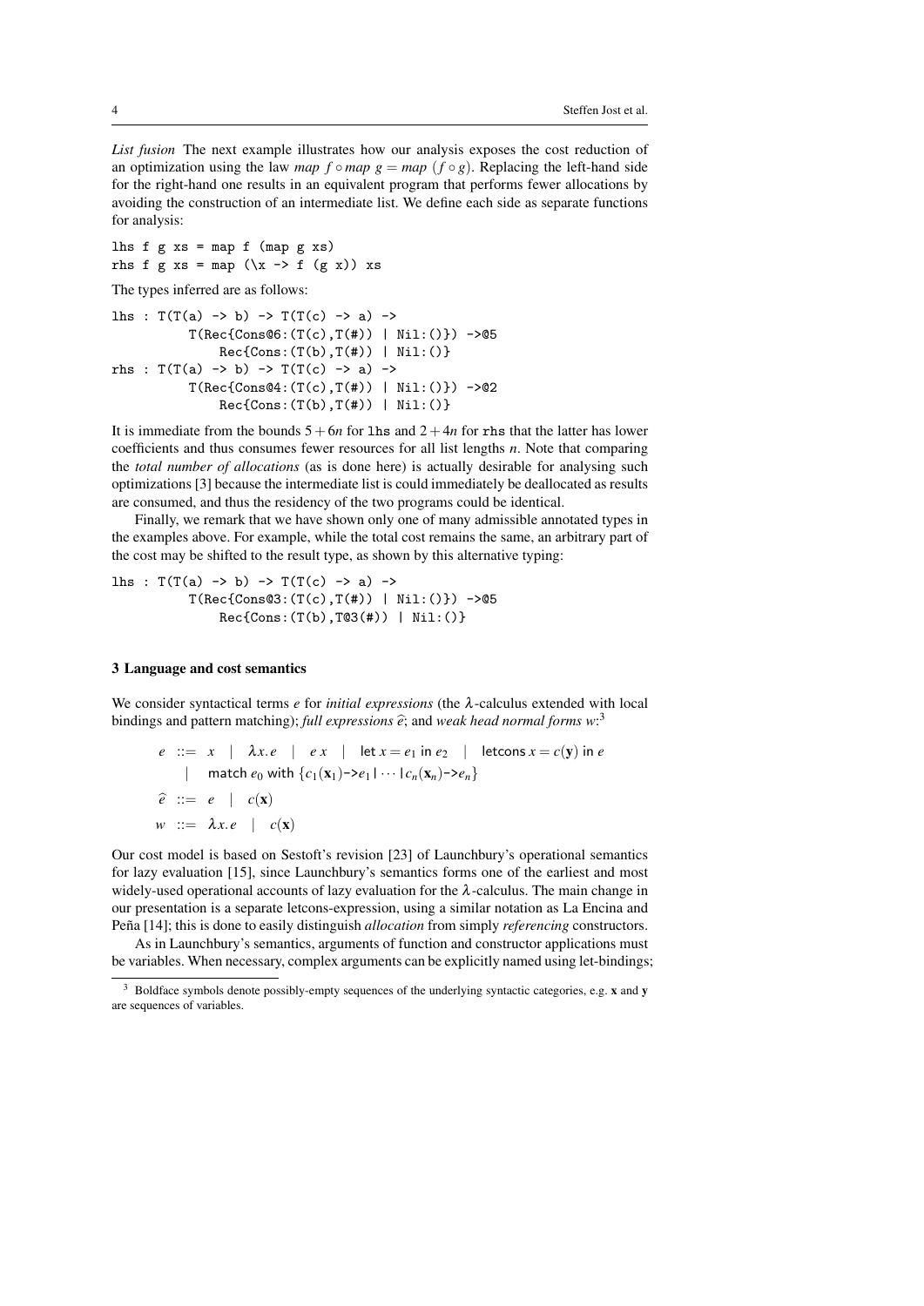*List fusion* The next example illustrates how our analysis exposes the cost reduction of an optimization using the law $map\ f \circ map\ g = map\ (f \circ g)$. Replacing the left-hand side for the right-hand one results in an equivalent program that performs fewer allocations by avoiding the construction of an intermediate list. We define each side as separate functions for analysis:

```
lhs f g xs = map f (map g xs)
rhs f g xs = map (\x -> f (g x)) xs
```

The types inferred are as follows:

```
lhs : T(T(a) -> b) -> T(T(c) -> a) ->
          T(Rec{Cons@6:(T(c),T(#)) | Nil:()}) ->@5
              Rec{Cons:(T(b),T(#)) | Nil:()}
rhs : T(T(a) -> b) -> T(T(c) -> a) ->
          T(Rec{Cons@4:(T(c),T(#)) | Nil:()}) ->@2
              Rec{Cons:(T(b),T(#)) | Nil:()}
```

It is immediate from the bounds $5+6n$ for `lhs` and $2+4n$ for `rhs` that the latter has lower coefficients and thus consumes fewer resources for all list lengths $n$. Note that comparing the *total number of allocations* (as is done here) is actually desirable for analysing such optimizations [3] because the intermediate list is could immediately be deallocated as results are consumed, and thus the residency of the two programs could be identical.

Finally, we remark that we have shown only one of many admissible annotated types in the examples above. For example, while the total cost remains the same, an arbitrary part of the cost may be shifted to the result type, as shown by this alternative typing:

```
lhs : T(T(a) -> b) -> T(T(c) -> a) ->
          T(Rec{Cons@3:(T(c),T(#)) | Nil:()}) ->@5
              Rec{Cons:(T(b),T@3(#)) | Nil:()}
```

## 3 Language and cost semantics

We consider syntactical terms $e$ for *initial expressions* (the $\lambda$-calculus extended with local bindings and pattern matching); *full expressions* $\widehat{e}$; and *weak head normal forms* $w$:[3]

$$
\begin{aligned}
e \ &::= \ x \ \mid \ \lambda x.e \ \mid \ e\ x \ \mid \ \mathsf{let}\ x = e_1\ \mathsf{in}\ e_2 \ \mid \ \mathsf{letcons}\ x = c(\mathbf{y})\ \mathsf{in}\ e \\
&\quad \mid \ \mathsf{match}\ e_0\ \mathsf{with}\ \{c_1(\mathbf{x}_1)\text{->}e_1 \mid \cdots \mid c_n(\mathbf{x}_n)\text{->}e_n\} \\
\widehat{e} \ &::= \ e \ \mid \ c(\mathbf{x}) \\
w \ &::= \ \lambda x.e \ \mid \ c(\mathbf{x})
\end{aligned}
$$

Our cost model is based on Sestoft's revision [23] of Launchbury's operational semantics for lazy evaluation [15], since Launchbury's semantics forms one of the earliest and most widely-used operational accounts of lazy evaluation for the $\lambda$-calculus. The main change in our presentation is a separate letcons-expression, using a similar notation as La Encina and Peña [14]; this is done to easily distinguish *allocation* from simply *referencing* constructors.

As in Launchbury's semantics, arguments of function and constructor applications must be variables. When necessary, complex arguments can be explicitly named using let-bindings;

[3] Boldface symbols denote possibly-empty sequences of the underlying syntactic categories, e.g. $\mathbf{x}$ and $\mathbf{y}$ are sequences of variables.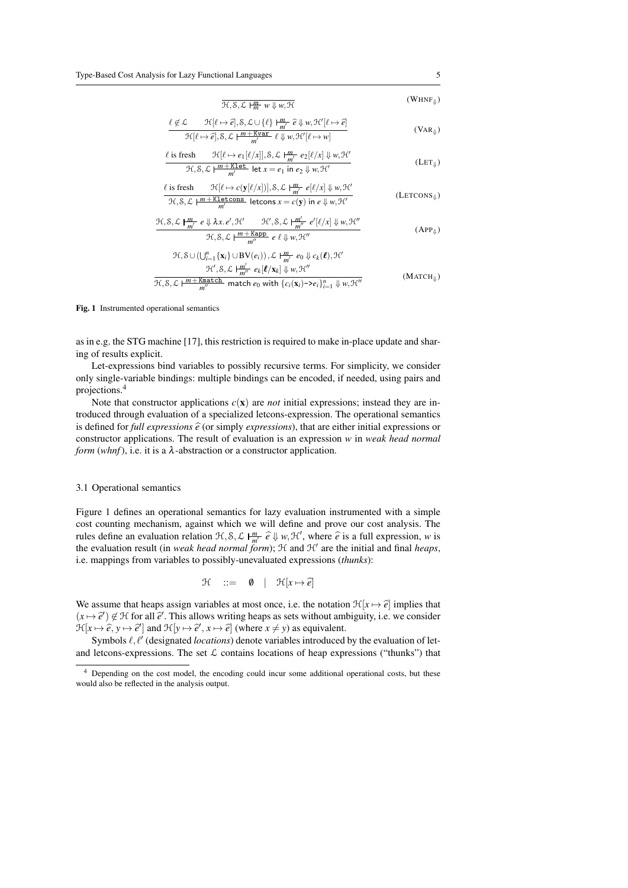$$\frac{}{\mathcal{H},\mathcal{S},\mathcal{L} \vdash^{m}_{m} w \Downarrow w, \mathcal{H}} \quad (\text{WHNF}_{\Downarrow})$$

$$\frac{\ell \notin \mathcal{L} \qquad \mathcal{H}[\ell \mapsto \widehat{e}], \mathcal{S}, \mathcal{L} \cup \{\ell\} \vdash^{m}_{m'} \widehat{e} \Downarrow w, \mathcal{H}'[\ell \mapsto \widehat{e}]}{\mathcal{H}[\ell \mapsto \widehat{e}], \mathcal{S}, \mathcal{L} \vdash^{m+\texttt{Kvar}}_{m'} \ell \Downarrow w, \mathcal{H}'[\ell \mapsto w]} \quad (\text{VAR}_{\Downarrow})$$

$$\frac{\ell \text{ is fresh} \qquad \mathcal{H}[\ell \mapsto e_1[\ell/x]], \mathcal{S}, \mathcal{L} \vdash^{m}_{m'} e_2[\ell/x] \Downarrow w, \mathcal{H}'}{\mathcal{H}, \mathcal{S}, \mathcal{L} \vdash^{m+\texttt{Klet}}_{m'} \mathsf{let}\ x = e_1\ \mathsf{in}\ e_2 \Downarrow w, \mathcal{H}'} \quad (\text{LET}_{\Downarrow})$$

$$\frac{\ell \text{ is fresh} \qquad \mathcal{H}[\ell \mapsto c(\mathbf{y}[\ell/x])], \mathcal{S}, \mathcal{L} \vdash^{m}_{m'} e[\ell/x] \Downarrow w, \mathcal{H}'}{\mathcal{H}, \mathcal{S}, \mathcal{L} \vdash^{m+\texttt{Kletcons}}_{m'} \mathsf{letcons}\ x = c(\mathbf{y})\ \mathsf{in}\ e \Downarrow w, \mathcal{H}'} \quad (\text{LETCONS}_{\Downarrow})$$

$$\frac{\mathcal{H}, \mathcal{S}, \mathcal{L} \vdash^{m}_{m'} e \Downarrow \lambda x.e', \mathcal{H}' \qquad \mathcal{H}', \mathcal{S}, \mathcal{L} \vdash^{m'}_{m''} e'[\ell/x] \Downarrow w, \mathcal{H}''}{\mathcal{H}, \mathcal{S}, \mathcal{L} \vdash^{m+\texttt{Kapp}}_{m''} e\ \ell \Downarrow w, \mathcal{H}''} \quad (\text{APP}_{\Downarrow})$$

$$\frac{\begin{array}{c}\mathcal{H}, \mathcal{S} \cup (\bigcup_{i=1}^{n}\{\mathbf{x}_i\} \cup \mathrm{BV}(e_i)), \mathcal{L} \vdash^{m}_{m'} e_0 \Downarrow c_k(\boldsymbol{\ell}), \mathcal{H}' \\ \mathcal{H}', \mathcal{S}, \mathcal{L} \vdash^{m'}_{m''} e_k[\boldsymbol{\ell}/\mathbf{x}_k] \Downarrow w, \mathcal{H}''\end{array}}{\mathcal{H}, \mathcal{S}, \mathcal{L} \vdash^{m+\texttt{Kmatch}}_{m''} \mathsf{match}\ e_0\ \mathsf{with}\ \{c_i(\mathbf{x}_i)\text{->}e_i\}_{i=1}^{n} \Downarrow w, \mathcal{H}''} \quad (\text{MATCH}_{\Downarrow})$$

**Fig. 1** Instrumented operational semantics

as in e.g. the STG machine [17], this restriction is required to make in-place update and sharing of results explicit.

Let-expressions bind variables to possibly recursive terms. For simplicity, we consider only single-variable bindings: multiple bindings can be encoded, if needed, using pairs and projections.[4]

Note that constructor applications $c(\mathbf{x})$ are *not* initial expressions; instead they are introduced through evaluation of a specialized letcons-expression. The operational semantics is defined for *full expressions* $\widehat{e}$ (or simply *expressions*), that are either initial expressions or constructor applications. The result of evaluation is an expression $w$ in *weak head normal form* (*whnf*), i.e. it is a $\lambda$-abstraction or a constructor application.

### 3.1 Operational semantics

Figure 1 defines an operational semantics for lazy evaluation instrumented with a simple cost counting mechanism, against which we will define and prove our cost analysis. The rules define an evaluation relation $\mathcal{H}, \mathcal{S}, \mathcal{L} \vdash^{m}_{m'} \widehat{e} \Downarrow w, \mathcal{H}'$, where $\widehat{e}$ is a full expression, $w$ is the evaluation result (in *weak head normal form*); $\mathcal{H}$ and $\mathcal{H}'$ are the initial and final *heaps*, i.e. mappings from variables to possibly-unevaluated expressions (*thunks*):

$$\mathcal{H} \quad ::= \quad \emptyset \quad | \quad \mathcal{H}[x \mapsto \widehat{e}]$$

We assume that heaps assign variables at most once, i.e. the notation $\mathcal{H}[x \mapsto \widehat{e}]$ implies that $(x \mapsto \widehat{e}') \notin \mathcal{H}$ for all $\widehat{e}'$. This allows writing heaps as sets without ambiguity, i.e. we consider $\mathcal{H}[x \mapsto \widehat{e},\, y \mapsto \widehat{e}']$ and $\mathcal{H}[y \mapsto \widehat{e}',\, x \mapsto \widehat{e}]$ (where $x \neq y$) as equivalent.

Symbols $\ell, \ell'$ (designated *locations*) denote variables introduced by the evaluation of let- and letcons-expressions. The set $\mathcal{L}$ contains locations of heap expressions ("thunks") that

[4] Depending on the cost model, the encoding could incur some additional operational costs, but these would also be reflected in the analysis output.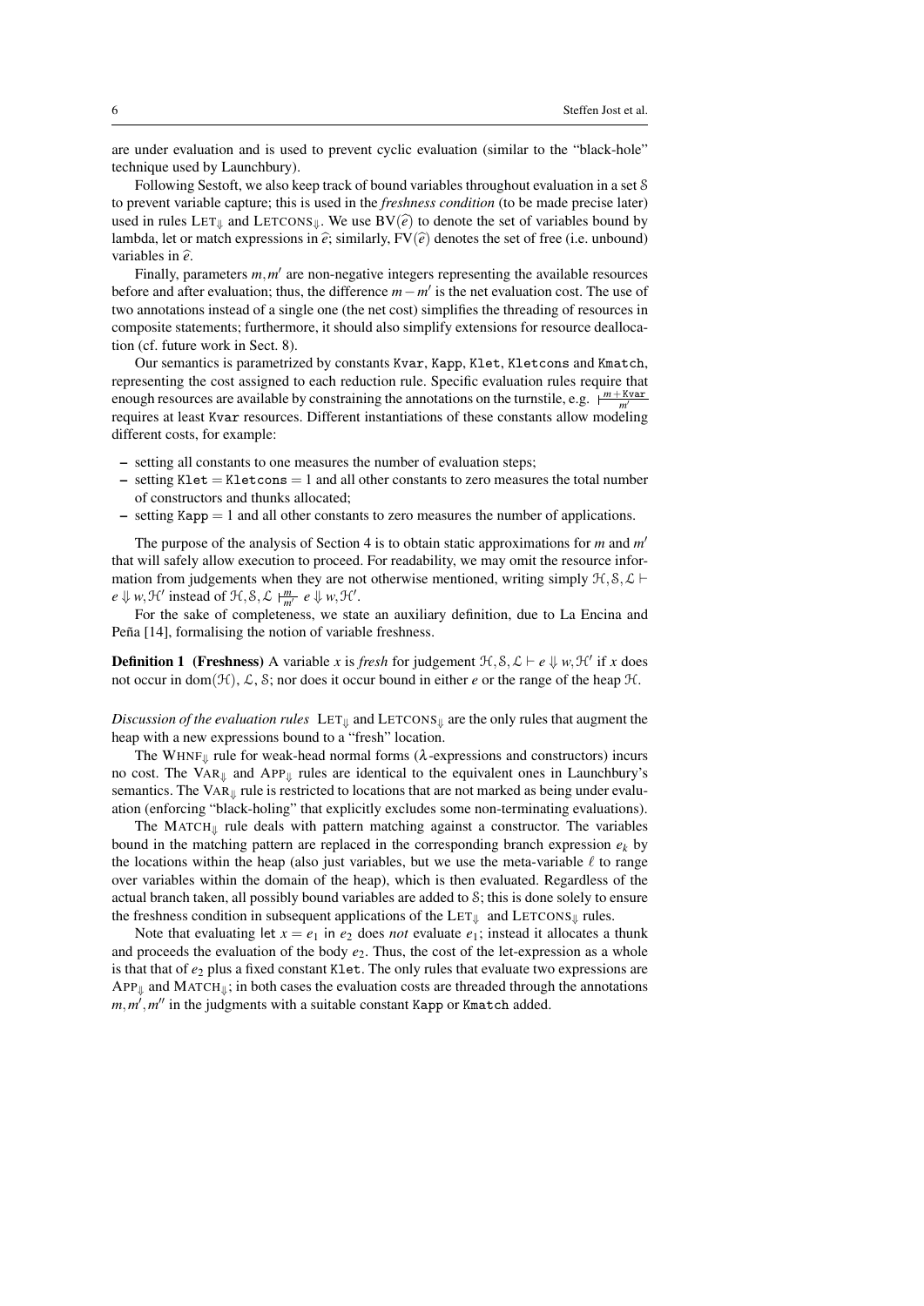are under evaluation and is used to prevent cyclic evaluation (similar to the "black-hole" technique used by Launchbury).

Following Sestoft, we also keep track of bound variables throughout evaluation in a set $\mathcal{S}$ to prevent variable capture; this is used in the *freshness condition* (to be made precise later) used in rules $\text{LET}_{\Downarrow}$ and $\text{LETCONS}_{\Downarrow}$. We use $\text{BV}(\widehat{e})$ to denote the set of variables bound by lambda, let or match expressions in $\widehat{e}$; similarly, $\text{FV}(\widehat{e})$ denotes the set of free (i.e. unbound) variables in $\widehat{e}$.

Finally, parameters $m, m'$ are non-negative integers representing the available resources before and after evaluation; thus, the difference $m - m'$ is the net evaluation cost. The use of two annotations instead of a single one (the net cost) simplifies the threading of resources in composite statements; furthermore, it should also simplify extensions for resource deallocation (cf. future work in Sect. 8).

Our semantics is parametrized by constants `Kvar`, `Kapp`, `Klet`, `Kletcons` and `Kmatch`, representing the cost assigned to each reduction rule. Specific evaluation rules require that enough resources are available by constraining the annotations on the turnstile, e.g. $\vdash^{m+\texttt{Kvar}}_{m'}$ requires at least `Kvar` resources. Different instantiations of these constants allow modeling different costs, for example:

- setting all constants to one measures the number of evaluation steps;
- setting `Klet` $=$ `Kletcons` $= 1$ and all other constants to zero measures the total number of constructors and thunks allocated;
- setting `Kapp` $= 1$ and all other constants to zero measures the number of applications.

The purpose of the analysis of Section 4 is to obtain static approximations for $m$ and $m'$ that will safely allow execution to proceed. For readability, we may omit the resource information from judgements when they are not otherwise mentioned, writing simply $\mathcal{H}, \mathcal{S}, \mathcal{L} \vdash e \Downarrow w, \mathcal{H}'$ instead of $\mathcal{H}, \mathcal{S}, \mathcal{L} \vdash^{m}_{m'} e \Downarrow w, \mathcal{H}'$.

For the sake of completeness, we state an auxiliary definition, due to La Encina and Peña [14], formalising the notion of variable freshness.

**Definition 1 (Freshness)** A variable $x$ is *fresh* for judgement $\mathcal{H}, \mathcal{S}, \mathcal{L} \vdash e \Downarrow w, \mathcal{H}'$ if $x$ does not occur in $\text{dom}(\mathcal{H})$, $\mathcal{L}$, $\mathcal{S}$; nor does it occur bound in either $e$ or the range of the heap $\mathcal{H}$.

*Discussion of the evaluation rules* $\text{LET}_{\Downarrow}$ and $\text{LETCONS}_{\Downarrow}$ are the only rules that augment the heap with a new expressions bound to a "fresh" location.

The $\text{WHNF}_{\Downarrow}$ rule for weak-head normal forms ($\lambda$-expressions and constructors) incurs no cost. The $\text{VAR}_{\Downarrow}$ and $\text{APP}_{\Downarrow}$ rules are identical to the equivalent ones in Launchbury's semantics. The $\text{VAR}_{\Downarrow}$ rule is restricted to locations that are not marked as being under evaluation (enforcing "black-holing" that explicitly excludes some non-terminating evaluations).

The $\text{MATCH}_{\Downarrow}$ rule deals with pattern matching against a constructor. The variables bound in the matching pattern are replaced in the corresponding branch expression $e_k$ by the locations within the heap (also just variables, but we use the meta-variable $\ell$ to range over variables within the domain of the heap), which is then evaluated. Regardless of the actual branch taken, all possibly bound variables are added to $\mathcal{S}$; this is done solely to ensure the freshness condition in subsequent applications of the $\text{LET}_{\Downarrow}$ and $\text{LETCONS}_{\Downarrow}$ rules.

Note that evaluating let $x = e_1$ in $e_2$ does *not* evaluate $e_1$; instead it allocates a thunk and proceeds the evaluation of the body $e_2$. Thus, the cost of the let-expression as a whole is that that of $e_2$ plus a fixed constant `Klet`. The only rules that evaluate two expressions are $\text{APP}_{\Downarrow}$ and $\text{MATCH}_{\Downarrow}$; in both cases the evaluation costs are threaded through the annotations $m, m', m''$ in the judgments with a suitable constant `Kapp` or `Kmatch` added.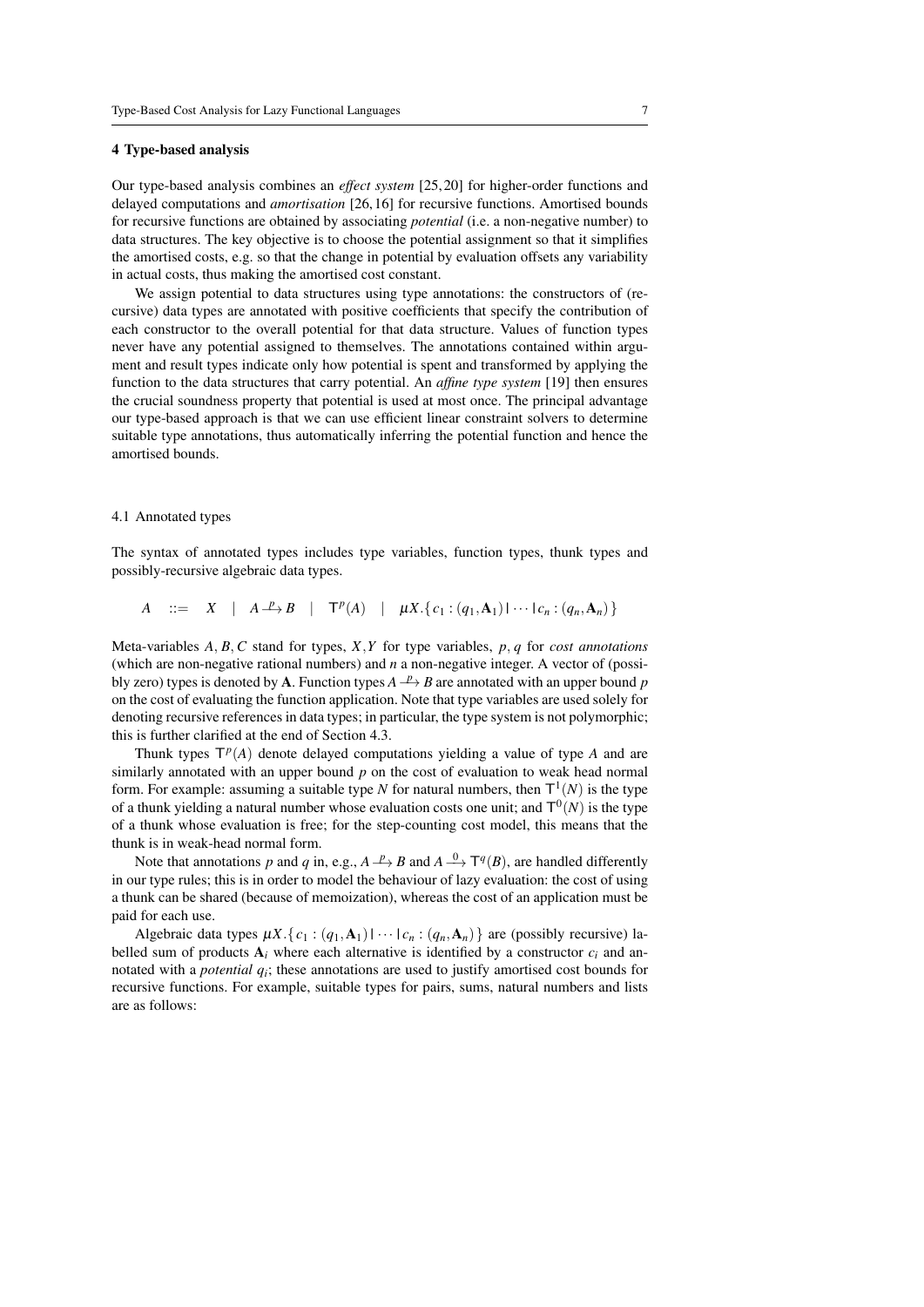## 4 Type-based analysis

Our type-based analysis combines an *effect system* [25,20] for higher-order functions and delayed computations and *amortisation* [26,16] for recursive functions. Amortised bounds for recursive functions are obtained by associating *potential* (i.e. a non-negative number) to data structures. The key objective is to choose the potential assignment so that it simplifies the amortised costs, e.g. so that the change in potential by evaluation offsets any variability in actual costs, thus making the amortised cost constant.

We assign potential to data structures using type annotations: the constructors of (recursive) data types are annotated with positive coefficients that specify the contribution of each constructor to the overall potential for that data structure. Values of function types never have any potential assigned to themselves. The annotations contained within argument and result types indicate only how potential is spent and transformed by applying the function to the data structures that carry potential. An *affine type system* [19] then ensures the crucial soundness property that potential is used at most once. The principal advantage our type-based approach is that we can use efficient linear constraint solvers to determine suitable type annotations, thus automatically inferring the potential function and hence the amortised bounds.

### 4.1 Annotated types

The syntax of annotated types includes type variables, function types, thunk types and possibly-recursive algebraic data types.

$$A \quad ::= \quad X \quad | \quad A \xrightarrow{p} B \quad | \quad \mathsf{T}^p(A) \quad | \quad \mu X.\{\, c_1 : (q_1, \mathbf{A}_1) \mid \cdots \mid c_n : (q_n, \mathbf{A}_n) \,\}$$

Meta-variables $A, B, C$ stand for types, $X, Y$ for type variables, $p, q$ for *cost annotations* (which are non-negative rational numbers) and $n$ a non-negative integer. A vector of (possibly zero) types is denoted by $\mathbf{A}$. Function types $A \xrightarrow{p} B$ are annotated with an upper bound $p$ on the cost of evaluating the function application. Note that type variables are used solely for denoting recursive references in data types; in particular, the type system is not polymorphic; this is further clarified at the end of Section 4.3.

Thunk types $\mathsf{T}^p(A)$ denote delayed computations yielding a value of type $A$ and are similarly annotated with an upper bound $p$ on the cost of evaluation to weak head normal form. For example: assuming a suitable type $N$ for natural numbers, then $\mathsf{T}^1(N)$ is the type of a thunk yielding a natural number whose evaluation costs one unit; and $\mathsf{T}^0(N)$ is the type of a thunk whose evaluation is free; for the step-counting cost model, this means that the thunk is in weak-head normal form.

Note that annotations $p$ and $q$ in, e.g., $A \xrightarrow{p} B$ and $A \xrightarrow{0} \mathsf{T}^q(B)$, are handled differently in our type rules; this is in order to model the behaviour of lazy evaluation: the cost of using a thunk can be shared (because of memoization), whereas the cost of an application must be paid for each use.

Algebraic data types $\mu X.\{\, c_1 : (q_1, \mathbf{A}_1) \mid \cdots \mid c_n : (q_n, \mathbf{A}_n) \,\}$ are (possibly recursive) labelled sum of products $\mathbf{A}_i$ where each alternative is identified by a constructor $c_i$ and annotated with a *potential* $q_i$; these annotations are used to justify amortised cost bounds for recursive functions. For example, suitable types for pairs, sums, natural numbers and lists are as follows: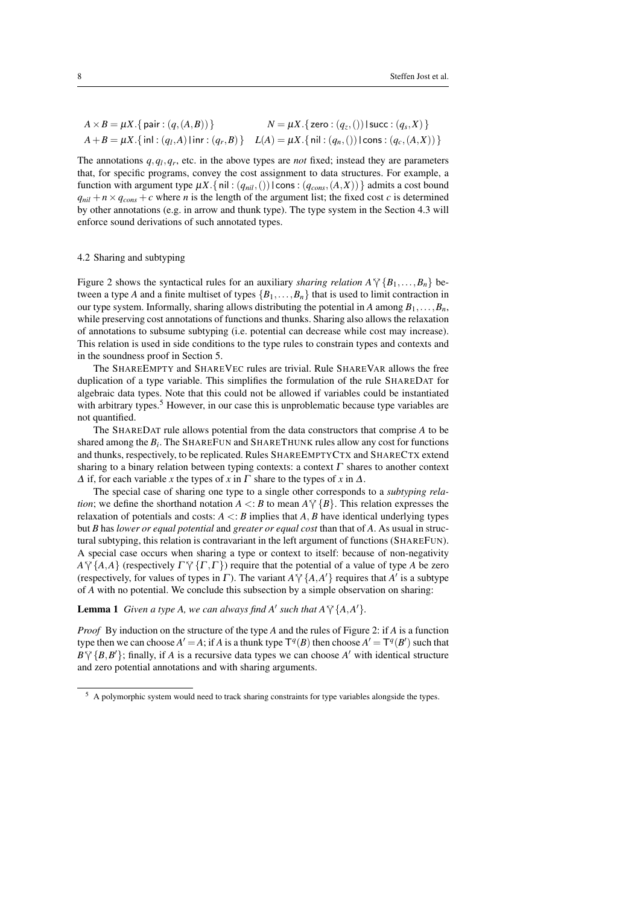$$A \times B = \mu X.\{\, \mathsf{pair} : (q,(A,B)) \,\} \qquad N = \mu X.\{\, \mathsf{zero} : (q_z,()) \,|\, \mathsf{succ} : (q_s, X) \,\}$$

$$A + B = \mu X.\{\, \mathsf{inl} : (q_l, A) \,|\, \mathsf{inr} : (q_r, B) \,\} \quad L(A) = \mu X.\{\, \mathsf{nil} : (q_n,()) \,|\, \mathsf{cons} : (q_c,(A,X)) \,\}$$

The annotations $q, q_l, q_r$, etc. in the above types are *not* fixed; instead they are parameters that, for specific programs, convey the cost assignment to data structures. For example, a function with argument type $\mu X.\{\, \mathsf{nil} : (q_{nil},()) \,|\, \mathsf{cons} : (q_{cons},(A,X)) \,\}$ admits a cost bound $q_{nil} + n \times q_{cons} + c$ where $n$ is the length of the argument list; the fixed cost $c$ is determined by other annotations (e.g. in arrow and thunk type). The type system in the Section 4.3 will enforce sound derivations of such annotated types.

### 4.2 Sharing and subtyping

Figure 2 shows the syntactical rules for an auxiliary *sharing relation* $A \curlyvee \{B_1, \dots, B_n\}$ between a type $A$ and a finite multiset of types $\{B_1, \dots, B_n\}$ that is used to limit contraction in our type system. Informally, sharing allows distributing the potential in $A$ among $B_1, \dots, B_n$, while preserving cost annotations of functions and thunks. Sharing also allows the relaxation of annotations to subsume subtyping (i.e. potential can decrease while cost may increase). This relation is used in side conditions to the type rules to constrain types and contexts and in the soundness proof in Section 5.

The SHAREEMPTY and SHAREVEC rules are trivial. Rule SHAREVAR allows the free duplication of a type variable. This simplifies the formulation of the rule SHAREDAT for algebraic data types. Note that this could not be allowed if variables could be instantiated with arbitrary types.[5] However, in our case this is unproblematic because type variables are not quantified.

The SHAREDAT rule allows potential from the data constructors that comprise $A$ to be shared among the $B_i$. The SHAREFUN and SHARETHUNK rules allow any cost for functions and thunks, respectively, to be replicated. Rules SHAREEMPTYCTX and SHARECTX extend sharing to a binary relation between typing contexts: a context $\Gamma$ shares to another context $\Delta$ if, for each variable $x$ the types of $x$ in $\Gamma$ share to the types of $x$ in $\Delta$.

The special case of sharing one type to a single other corresponds to a *subtyping relation*; we define the shorthand notation $A <: B$ to mean $A \curlyvee \{B\}$. This relation expresses the relaxation of potentials and costs: $A <: B$ implies that $A$, $B$ have identical underlying types but $B$ has *lower or equal potential* and *greater or equal cost* than that of $A$. As usual in structural subtyping, this relation is contravariant in the left argument of functions (SHAREFUN). A special case occurs when sharing a type or context to itself: because of non-negativity $A \curlyvee \{A, A\}$ (respectively $\Gamma \curlyvee \{\Gamma, \Gamma\}$) require that the potential of a value of type $A$ be zero (respectively, for values of types in $\Gamma$). The variant $A \curlyvee \{A, A'\}$ requires that $A'$ is a subtype of $A$ with no potential. We conclude this subsection by a simple observation on sharing:

**Lemma 1** *Given a type A, we can always find $A'$ such that $A \curlyvee \{A, A'\}$.*

*Proof* By induction on the structure of the type $A$ and the rules of Figure 2: if $A$ is a function type then we can choose $A' = A$; if $A$ is a thunk type $\mathsf{T}^q(B)$ then choose $A' = \mathsf{T}^q(B')$ such that $B \curlyvee \{B, B'\}$; finally, if $A$ is a recursive data types we can choose $A'$ with identical structure and zero potential annotations and with sharing arguments.

[5] A polymorphic system would need to track sharing constraints for type variables alongside the types.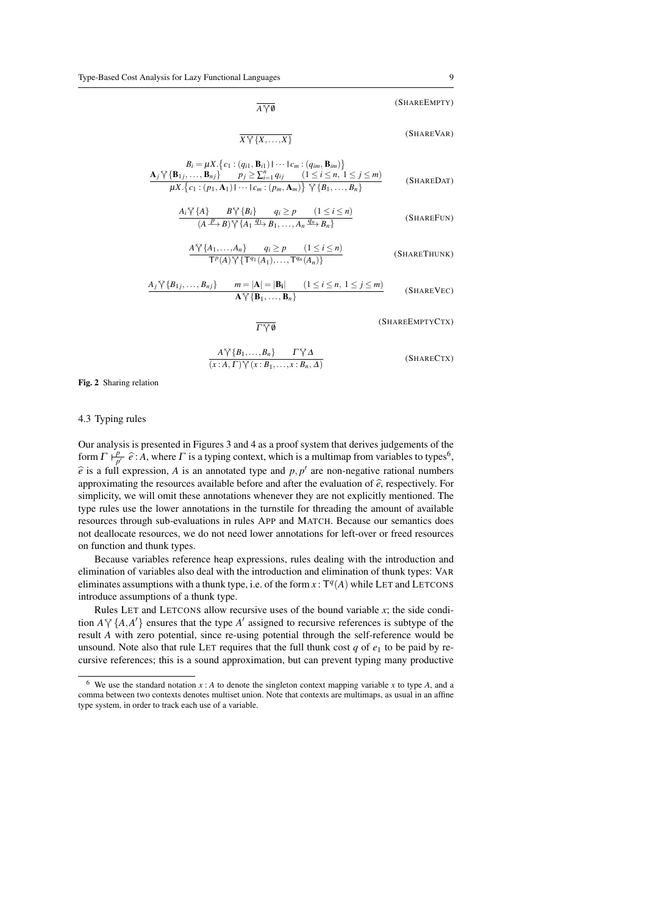$$\frac{}{A \curlyvee \emptyset} \quad \text{(SHAREEMPTY)}$$

$$\frac{}{X \curlyvee \{X,\ldots,X\}} \quad \text{(SHAREVAR)}$$

$$\frac{\begin{array}{c} B_i = \mu X.\{c_1 : (q_{i1}, \mathbf{B}_{i1}) \mid \cdots \mid c_m : (q_{im}, \mathbf{B}_{im})\} \\ \mathbf{A}_j \curlyvee \{\mathbf{B}_{1j}, \ldots, \mathbf{B}_{nj}\} \qquad p_j \geq \sum_{i=1}^{n} q_{ij} \qquad (1 \leq i \leq n,\ 1 \leq j \leq m) \end{array}}{\mu X.\{c_1 : (p_1, \mathbf{A}_1) \mid \cdots \mid c_m : (p_m, \mathbf{A}_m)\} \curlyvee \{B_1, \ldots, B_n\}} \quad \text{(SHAREDAT)}$$

$$\frac{A_i \curlyvee \{A\} \qquad B \curlyvee \{B_i\} \qquad q_i \geq p \qquad (1 \leq i \leq n)}{(A \xrightarrow{p} B) \curlyvee \{A_1 \xrightarrow{q_1} B_1, \ldots, A_n \xrightarrow{q_n} B_n\}} \quad \text{(SHAREFUN)}$$

$$\frac{A \curlyvee \{A_1, \ldots, A_n\} \qquad q_i \geq p \qquad (1 \leq i \leq n)}{\mathsf{T}^p(A) \curlyvee \{\mathsf{T}^{q_1}(A_1), \ldots, \mathsf{T}^{q_n}(A_n)\}} \quad \text{(SHARETHUNK)}$$

$$\frac{A_j \curlyvee \{B_{1j}, \ldots, B_{nj}\} \qquad m = |\mathbf{A}| = |\mathbf{B_i}| \qquad (1 \leq i \leq n,\ 1 \leq j \leq m)}{\mathbf{A} \curlyvee \{\mathbf{B}_1, \ldots, \mathbf{B}_n\}} \quad \text{(SHAREVEC)}$$

$$\frac{}{\Gamma \curlyvee \emptyset} \quad \text{(SHAREEMPTYCTX)}$$

$$\frac{A \curlyvee \{B_1, \ldots, B_n\} \qquad \Gamma \curlyvee \Delta}{(x : A, \Gamma) \curlyvee (x : B_1, \ldots, x : B_n, \Delta)} \quad \text{(SHARECTX)}$$

**Fig. 2** Sharing relation

### 4.3 Typing rules

Our analysis is presented in Figures 3 and 4 as a proof system that derives judgements of the form $\Gamma \vdash^{p}_{p'} \widehat{e} : A$, where $\Gamma$ is a typing context, which is a multimap from variables to types[6], $\widehat{e}$ is a full expression, $A$ is an annotated type and $p, p'$ are non-negative rational numbers approximating the resources available before and after the evaluation of $\widehat{e}$, respectively. For simplicity, we will omit these annotations whenever they are not explicitly mentioned. The type rules use the lower annotations in the turnstile for threading the amount of available resources through sub-evaluations in rules APP and MATCH. Because our semantics does not deallocate resources, we do not need lower annotations for left-over or freed resources on function and thunk types.

Because variables reference heap expressions, rules dealing with the introduction and elimination of variables also deal with the introduction and elimination of thunk types: VAR eliminates assumptions with a thunk type, i.e. of the form $x : \mathsf{T}^q(A)$ while LET and LETCONS introduce assumptions of a thunk type.

Rules LET and LETCONS allow recursive uses of the bound variable $x$; the side condition $A \curlyvee \{A, A'\}$ ensures that the type $A'$ assigned to recursive references is subtype of the result $A$ with zero potential, since re-using potential through the self-reference would be unsound. Note also that rule LET requires that the full thunk cost $q$ of $e_1$ to be paid by recursive references; this is a sound approximation, but can prevent typing many productive

[6] We use the standard notation $x : A$ to denote the singleton context mapping variable $x$ to type $A$, and a comma between two contexts denotes multiset union. Note that contexts are multimaps, as usual in an affine type system, in order to track each use of a variable.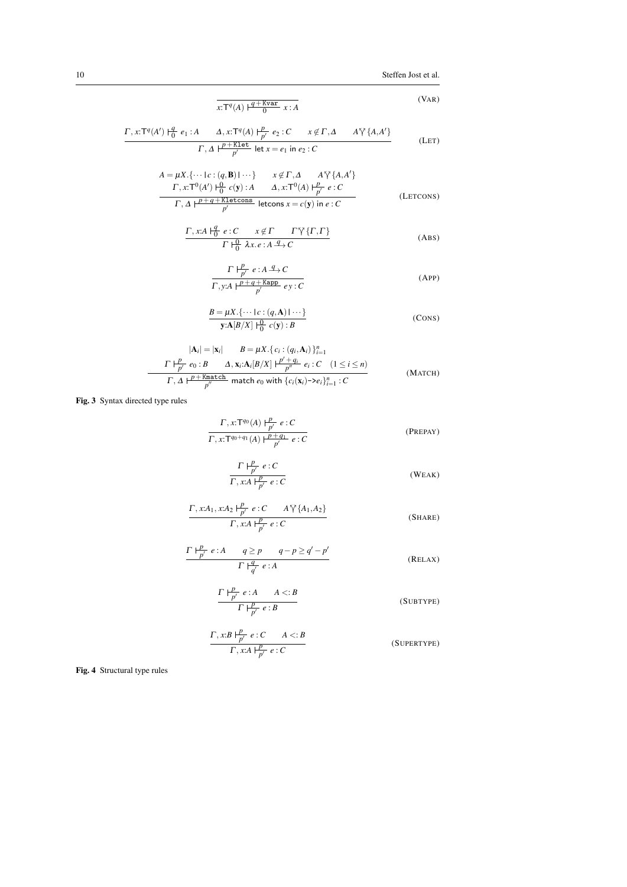$$\frac{}{x{:}\mathsf{T}^{q}(A) \mathrel{\vdash^{q+\mathtt{Kvar}}_{0}} x : A} \tag{VAR}$$

$$\frac{\Gamma, x{:}\mathsf{T}^{q}(A') \mathrel{\vdash^{q}_{0}} e_1 : A \qquad \Delta, x{:}\mathsf{T}^{q}(A) \mathrel{\vdash^{p}_{p'}} e_2 : C \qquad x \notin \Gamma, \Delta \qquad A \curlyvee \{A, A'\}}{\Gamma, \Delta \mathrel{\vdash^{p+\mathtt{Klet}}_{p'}} \mathsf{let}\ x = e_1\ \mathsf{in}\ e_2 : C} \tag{LET}$$

$$\frac{\begin{array}{c} A = \mu X.\{\cdots \mid c : (q, \mathbf{B}) \mid \cdots\} \qquad x \notin \Gamma, \Delta \qquad A \curlyvee \{A, A'\} \\ \Gamma, x{:}\mathsf{T}^{0}(A') \mathrel{\vdash^{0}_{0}} c(\mathbf{y}) : A \qquad \Delta, x{:}\mathsf{T}^{0}(A) \mathrel{\vdash^{p}_{p'}} e : C \end{array}}{\Gamma, \Delta \mathrel{\vdash^{p+q+\mathtt{Kletcons}}_{p'}} \mathsf{letcons}\ x = c(\mathbf{y})\ \mathsf{in}\ e : C} \tag{LETCONS}$$

$$\frac{\Gamma, x{:}A \mathrel{\vdash^{q}_{0}} e : C \qquad x \notin \Gamma \qquad \Gamma \curlyvee \{\Gamma, \Gamma\}}{\Gamma \mathrel{\vdash^{0}_{0}} \lambda x.\, e : A \xrightarrow{q} C} \tag{ABS}$$

$$\frac{\Gamma \mathrel{\vdash^{p}_{p'}} e : A \xrightarrow{q} C}{\Gamma, y{:}A \mathrel{\vdash^{p+q+\mathtt{Kapp}}_{p'}} e\, y : C} \tag{APP}$$

$$\frac{B = \mu X.\{\cdots \mid c : (q, \mathbf{A}) \mid \cdots\}}{\mathbf{y}{:}\mathbf{A}[B/X] \mathrel{\vdash^{0}_{0}} c(\mathbf{y}) : B} \tag{CONS}$$

$$\frac{\begin{array}{c} |\mathbf{A}_i| = |\mathbf{x}_i| \qquad B = \mu X.\{\, c_i : (q_i, \mathbf{A}_i)\,\}_{i=1}^{n} \\ \Gamma \mathrel{\vdash^{p}_{p'}} e_0 : B \qquad \Delta, \mathbf{x}_i{:}\mathbf{A}_i[B/X] \mathrel{\vdash^{p'+q_i}_{p''}} e_i : C \quad (1 \le i \le n) \end{array}}{\Gamma, \Delta \mathrel{\vdash^{p+\mathtt{Kmatch}}_{p''}} \mathsf{match}\ e_0\ \mathsf{with}\ \{c_i(\mathbf{x}_i)\text{->}e_i\}_{i=1}^{n} : C} \tag{MATCH}$$

**Fig. 3** Syntax directed type rules

$$\frac{\Gamma, x{:}\mathsf{T}^{q_0}(A) \mathrel{\vdash^{p}_{p'}} e : C}{\Gamma, x{:}\mathsf{T}^{q_0+q_1}(A) \mathrel{\vdash^{p+q_1}_{p'}} e : C} \tag{PREPAY}$$

$$\frac{\Gamma \mathrel{\vdash^{p}_{p'}} e : C}{\Gamma, x{:}A \mathrel{\vdash^{p}_{p'}} e : C} \tag{WEAK}$$

$$\frac{\Gamma, x{:}A_1, x{:}A_2 \mathrel{\vdash^{p}_{p'}} e : C \qquad A \curlyvee \{A_1, A_2\}}{\Gamma, x{:}A \mathrel{\vdash^{p}_{p'}} e : C} \tag{SHARE}$$

$$\frac{\Gamma \mathrel{\vdash^{p}_{p'}} e : A \qquad q \ge p \qquad q - p \ge q' - p'}{\Gamma \mathrel{\vdash^{q}_{q'}} e : A} \tag{RELAX}$$

$$\frac{\Gamma \mathrel{\vdash^{p}_{p'}} e : A \qquad A <: B}{\Gamma \mathrel{\vdash^{p}_{p'}} e : B} \tag{SUBTYPE}$$

$$\frac{\Gamma, x{:}B \mathrel{\vdash^{p}_{p'}} e : C \qquad A <: B}{\Gamma, x{:}A \mathrel{\vdash^{p}_{p'}} e : C} \tag{SUPERTYPE}$$

**Fig. 4** Structural type rules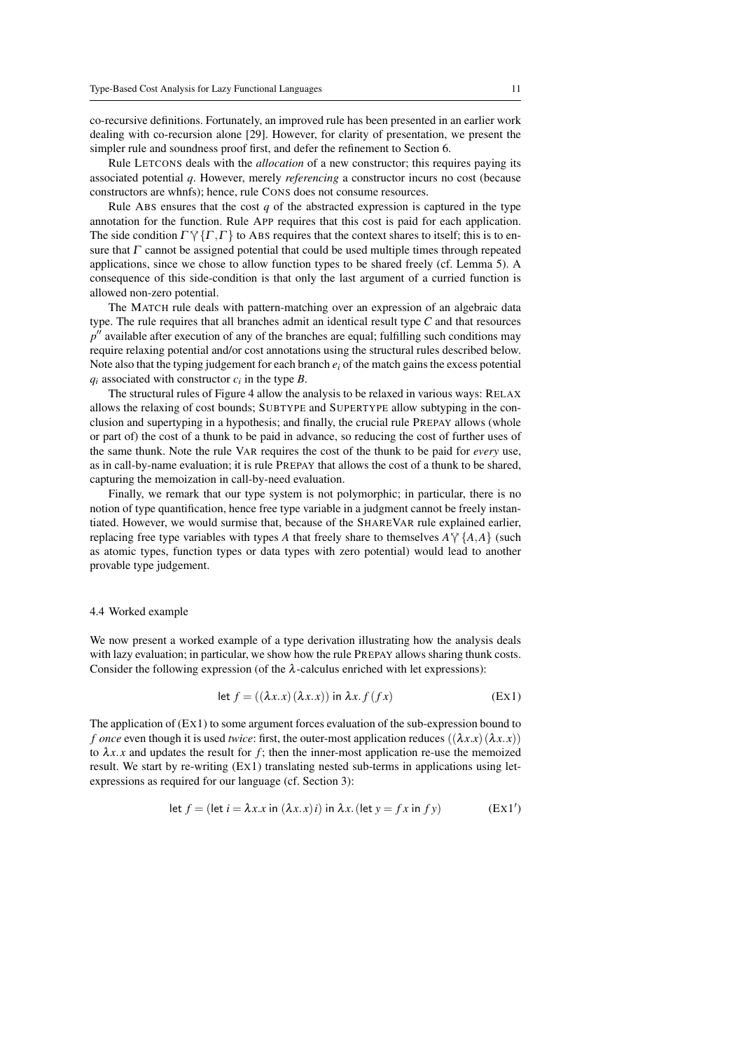co-recursive definitions. Fortunately, an improved rule has been presented in an earlier work dealing with co-recursion alone [29]. However, for clarity of presentation, we present the simpler rule and soundness proof first, and defer the refinement to Section 6.

Rule LETCONS deals with the *allocation* of a new constructor; this requires paying its associated potential $q$. However, merely *referencing* a constructor incurs no cost (because constructors are whnfs); hence, rule CONS does not consume resources.

Rule ABS ensures that the cost $q$ of the abstracted expression is captured in the type annotation for the function. Rule APP requires that this cost is paid for each application. The side condition $\Gamma \curlyvee \{\Gamma, \Gamma\}$ to ABS requires that the context shares to itself; this is to ensure that $\Gamma$ cannot be assigned potential that could be used multiple times through repeated applications, since we chose to allow function types to be shared freely (cf. Lemma 5). A consequence of this side-condition is that only the last argument of a curried function is allowed non-zero potential.

The MATCH rule deals with pattern-matching over an expression of an algebraic data type. The rule requires that all branches admit an identical result type $C$ and that resources $p''$ available after execution of any of the branches are equal; fulfilling such conditions may require relaxing potential and/or cost annotations using the structural rules described below. Note also that the typing judgement for each branch $e_i$ of the match gains the excess potential $q_i$ associated with constructor $c_i$ in the type $B$.

The structural rules of Figure 4 allow the analysis to be relaxed in various ways: RELAX allows the relaxing of cost bounds; SUBTYPE and SUPERTYPE allow subtyping in the conclusion and supertyping in a hypothesis; and finally, the crucial rule PREPAY allows (whole or part of) the cost of a thunk to be paid in advance, so reducing the cost of further uses of the same thunk. Note the rule VAR requires the cost of the thunk to be paid for *every* use, as in call-by-name evaluation; it is rule PREPAY that allows the cost of a thunk to be shared, capturing the memoization in call-by-need evaluation.

Finally, we remark that our type system is not polymorphic; in particular, there is no notion of type quantification, hence free type variable in a judgment cannot be freely instantiated. However, we would surmise that, because of the SHAREVAR rule explained earlier, replacing free type variables with types $A$ that freely share to themselves $A \curlyvee \{A, A\}$ (such as atomic types, function types or data types with zero potential) would lead to another provable type judgement.

### 4.4 Worked example

We now present a worked example of a type derivation illustrating how the analysis deals with lazy evaluation; in particular, we show how the rule PREPAY allows sharing thunk costs. Consider the following expression (of the $\lambda$-calculus enriched with let expressions):

$$\text{let } f = ((\lambda x.x)\,(\lambda x.x)) \text{ in } \lambda x.\, f\,(f\,x) \tag{Ex1}$$

The application of (EX1) to some argument forces evaluation of the sub-expression bound to $f$ *once* even though it is used *twice*: first, the outer-most application reduces $((\lambda x.x)\,(\lambda x.x))$ to $\lambda x.x$ and updates the result for $f$; then the inner-most application re-use the memoized result. We start by re-writing (EX1) translating nested sub-terms in applications using let-expressions as required for our language (cf. Section 3):

$$\text{let } f = (\text{let } i = \lambda x.x \text{ in } (\lambda x.x)\,i) \text{ in } \lambda x.\,(\text{let } y = f\,x \text{ in } f\,y) \tag{Ex1$'$}$$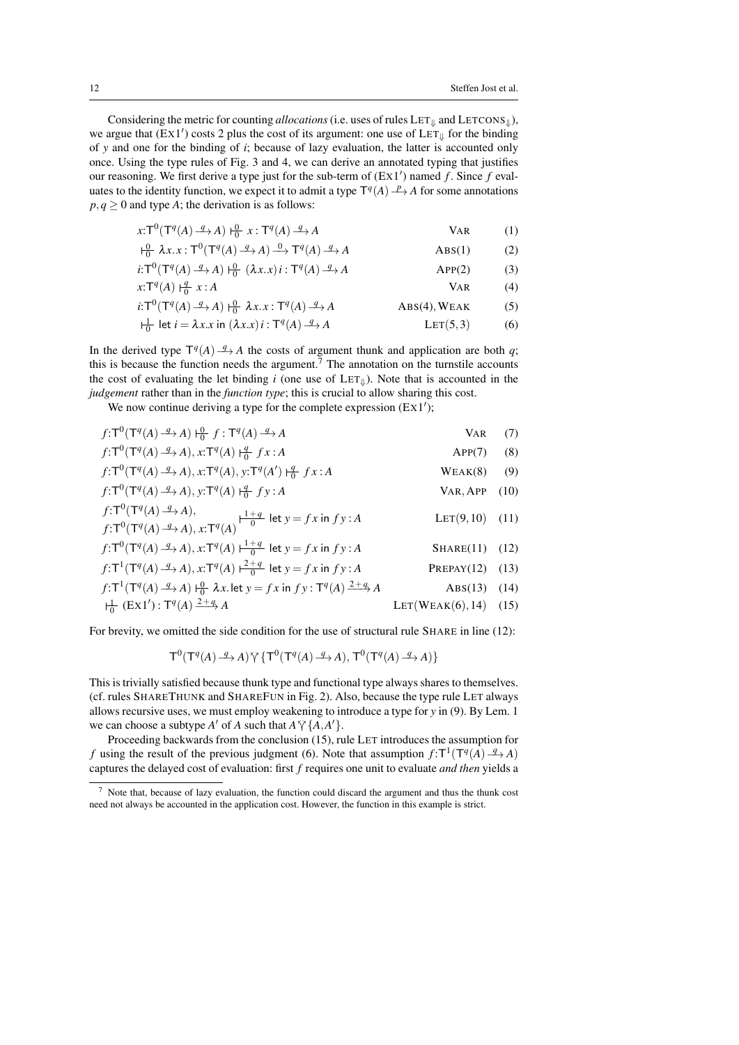Considering the metric for counting *allocations* (i.e. uses of rules $\text{LET}_{\Downarrow}$ and $\text{LETCONS}_{\Downarrow}$), we argue that ($\text{EX1}'$) costs 2 plus the cost of its argument: one use of $\text{LET}_{\Downarrow}$ for the binding of $y$ and one for the binding of $i$; because of lazy evaluation, the latter is accounted only once. Using the type rules of Fig. 3 and 4, we can derive an annotated typing that justifies our reasoning. We first derive a type just for the sub-term of ($\text{EX1}'$) named $f$. Since $f$ evaluates to the identity function, we expect it to admit a type $\mathsf{T}^q(A) \xrightarrow{p} A$ for some annotations $p, q \geq 0$ and type $A$; the derivation is as follows:

$$
\begin{array}{lrr}
x{:}\mathsf{T}^0(\mathsf{T}^q(A) \xrightarrow{q} A) \vdash^0_0 x : \mathsf{T}^q(A) \xrightarrow{q} A & \text{VAR} & (1) \\
\vdash^0_0 \lambda x.x : \mathsf{T}^0(\mathsf{T}^q(A) \xrightarrow{q} A) \xrightarrow{0} \mathsf{T}^q(A) \xrightarrow{q} A & \text{ABS}(1) & (2) \\
i{:}\mathsf{T}^0(\mathsf{T}^q(A) \xrightarrow{q} A) \vdash^0_0 (\lambda x.x)\, i : \mathsf{T}^q(A) \xrightarrow{q} A & \text{APP}(2) & (3) \\
x{:}\mathsf{T}^q(A) \vdash^q_0 x : A & \text{VAR} & (4) \\
i{:}\mathsf{T}^0(\mathsf{T}^q(A) \xrightarrow{q} A) \vdash^0_0 \lambda x.x : \mathsf{T}^q(A) \xrightarrow{q} A & \text{ABS}(4), \text{WEAK} & (5) \\
\vdash^1_0 \mathsf{let}\ i = \lambda x.x \ \mathsf{in}\ (\lambda x.x)\, i : \mathsf{T}^q(A) \xrightarrow{q} A & \text{LET}(5,3) & (6)
\end{array}
$$

In the derived type $\mathsf{T}^q(A) \xrightarrow{q} A$ the costs of argument thunk and application are both $q$; this is because the function needs the argument.[7] The annotation on the turnstile accounts the cost of evaluating the let binding $i$ (one use of $\text{LET}_{\Downarrow}$). Note that is accounted in the *judgement* rather than in the *function type*; this is crucial to allow sharing this cost.

We now continue deriving a type for the complete expression ($\text{EX1}'$);

$$
\begin{array}{lrr}
f{:}\mathsf{T}^0(\mathsf{T}^q(A) \xrightarrow{q} A) \vdash^0_0 f : \mathsf{T}^q(A) \xrightarrow{q} A & \text{VAR} & (7) \\
f{:}\mathsf{T}^0(\mathsf{T}^q(A) \xrightarrow{q} A), x{:}\mathsf{T}^q(A) \vdash^q_0 f\,x : A & \text{APP}(7) & (8) \\
f{:}\mathsf{T}^0(\mathsf{T}^q(A) \xrightarrow{q} A), x{:}\mathsf{T}^q(A), y{:}\mathsf{T}^q(A') \vdash^q_0 f\,x : A & \text{WEAK}(8) & (9) \\
f{:}\mathsf{T}^0(\mathsf{T}^q(A) \xrightarrow{q} A), y{:}\mathsf{T}^q(A) \vdash^q_0 f\,y : A & \text{VAR}, \text{APP} & (10) \\
\begin{array}{l} f{:}\mathsf{T}^0(\mathsf{T}^q(A) \xrightarrow{q} A), \\ f{:}\mathsf{T}^0(\mathsf{T}^q(A) \xrightarrow{q} A), x{:}\mathsf{T}^q(A) \end{array} \vdash^{1+q}_0 \mathsf{let}\ y = f\,x \ \mathsf{in}\ f\,y : A & \text{LET}(9,10) & (11) \\
f{:}\mathsf{T}^0(\mathsf{T}^q(A) \xrightarrow{q} A), x{:}\mathsf{T}^q(A) \vdash^{1+q}_0 \mathsf{let}\ y = f\,x \ \mathsf{in}\ f\,y : A & \text{SHARE}(11) & (12) \\
f{:}\mathsf{T}^1(\mathsf{T}^q(A) \xrightarrow{q} A), x{:}\mathsf{T}^q(A) \vdash^{2+q}_0 \mathsf{let}\ y = f\,x \ \mathsf{in}\ f\,y : A & \text{PREPAY}(12) & (13) \\
f{:}\mathsf{T}^1(\mathsf{T}^q(A) \xrightarrow{q} A) \vdash^0_0 \lambda x.\mathsf{let}\ y = f\,x \ \mathsf{in}\ f\,y : \mathsf{T}^q(A) \xrightarrow{2+q} A & \text{ABS}(13) & (14) \\
\vdash^1_0 (\text{EX1}') : \mathsf{T}^q(A) \xrightarrow{2+q} A & \text{LET}(\text{WEAK}(6), 14) & (15)
\end{array}
$$

For brevity, we omitted the side condition for the use of structural rule SHARE in line (12):

$$\mathsf{T}^0(\mathsf{T}^q(A) \xrightarrow{q} A) \curlyvee \{\mathsf{T}^0(\mathsf{T}^q(A) \xrightarrow{q} A), \mathsf{T}^0(\mathsf{T}^q(A) \xrightarrow{q} A)\}$$

This is trivially satisfied because thunk type and functional type always shares to themselves. (cf. rules SHARETHUNK and SHAREFUN in Fig. 2). Also, because the type rule LET always allows recursive uses, we must employ weakening to introduce a type for $y$ in (9). By Lem. 1 we can choose a subtype $A'$ of $A$ such that $A \curlyvee \{A, A'\}$.

Proceeding backwards from the conclusion (15), rule LET introduces the assumption for $f$ using the result of the previous judgment (6). Note that assumption $f{:}\mathsf{T}^1(\mathsf{T}^q(A) \xrightarrow{q} A)$ captures the delayed cost of evaluation: first $f$ requires one unit to evaluate *and then* yields a

[7] Note that, because of lazy evaluation, the function could discard the argument and thus the thunk cost need not always be accounted in the application cost. However, the function in this example is strict.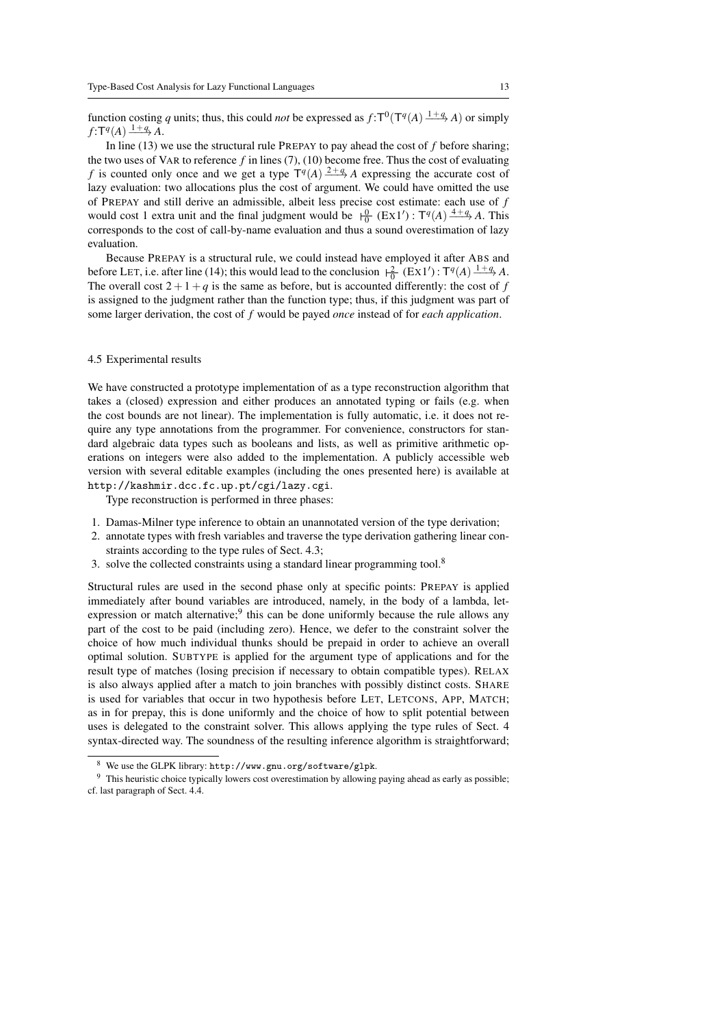function costing $q$ units; thus, this could *not* be expressed as $f{:}\mathsf{T}^0(\mathsf{T}^q(A) \xrightarrow{1+q} A)$ or simply $f{:}\mathsf{T}^q(A) \xrightarrow{1+q} A$.

In line (13) we use the structural rule PREPAY to pay ahead the cost of $f$ before sharing; the two uses of VAR to reference $f$ in lines (7), (10) become free. Thus the cost of evaluating $f$ is counted only once and we get a type $\mathsf{T}^q(A) \xrightarrow{2+q} A$ expressing the accurate cost of lazy evaluation: two allocations plus the cost of argument. We could have omitted the use of PREPAY and still derive an admissible, albeit less precise cost estimate: each use of $f$ would cost 1 extra unit and the final judgment would be $\vdash^0_0 (\text{EX}1') : \mathsf{T}^q(A) \xrightarrow{4+q} A$. This corresponds to the cost of call-by-name evaluation and thus a sound overestimation of lazy evaluation.

Because PREPAY is a structural rule, we could instead have employed it after ABS and before LET, i.e. after line (14); this would lead to the conclusion $\vdash^2_0 (\text{EX}1') : \mathsf{T}^q(A) \xrightarrow{1+q} A$. The overall cost $2+1+q$ is the same as before, but is accounted differently: the cost of $f$ is assigned to the judgment rather than the function type; thus, if this judgment was part of some larger derivation, the cost of $f$ would be payed *once* instead of for *each application*.

### 4.5 Experimental results

We have constructed a prototype implementation of as a type reconstruction algorithm that takes a (closed) expression and either produces an annotated typing or fails (e.g. when the cost bounds are not linear). The implementation is fully automatic, i.e. it does not require any type annotations from the programmer. For convenience, constructors for standard algebraic data types such as booleans and lists, as well as primitive arithmetic operations on integers were also added to the implementation. A publicly accessible web version with several editable examples (including the ones presented here) is available at `http://kashmir.dcc.fc.up.pt/cgi/lazy.cgi`.

Type reconstruction is performed in three phases:

1. Damas-Milner type inference to obtain an unannotated version of the type derivation;
2. annotate types with fresh variables and traverse the type derivation gathering linear constraints according to the type rules of Sect. 4.3;
3. solve the collected constraints using a standard linear programming tool.[8]

Structural rules are used in the second phase only at specific points: PREPAY is applied immediately after bound variables are introduced, namely, in the body of a lambda, let-expression or match alternative;[9] this can be done uniformly because the rule allows any part of the cost to be paid (including zero). Hence, we defer to the constraint solver the choice of how much individual thunks should be prepaid in order to achieve an overall optimal solution. SUBTYPE is applied for the argument type of applications and for the result type of matches (losing precision if necessary to obtain compatible types). RELAX is also always applied after a match to join branches with possibly distinct costs. SHARE is used for variables that occur in two hypothesis before LET, LETCONS, APP, MATCH; as in for prepay, this is done uniformly and the choice of how to split potential between uses is delegated to the constraint solver. This allows applying the type rules of Sect. 4 syntax-directed way. The soundness of the resulting inference algorithm is straightforward;

[8] We use the GLPK library: `http://www.gnu.org/software/glpk`.

[9] This heuristic choice typically lowers cost overestimation by allowing paying ahead as early as possible; cf. last paragraph of Sect. 4.4.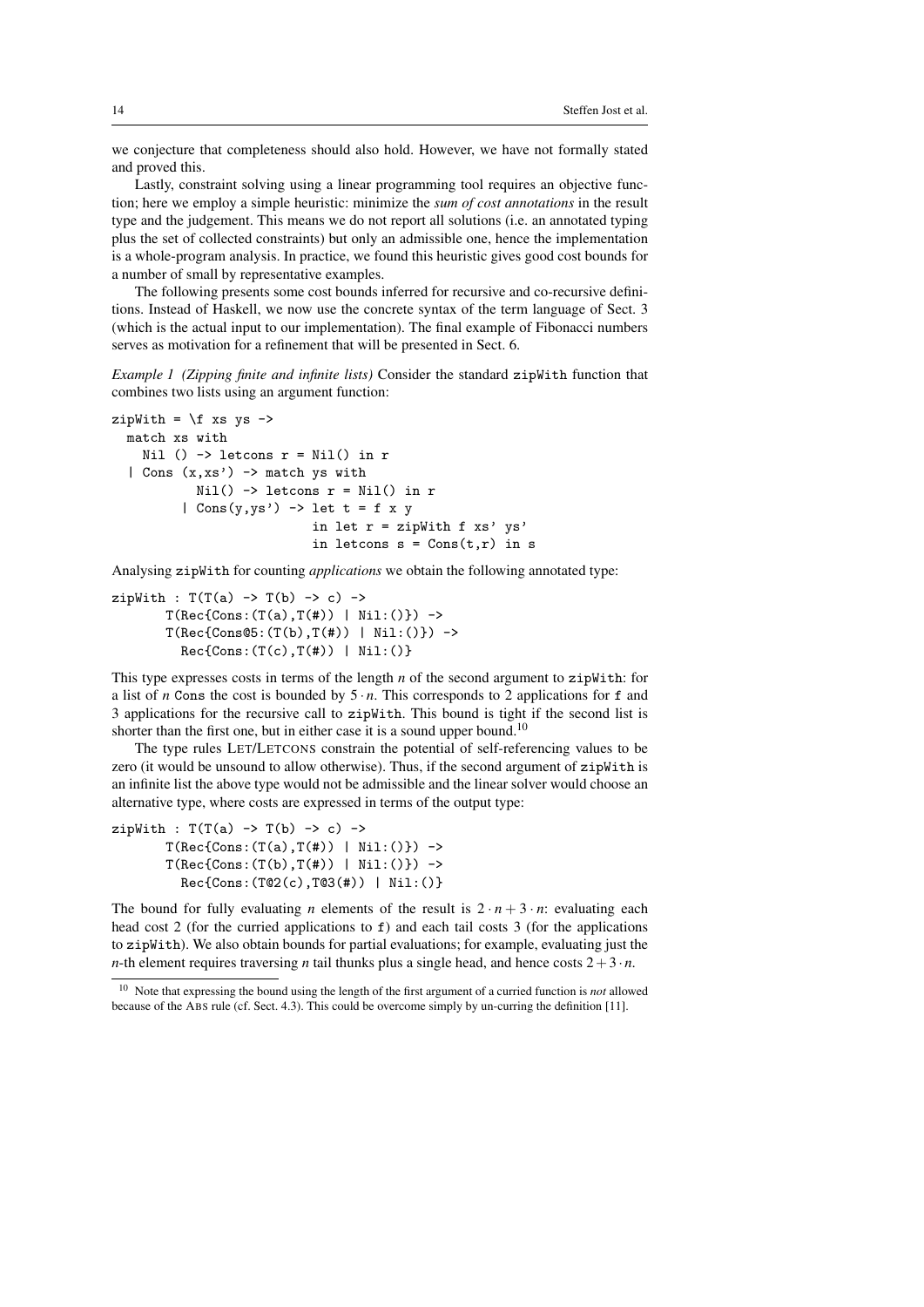we conjecture that completeness should also hold. However, we have not formally stated and proved this.

Lastly, constraint solving using a linear programming tool requires an objective function; here we employ a simple heuristic: minimize the *sum of cost annotations* in the result type and the judgement. This means we do not report all solutions (i.e. an annotated typing plus the set of collected constraints) but only an admissible one, hence the implementation is a whole-program analysis. In practice, we found this heuristic gives good cost bounds for a number of small by representative examples.

The following presents some cost bounds inferred for recursive and co-recursive definitions. Instead of Haskell, we now use the concrete syntax of the term language of Sect. 3 (which is the actual input to our implementation). The final example of Fibonacci numbers serves as motivation for a refinement that will be presented in Sect. 6.

*Example 1 (Zipping finite and infinite lists)* Consider the standard `zipWith` function that combines two lists using an argument function:

```
zipWith = \f xs ys ->
  match xs with
    Nil () -> letcons r = Nil() in r
  | Cons (x,xs') -> match ys with
          Nil() -> letcons r = Nil() in r
        | Cons(y,ys') -> let t = f x y
                         in let r = zipWith f xs' ys'
                         in letcons s = Cons(t,r) in s
```

Analysing `zipWith` for counting *applications* we obtain the following annotated type:

```
zipWith : T(T(a) -> T(b) -> c) ->
       T(Rec{Cons:(T(a),T(#)) | Nil:()}) ->
       T(Rec{Cons@5:(T(b),T(#)) | Nil:()}) ->
         Rec{Cons:(T(c),T(#)) | Nil:()}
```

This type expresses costs in terms of the length $n$ of the second argument to `zipWith`: for a list of $n$ `Cons` the cost is bounded by $5 \cdot n$. This corresponds to 2 applications for `f` and 3 applications for the recursive call to `zipWith`. This bound is tight if the second list is shorter than the first one, but in either case it is a sound upper bound.[10]

The type rules LET/LETCONS constrain the potential of self-referencing values to be zero (it would be unsound to allow otherwise). Thus, if the second argument of `zipWith` is an infinite list the above type would not be admissible and the linear solver would choose an alternative type, where costs are expressed in terms of the output type:

```
zipWith : T(T(a) -> T(b) -> c) ->
       T(Rec{Cons:(T(a),T(#)) | Nil:()}) ->
       T(Rec{Cons:(T(b),T(#)) | Nil:()}) ->
         Rec{Cons:(T@2(c),T@3(#)) | Nil:()}
```

The bound for fully evaluating $n$ elements of the result is $2 \cdot n + 3 \cdot n$: evaluating each head cost 2 (for the curried applications to `f`) and each tail costs 3 (for the applications to `zipWith`). We also obtain bounds for partial evaluations; for example, evaluating just the $n$-th element requires traversing $n$ tail thunks plus a single head, and hence costs $2 + 3 \cdot n$.

[10] Note that expressing the bound using the length of the first argument of a curried function is *not* allowed because of the ABS rule (cf. Sect. 4.3). This could be overcome simply by un-curring the definition [11].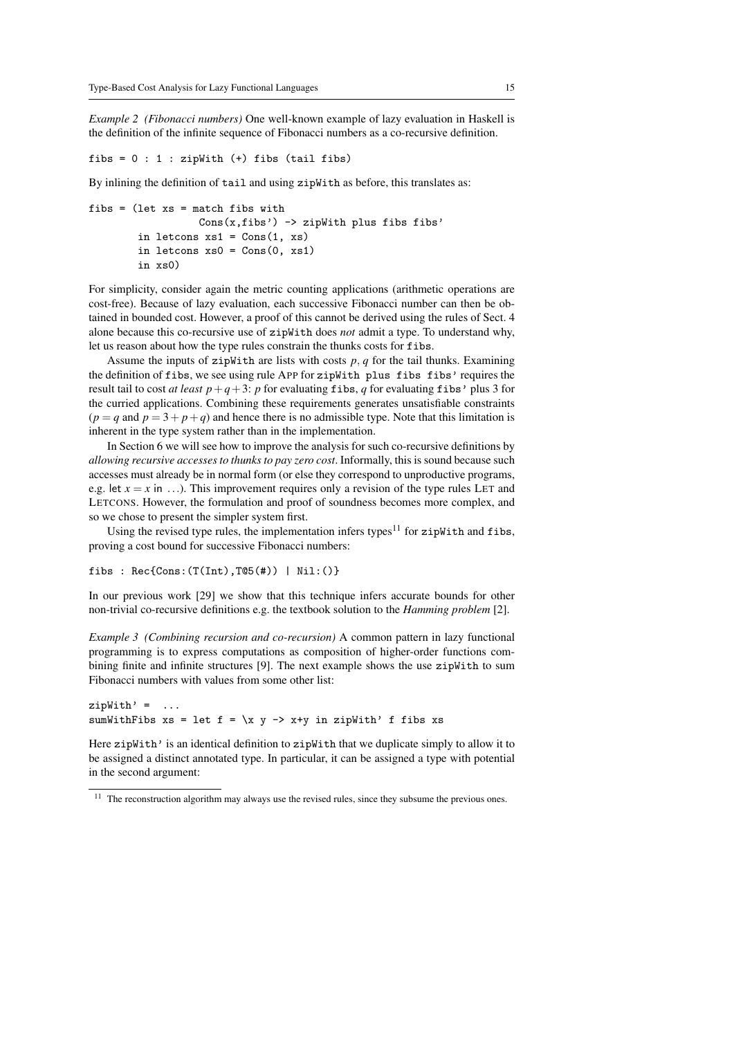*Example 2 (Fibonacci numbers)* One well-known example of lazy evaluation in Haskell is the definition of the infinite sequence of Fibonacci numbers as a co-recursive definition.

```
fibs = 0 : 1 : zipWith (+) fibs (tail fibs)
```

By inlining the definition of `tail` and using `zipWith` as before, this translates as:

```
fibs = (let xs = match fibs with
                   Cons(x,fibs') -> zipWith plus fibs fibs'
        in letcons xs1 = Cons(1, xs)
        in letcons xs0 = Cons(0, xs1)
        in xs0)
```

For simplicity, consider again the metric counting applications (arithmetic operations are cost-free). Because of lazy evaluation, each successive Fibonacci number can then be obtained in bounded cost. However, a proof of this cannot be derived using the rules of Sect. 4 alone because this co-recursive use of `zipWith` does *not* admit a type. To understand why, let us reason about how the type rules constrain the thunks costs for `fibs`.

Assume the inputs of `zipWith` are lists with costs $p, q$ for the tail thunks. Examining the definition of `fibs`, we see using rule APP for `zipWith plus fibs fibs'` requires the result tail to cost *at least* $p+q+3$: $p$ for evaluating `fibs`, $q$ for evaluating `fibs'` plus 3 for the curried applications. Combining these requirements generates unsatisfiable constraints ($p = q$ and $p = 3 + p + q$) and hence there is no admissible type. Note that this limitation is inherent in the type system rather than in the implementation.

In Section 6 we will see how to improve the analysis for such co-recursive definitions by *allowing recursive accesses to thunks to pay zero cost*. Informally, this is sound because such accesses must already be in normal form (or else they correspond to unproductive programs, e.g. let $x = x$ in $\ldots$). This improvement requires only a revision of the type rules LET and LETCONS. However, the formulation and proof of soundness becomes more complex, and so we chose to present the simpler system first.

Using the revised type rules, the implementation infers types[11] for `zipWith` and `fibs`, proving a cost bound for successive Fibonacci numbers:

```
fibs : Rec{Cons:(T(Int),T@5(#)) | Nil:()}
```

In our previous work [29] we show that this technique infers accurate bounds for other non-trivial co-recursive definitions e.g. the textbook solution to the *Hamming problem* [2].

*Example 3 (Combining recursion and co-recursion)* A common pattern in lazy functional programming is to express computations as composition of higher-order functions combining finite and infinite structures [9]. The next example shows the use `zipWith` to sum Fibonacci numbers with values from some other list:

```
zipWith' =  ...
sumWithFibs xs = let f = \x y -> x+y in zipWith' f fibs xs
```

Here `zipWith'` is an identical definition to `zipWith` that we duplicate simply to allow it to be assigned a distinct annotated type. In particular, it can be assigned a type with potential in the second argument:

[11] The reconstruction algorithm may always use the revised rules, since they subsume the previous ones.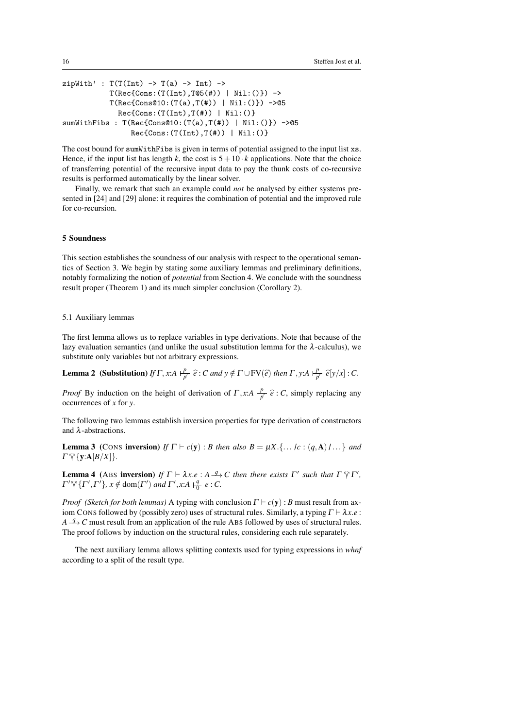```
zipWith' : T(T(Int) -> T(a) -> Int) ->
           T(Rec{Cons:(T(Int),T@5(#)) | Nil:()}) ->
           T(Rec{Cons@10:(T(a),T(#)) | Nil:()}) ->@5
             Rec{Cons:(T(Int),T(#)) | Nil:()}
sumWithFibs : T(Rec{Cons@10:(T(a),T(#)) | Nil:()}) ->@5
                 Rec{Cons:(T(Int),T(#)) | Nil:()}
```

The cost bound for sumWithFibs is given in terms of potential assigned to the input list xs. Hence, if the input list has length $k$, the cost is $5+10\cdot k$ applications. Note that the choice of transferring potential of the recursive input data to pay the thunk costs of co-recursive results is performed automatically by the linear solver.

Finally, we remark that such an example could *not* be analysed by either systems presented in [24] and [29] alone: it requires the combination of potential and the improved rule for co-recursion.

## 5 Soundness

This section establishes the soundness of our analysis with respect to the operational semantics of Section 3. We begin by stating some auxiliary lemmas and preliminary definitions, notably formalizing the notion of *potential* from Section 4. We conclude with the soundness result proper (Theorem 1) and its much simpler conclusion (Corollary 2).

### 5.1 Auxiliary lemmas

The first lemma allows us to replace variables in type derivations. Note that because of the lazy evaluation semantics (and unlike the usual substitution lemma for the $\lambda$-calculus), we substitute only variables but not arbitrary expressions.

**Lemma 2 (Substitution)** *If* $\Gamma, x{:}A \,\vdash^{p}_{p'}\, \widehat{e} : C$ *and* $y \notin \Gamma \cup \mathrm{FV}(\widehat{e})$ *then* $\Gamma, y{:}A \,\vdash^{p}_{p'}\, \widehat{e}[y/x] : C$.

*Proof* By induction on the height of derivation of $\Gamma, x{:}A \,\vdash^{p}_{p'}\, \widehat{e} : C$, simply replacing any occurrences of $x$ for $y$.

The following two lemmas establish inversion properties for type derivation of constructors and $\lambda$-abstractions.

**Lemma 3 (CONS inversion)** *If* $\Gamma \vdash c(\mathbf{y}) : B$ *then also* $B = \mu X.\{\dots|c:(q,\mathbf{A})|\dots\}$ *and* $\Gamma \curlyvee \{\mathbf{y}{:}\mathbf{A}[B/X]\}$.

**Lemma 4 (ABS inversion)** *If* $\Gamma \vdash \lambda x.e : A \xrightarrow{q} C$ *then there exists* $\Gamma'$ *such that* $\Gamma \curlyvee \Gamma'$, $\Gamma' \curlyvee \{\Gamma', \Gamma'\}$, $x \notin \mathrm{dom}(\Gamma')$ *and* $\Gamma', x{:}A \,\vdash^{q}_{0}\, e : C$.

*Proof (Sketch for both lemmas)* A typing with conclusion $\Gamma \vdash c(\mathbf{y}) : B$ must result from axiom CONS followed by (possibly zero) uses of structural rules. Similarly, a typing $\Gamma \vdash \lambda x.e : A \xrightarrow{q} C$ must result from an application of the rule ABS followed by uses of structural rules. The proof follows by induction on the structural rules, considering each rule separately.

The next auxiliary lemma allows splitting contexts used for typing expressions in *whnf* according to a split of the result type.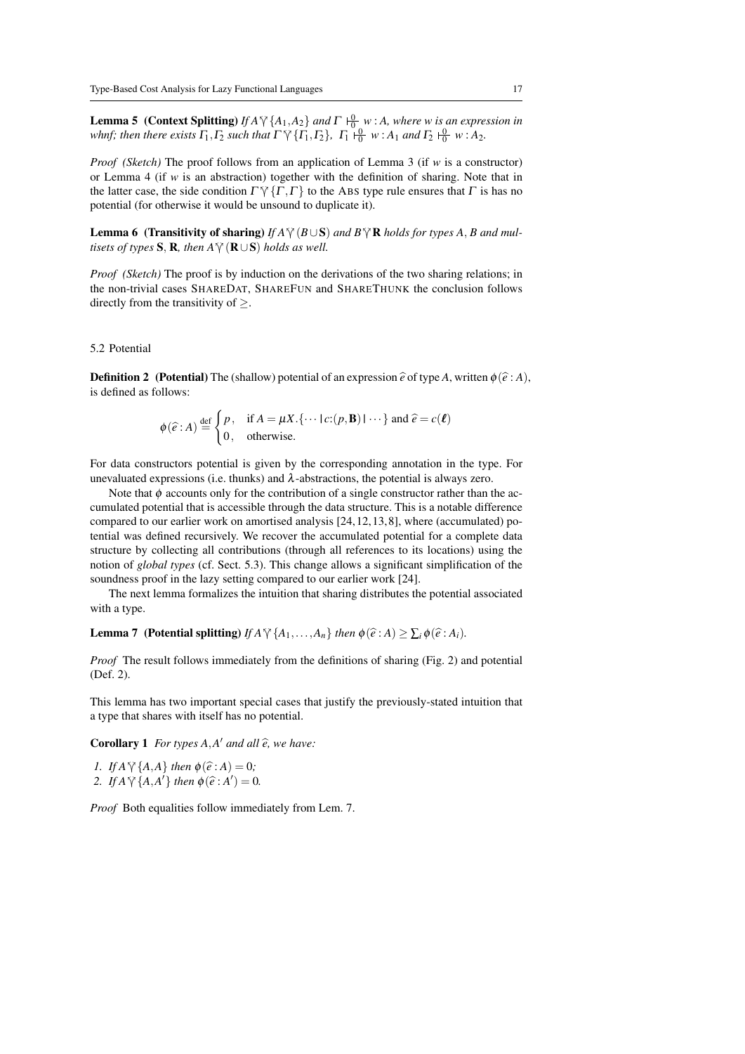**Lemma 5 (Context Splitting)** *If $A \curlyvee \{A_1, A_2\}$ and $\Gamma \vdash^0_0 w : A$, where $w$ is an expression in whnf; then there exists $\Gamma_1, \Gamma_2$ such that $\Gamma \curlyvee \{\Gamma_1, \Gamma_2\}$, $\Gamma_1 \vdash^0_0 w : A_1$ and $\Gamma_2 \vdash^0_0 w : A_2$.*

*Proof (Sketch)* The proof follows from an application of Lemma 3 (if $w$ is a constructor) or Lemma 4 (if $w$ is an abstraction) together with the definition of sharing. Note that in the latter case, the side condition $\Gamma \curlyvee \{\Gamma, \Gamma\}$ to the ABS type rule ensures that $\Gamma$ is has no potential (for otherwise it would be unsound to duplicate it).

**Lemma 6 (Transitivity of sharing)** *If $A \curlyvee (B \cup \mathbf{S})$ and $B \curlyvee \mathbf{R}$ holds for types $A$, $B$ and multisets of types $\mathbf{S}$, $\mathbf{R}$, then $A \curlyvee (\mathbf{R} \cup \mathbf{S})$ holds as well.*

*Proof (Sketch)* The proof is by induction on the derivations of the two sharing relations; in the non-trivial cases SHAREDAT, SHAREFUN and SHARETHUNK the conclusion follows directly from the transitivity of $\geq$.

### 5.2 Potential

**Definition 2 (Potential)** The (shallow) potential of an expression $\widehat{e}$ of type $A$, written $\phi(\widehat{e} : A)$, is defined as follows:

$$\phi(\widehat{e} : A) \stackrel{\text{def}}{=} \begin{cases} p, & \text{if } A = \mu X.\{\cdots | c{:}(p, \mathbf{B}) | \cdots\} \text{ and } \widehat{e} = c(\boldsymbol{\ell}) \\ 0, & \text{otherwise.} \end{cases}$$

For data constructors potential is given by the corresponding annotation in the type. For unevaluated expressions (i.e. thunks) and $\lambda$-abstractions, the potential is always zero.

Note that $\phi$ accounts only for the contribution of a single constructor rather than the accumulated potential that is accessible through the data structure. This is a notable difference compared to our earlier work on amortised analysis [24, 12, 13, 8], where (accumulated) potential was defined recursively. We recover the accumulated potential for a complete data structure by collecting all contributions (through all references to its locations) using the notion of *global types* (cf. Sect. 5.3). This change allows a significant simplification of the soundness proof in the lazy setting compared to our earlier work [24].

The next lemma formalizes the intuition that sharing distributes the potential associated with a type.

**Lemma 7 (Potential splitting)** *If $A \curlyvee \{A_1, \ldots, A_n\}$ then $\phi(\widehat{e} : A) \geq \sum_i \phi(\widehat{e} : A_i)$.*

*Proof* The result follows immediately from the definitions of sharing (Fig. 2) and potential (Def. 2).

This lemma has two important special cases that justify the previously-stated intuition that a type that shares with itself has no potential.

**Corollary 1** *For types $A, A'$ and all $\widehat{e}$, we have:*

1. *If $A \curlyvee \{A, A\}$ then $\phi(\widehat{e} : A) = 0$;*
2. *If $A \curlyvee \{A, A'\}$ then $\phi(\widehat{e} : A') = 0$.*

*Proof* Both equalities follow immediately from Lem. 7.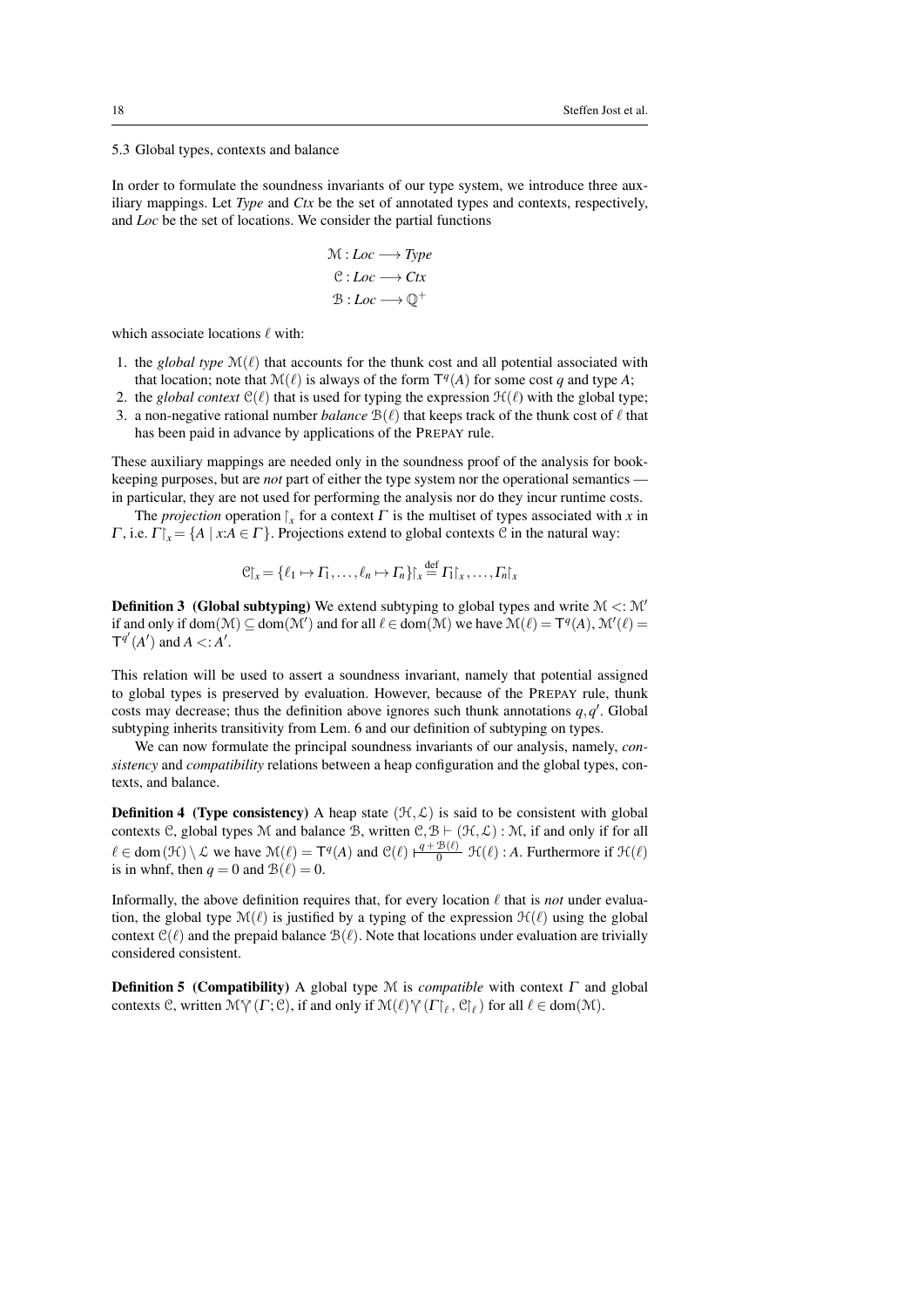### 5.3 Global types, contexts and balance

In order to formulate the soundness invariants of our type system, we introduce three auxiliary mappings. Let *Type* and *Ctx* be the set of annotated types and contexts, respectively, and *Loc* be the set of locations. We consider the partial functions

$$\mathcal{M} : \mathit{Loc} \longrightarrow \mathit{Type}$$
$$\mathcal{C} : \mathit{Loc} \longrightarrow \mathit{Ctx}$$
$$\mathcal{B} : \mathit{Loc} \longrightarrow \mathbb{Q}^+$$

which associate locations $\ell$ with:

1. the *global type* $\mathcal{M}(\ell)$ that accounts for the thunk cost and all potential associated with that location; note that $\mathcal{M}(\ell)$ is always of the form $\mathsf{T}^q(A)$ for some cost $q$ and type $A$;
2. the *global context* $\mathcal{C}(\ell)$ that is used for typing the expression $\mathcal{H}(\ell)$ with the global type;
3. a non-negative rational number *balance* $\mathcal{B}(\ell)$ that keeps track of the thunk cost of $\ell$ that has been paid in advance by applications of the PREPAY rule.

These auxiliary mappings are needed only in the soundness proof of the analysis for book-keeping purposes, but are *not* part of either the type system nor the operational semantics — in particular, they are not used for performing the analysis nor do they incur runtime costs.

The *projection* operation $\restriction_x$ for a context $\Gamma$ is the multiset of types associated with $x$ in $\Gamma$, i.e. $\Gamma\restriction_x = \{A \mid x{:}A \in \Gamma\}$. Projections extend to global contexts $\mathcal{C}$ in the natural way:

$$\mathcal{C}\restriction_x = \{\ell_1 \mapsto \Gamma_1, \ldots, \ell_n \mapsto \Gamma_n\}\restriction_x \stackrel{\text{def}}{=} \Gamma_1\restriction_x, \ldots, \Gamma_n\restriction_x$$

**Definition 3 (Global subtyping)** We extend subtyping to global types and write $\mathcal{M} <: \mathcal{M}'$ if and only if $\mathrm{dom}(\mathcal{M}) \subseteq \mathrm{dom}(\mathcal{M}')$ and for all $\ell \in \mathrm{dom}(\mathcal{M})$ we have $\mathcal{M}(\ell) = \mathsf{T}^q(A)$, $\mathcal{M}'(\ell) = \mathsf{T}^{q'}(A')$ and $A <: A'$.

This relation will be used to assert a soundness invariant, namely that potential assigned to global types is preserved by evaluation. However, because of the PREPAY rule, thunk costs may decrease; thus the definition above ignores such thunk annotations $q, q'$. Global subtyping inherits transitivity from Lem. 6 and our definition of subtyping on types.

We can now formulate the principal soundness invariants of our analysis, namely, *consistency* and *compatibility* relations between a heap configuration and the global types, contexts, and balance.

**Definition 4 (Type consistency)** A heap state $(\mathcal{H}, \mathcal{L})$ is said to be consistent with global contexts $\mathcal{C}$, global types $\mathcal{M}$ and balance $\mathcal{B}$, written $\mathcal{C}, \mathcal{B} \vdash (\mathcal{H}, \mathcal{L}) : \mathcal{M}$, if and only if for all $\ell \in \mathrm{dom}(\mathcal{H}) \setminus \mathcal{L}$ we have $\mathcal{M}(\ell) = \mathsf{T}^q(A)$ and $\mathcal{C}(\ell) \;\frac{q+\mathcal{B}(\ell)}{0}\; \mathcal{H}(\ell) : A$. Furthermore if $\mathcal{H}(\ell)$ is in whnf, then $q = 0$ and $\mathcal{B}(\ell) = 0$.

Informally, the above definition requires that, for every location $\ell$ that is *not* under evaluation, the global type $\mathcal{M}(\ell)$ is justified by a typing of the expression $\mathcal{H}(\ell)$ using the global context $\mathcal{C}(\ell)$ and the prepaid balance $\mathcal{B}(\ell)$. Note that locations under evaluation are trivially considered consistent.

**Definition 5 (Compatibility)** A global type $\mathcal{M}$ is *compatible* with context $\Gamma$ and global contexts $\mathcal{C}$, written $\mathcal{M} \curlyvee (\Gamma; \mathcal{C})$, if and only if $\mathcal{M}(\ell) \curlyvee (\Gamma\restriction_\ell, \mathcal{C}\restriction_\ell)$ for all $\ell \in \mathrm{dom}(\mathcal{M})$.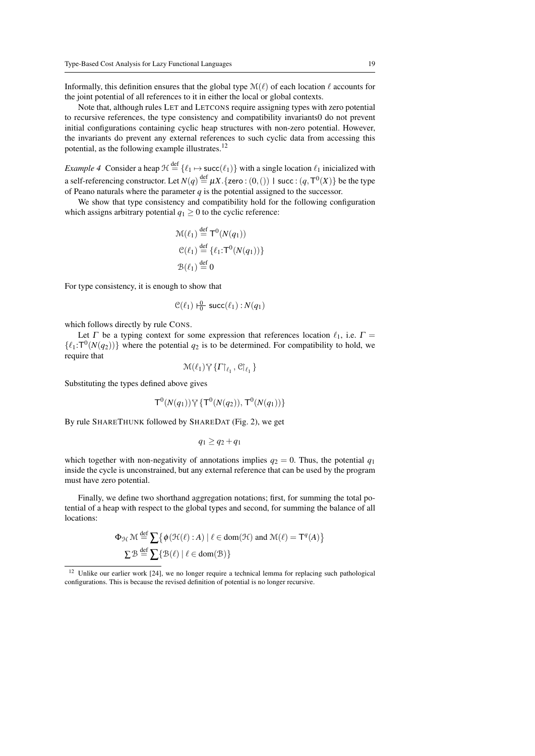Informally, this definition ensures that the global type $\mathcal{M}(\ell)$ of each location $\ell$ accounts for the joint potential of all references to it in either the local or global contexts.

Note that, although rules LET and LETCONS require assigning types with zero potential to recursive references, the type consistency and compatibility invariants0 do not prevent initial configurations containing cyclic heap structures with non-zero potential. However, the invariants do prevent any external references to such cyclic data from accessing this potential, as the following example illustrates.[12]

*Example 4* Consider a heap $\mathcal{H} \stackrel{\text{def}}{=} \{\ell_1 \mapsto \mathsf{succ}(\ell_1)\}$ with a single location $\ell_1$ inicialized with a self-referencing constructor. Let $N(q) \stackrel{\text{def}}{=} \mu X.\{\mathsf{zero} : (0, ()) \mid \mathsf{succ} : (q, \mathsf{T}^0(X)\}$ be the type of Peano naturals where the parameter $q$ is the potential assigned to the successor.

We show that type consistency and compatibility hold for the following configuration which assigns arbitrary potential $q_1 \geq 0$ to the cyclic reference:

$$\mathcal{M}(\ell_1) \stackrel{\text{def}}{=} \mathsf{T}^0(N(q_1))$$
$$\mathcal{C}(\ell_1) \stackrel{\text{def}}{=} \{\ell_1{:}\mathsf{T}^0(N(q_1))\}$$
$$\mathcal{B}(\ell_1) \stackrel{\text{def}}{=} 0$$

For type consistency, it is enough to show that

$$\mathcal{C}(\ell_1) \vdash^{0}_{0} \mathsf{succ}(\ell_1) : N(q_1)$$

which follows directly by rule CONS.

Let $\Gamma$ be a typing context for some expression that references location $\ell_1$, i.e. $\Gamma = \{\ell_1{:}\mathsf{T}^0(N(q_2))\}$ where the potential $q_2$ is to be determined. For compatibility to hold, we require that

$$\mathcal{M}(\ell_1) \curlyvee \{\Gamma\restriction_{\ell_1}, \mathcal{C}\restriction_{\ell_1}\}$$

Substituting the types defined above gives

$$\mathsf{T}^0(N(q_1)) \curlyvee \{\mathsf{T}^0(N(q_2)), \mathsf{T}^0(N(q_1))\}$$

By rule SHARETHUNK followed by SHAREDAT (Fig. 2), we get

$$q_1 \geq q_2 + q_1$$

which together with non-negativity of annotations implies $q_2 = 0$. Thus, the potential $q_1$ inside the cycle is unconstrained, but any external reference that can be used by the program must have zero potential.

Finally, we define two shorthand aggregation notations; first, for summing the total potential of a heap with respect to the global types and second, for summing the balance of all locations:

$$\Phi_{\mathcal{H}}\,\mathcal{M} \stackrel{\text{def}}{=} \sum\big\{\phi(\mathcal{H}(\ell) : A) \mid \ell \in \mathrm{dom}(\mathcal{H}) \text{ and } \mathcal{M}(\ell) = \mathsf{T}^q(A)\big\}$$
$$\textstyle\sum \mathcal{B} \stackrel{\text{def}}{=} \sum\{\mathcal{B}(\ell) \mid \ell \in \mathrm{dom}(\mathcal{B})\}$$

[12] Unlike our earlier work [24], we no longer require a technical lemma for replacing such pathological configurations. This is because the revised definition of potential is no longer recursive.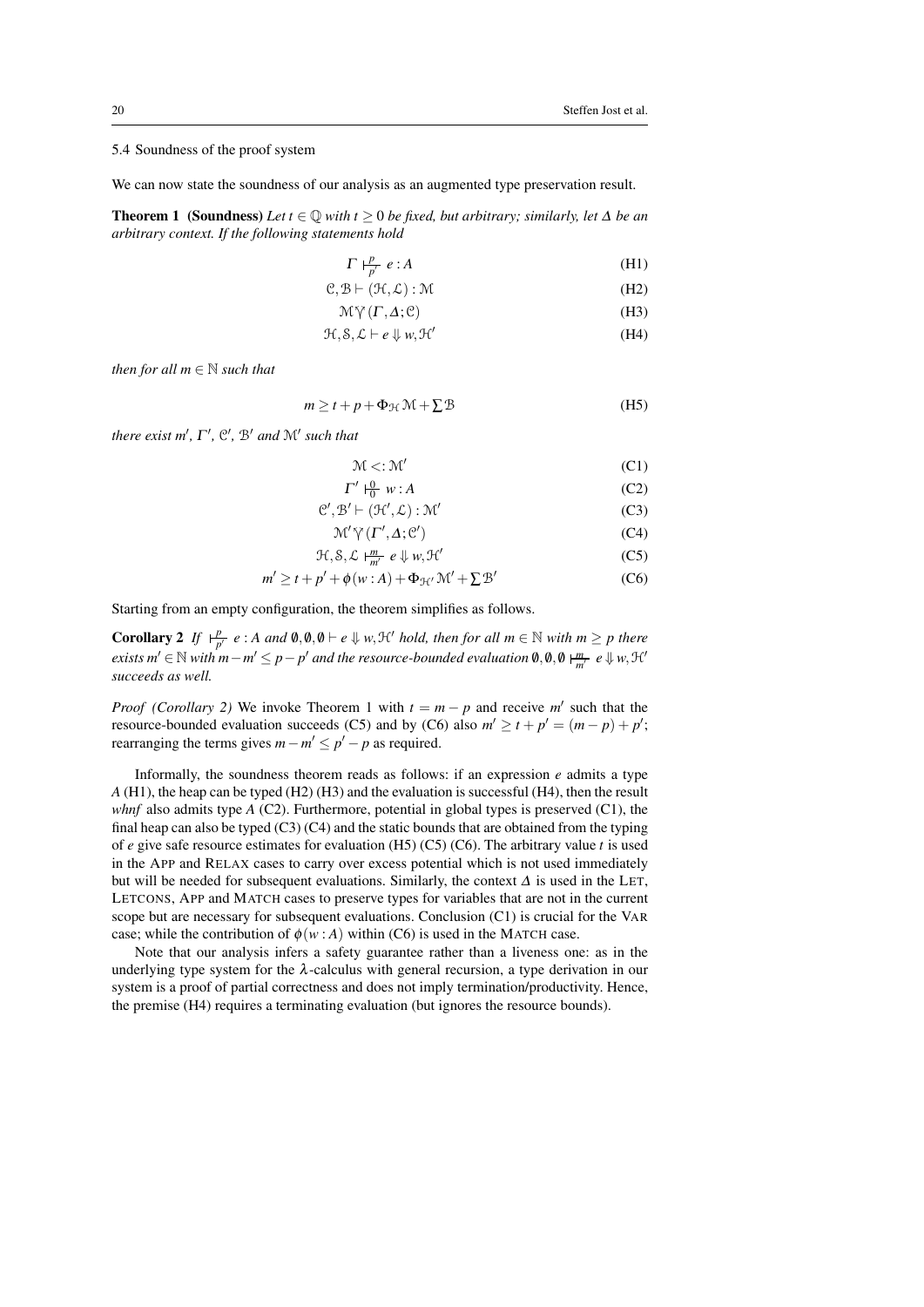### 5.4 Soundness of the proof system

We can now state the soundness of our analysis as an augmented type preservation result.

**Theorem 1 (Soundness)** *Let $t \in \mathbb{Q}$ with $t \geq 0$ be fixed, but arbitrary; similarly, let $\Delta$ be an arbitrary context. If the following statements hold*

$$\Gamma \vdash^{p}_{p'} e : A \tag{H1}$$

$$\mathcal{C}, \mathcal{B} \vdash (\mathcal{H}, \mathcal{L}) : \mathcal{M} \tag{H2}$$

$$\mathcal{M} \curlyvee (\Gamma, \Delta; \mathcal{C}) \tag{H3}$$

$$\mathcal{H}, \mathcal{S}, \mathcal{L} \vdash e \Downarrow w, \mathcal{H}' \tag{H4}$$

*then for all $m \in \mathbb{N}$ such that*

$$m \geq t + p + \Phi_{\mathcal{H}} \mathcal{M} + \sum \mathcal{B} \tag{H5}$$

*there exist $m'$, $\Gamma'$, $\mathcal{C}'$, $\mathcal{B}'$ and $\mathcal{M}'$ such that*

$$\mathcal{M} <: \mathcal{M}' \tag{C1}$$

$$\Gamma' \vdash^{0}_{0} w : A \tag{C2}$$

$$\mathcal{C}', \mathcal{B}' \vdash (\mathcal{H}', \mathcal{L}) : \mathcal{M}' \tag{C3}$$

$$\mathcal{M}' \curlyvee (\Gamma', \Delta; \mathcal{C}') \tag{C4}$$

$$\mathcal{H}, \mathcal{S}, \mathcal{L} \vdash^{m}_{m'} e \Downarrow w, \mathcal{H}' \tag{C5}$$

$$m' \geq t + p' + \phi(w : A) + \Phi_{\mathcal{H}'} \mathcal{M}' + \sum \mathcal{B}' \tag{C6}$$

Starting from an empty configuration, the theorem simplifies as follows.

**Corollary 2** *If $\vdash^{p}_{p'} e : A$ and $\emptyset, \emptyset, \emptyset \vdash e \Downarrow w, \mathcal{H}'$ hold, then for all $m \in \mathbb{N}$ with $m \geq p$ there exists $m' \in \mathbb{N}$ with $m - m' \leq p - p'$ and the resource-bounded evaluation $\emptyset, \emptyset, \emptyset \vdash^{m}_{m'} e \Downarrow w, \mathcal{H}'$ succeeds as well.*

*Proof (Corollary 2)* We invoke Theorem 1 with $t = m - p$ and receive $m'$ such that the resource-bounded evaluation succeeds (C5) and by (C6) also $m' \geq t + p' = (m - p) + p'$; rearranging the terms gives $m - m' \leq p' - p$ as required.

Informally, the soundness theorem reads as follows: if an expression $e$ admits a type $A$ (H1), the heap can be typed (H2) (H3) and the evaluation is successful (H4), then the result *whnf* also admits type $A$ (C2). Furthermore, potential in global types is preserved (C1), the final heap can also be typed (C3) (C4) and the static bounds that are obtained from the typing of $e$ give safe resource estimates for evaluation (H5) (C5) (C6). The arbitrary value $t$ is used in the APP and RELAX cases to carry over excess potential which is not used immediately but will be needed for subsequent evaluations. Similarly, the context $\Delta$ is used in the LET, LETCONS, APP and MATCH cases to preserve types for variables that are not in the current scope but are necessary for subsequent evaluations. Conclusion (C1) is crucial for the VAR case; while the contribution of $\phi(w : A)$ within (C6) is used in the MATCH case.

Note that our analysis infers a safety guarantee rather than a liveness one: as in the underlying type system for the $\lambda$-calculus with general recursion, a type derivation in our system is a proof of partial correctness and does not imply termination/productivity. Hence, the premise (H4) requires a terminating evaluation (but ignores the resource bounds).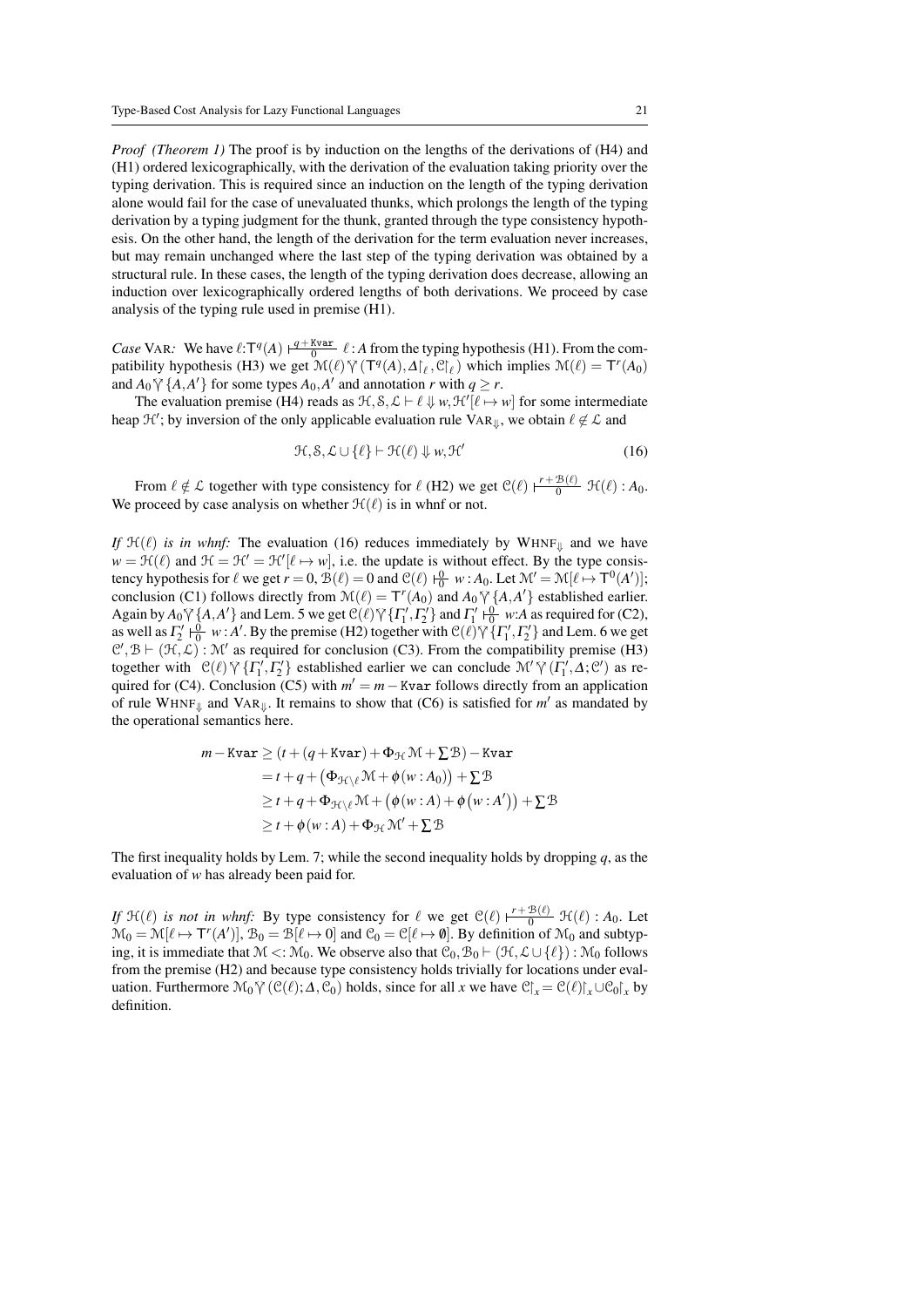*Proof (Theorem 1)* The proof is by induction on the lengths of the derivations of (H4) and (H1) ordered lexicographically, with the derivation of the evaluation taking priority over the typing derivation. This is required since an induction on the length of the typing derivation alone would fail for the case of unevaluated thunks, which prolongs the length of the typing derivation by a typing judgment for the thunk, granted through the type consistency hypothesis. On the other hand, the length of the derivation for the term evaluation never increases, but may remain unchanged where the last step of the typing derivation was obtained by a structural rule. In these cases, the length of the typing derivation does decrease, allowing an induction over lexicographically ordered lengths of both derivations. We proceed by case analysis of the typing rule used in premise (H1).

*Case* VAR*:* We have $\ell{:}\mathsf{T}^q(A) \vdash^{q+\mathtt{Kvar}}_{0} \ell : A$ from the typing hypothesis (H1). From the compatibility hypothesis (H3) we get $\mathcal{M}(\ell) \curlyvee (\mathsf{T}^q(A), \Delta\restriction_\ell, \mathcal{C}\restriction_\ell)$ which implies $\mathcal{M}(\ell) = \mathsf{T}^r(A_0)$ and $A_0 \curlyvee \{A, A'\}$ for some types $A_0, A'$ and annotation $r$ with $q \geq r$.

The evaluation premise (H4) reads as $\mathcal{H}, \mathcal{S}, \mathcal{L} \vdash \ell \Downarrow w, \mathcal{H}'[\ell \mapsto w]$ for some intermediate heap $\mathcal{H}'$; by inversion of the only applicable evaluation rule $\text{VAR}_\Downarrow$, we obtain $\ell \notin \mathcal{L}$ and

$$\mathcal{H}, \mathcal{S}, \mathcal{L} \cup \{\ell\} \vdash \mathcal{H}(\ell) \Downarrow w, \mathcal{H}' \tag{16}$$

From $\ell \notin \mathcal{L}$ together with type consistency for $\ell$ (H2) we get $\mathcal{C}(\ell) \vdash^{r+\mathcal{B}(\ell)}_{0} \mathcal{H}(\ell) : A_0$. We proceed by case analysis on whether $\mathcal{H}(\ell)$ is in whnf or not.

*If $\mathcal{H}(\ell)$ is in whnf:* The evaluation (16) reduces immediately by $\text{WHNF}_\Downarrow$ and we have $w = \mathcal{H}(\ell)$ and $\mathcal{H} = \mathcal{H}' = \mathcal{H}'[\ell \mapsto w]$, i.e. the update is without effect. By the type consistency hypothesis for $\ell$ we get $r = 0$, $\mathcal{B}(\ell) = 0$ and $\mathcal{C}(\ell) \vdash^{0}_{0} w : A_0$. Let $\mathcal{M}' = \mathcal{M}[\ell \mapsto \mathsf{T}^0(A')]$; conclusion (C1) follows directly from $\mathcal{M}(\ell) = \mathsf{T}^r(A_0)$ and $A_0 \curlyvee \{A, A'\}$ established earlier. Again by $A_0 \curlyvee \{A, A'\}$ and Lem. 5 we get $\mathcal{C}(\ell) \curlyvee \{\Gamma_1', \Gamma_2'\}$ and $\Gamma_1' \vdash^{0}_{0} w{:}A$ as required for (C2), as well as $\Gamma_2' \vdash^{0}_{0} w : A'$. By the premise (H2) together with $\mathcal{C}(\ell) \curlyvee \{\Gamma_1', \Gamma_2'\}$ and Lem. 6 we get $\mathcal{C}', \mathcal{B} \vdash (\mathcal{H}, \mathcal{L}) : \mathcal{M}'$ as required for conclusion (C3). From the compatibility premise (H3) together with $\mathcal{C}(\ell) \curlyvee \{\Gamma_1', \Gamma_2'\}$ established earlier we can conclude $\mathcal{M}' \curlyvee (\Gamma_1', \Delta; \mathcal{C}')$ as required for (C4). Conclusion (C5) with $m' = m - \mathtt{Kvar}$ follows directly from an application of rule $\text{WHNF}_\Downarrow$ and $\text{VAR}_\Downarrow$. It remains to show that (C6) is satisfied for $m'$ as mandated by the operational semantics here.

$$\begin{aligned}
m - \mathtt{Kvar} &\geq \left(t + (q + \mathtt{Kvar}) + \Phi_{\mathcal{H}}\mathcal{M} + \textstyle\sum\mathcal{B}\right) - \mathtt{Kvar} \\
&= t + q + \left(\Phi_{\mathcal{H}\setminus\ell}\mathcal{M} + \phi(w : A_0)\right) + \textstyle\sum\mathcal{B} \\
&\geq t + q + \Phi_{\mathcal{H}\setminus\ell}\mathcal{M} + \left(\phi(w : A) + \phi\left(w : A'\right)\right) + \textstyle\sum\mathcal{B} \\
&\geq t + \phi(w : A) + \Phi_{\mathcal{H}}\mathcal{M}' + \textstyle\sum\mathcal{B}
\end{aligned}$$

The first inequality holds by Lem. 7; while the second inequality holds by dropping $q$, as the evaluation of $w$ has already been paid for.

*If $\mathcal{H}(\ell)$ is not in whnf:* By type consistency for $\ell$ we get $\mathcal{C}(\ell) \vdash^{r+\mathcal{B}(\ell)}_{0} \mathcal{H}(\ell) : A_0$. Let $\mathcal{M}_0 = \mathcal{M}[\ell \mapsto \mathsf{T}^r(A')]$, $\mathcal{B}_0 = \mathcal{B}[\ell \mapsto 0]$ and $\mathcal{C}_0 = \mathcal{C}[\ell \mapsto \emptyset]$. By definition of $\mathcal{M}_0$ and subtyping, it is immediate that $\mathcal{M} <: \mathcal{M}_0$. We observe also that $\mathcal{C}_0, \mathcal{B}_0 \vdash (\mathcal{H}, \mathcal{L} \cup \{\ell\}) : \mathcal{M}_0$ follows from the premise (H2) and because type consistency holds trivially for locations under evaluation. Furthermore $\mathcal{M}_0 \curlyvee (\mathcal{C}(\ell); \Delta, \mathcal{C}_0)$ holds, since for all $x$ we have $\mathcal{C}\restriction_x = \mathcal{C}(\ell)\restriction_x \cup \mathcal{C}_0\restriction_x$ by definition.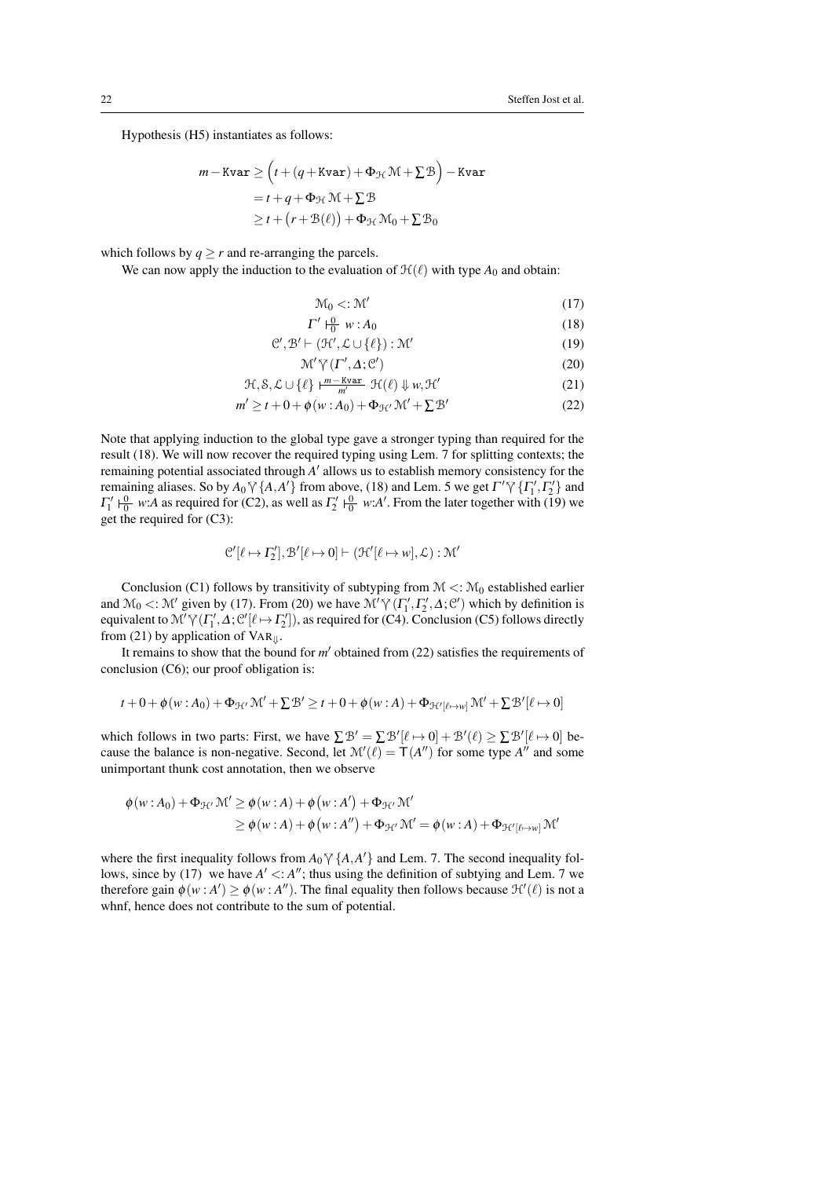Hypothesis (H5) instantiates as follows:

$$
\begin{aligned}
m - \texttt{Kvar} &\geq \Big(t + (q + \texttt{Kvar}) + \Phi_{\mathcal{H}}\,\mathcal{M} + \textstyle\sum \mathcal{B}\Big) - \texttt{Kvar} \\
&= t + q + \Phi_{\mathcal{H}}\,\mathcal{M} + \textstyle\sum \mathcal{B} \\
&\geq t + \big(r + \mathcal{B}(\ell)\big) + \Phi_{\mathcal{H}}\,\mathcal{M}_0 + \textstyle\sum \mathcal{B}_0
\end{aligned}
$$

which follows by $q \geq r$ and re-arranging the parcels.

We can now apply the induction to the evaluation of $\mathcal{H}(\ell)$ with type $A_0$ and obtain:

$$\mathcal{M}_0 <: \mathcal{M}' \tag{17}$$

$$\Gamma' \stackrel{0}{\underset{0}{\vdash}} w : A_0 \tag{18}$$

$$\mathcal{C}', \mathcal{B}' \vdash (\mathcal{H}', \mathcal{L} \cup \{\ell\}) : \mathcal{M}' \tag{19}$$

$$\mathcal{M}' \curlyvee (\Gamma', \Delta; \mathcal{C}') \tag{20}$$

$$\mathcal{H}, \mathcal{S}, \mathcal{L} \cup \{\ell\} \stackrel{m - \texttt{Kvar}}{\underset{m'}{\vdash}} \mathcal{H}(\ell) \Downarrow w, \mathcal{H}' \tag{21}$$

$$m' \geq t + 0 + \phi(w : A_0) + \Phi_{\mathcal{H}'}\,\mathcal{M}' + \textstyle\sum \mathcal{B}' \tag{22}$$

Note that applying induction to the global type gave a stronger typing than required for the result (18). We will now recover the required typing using Lem. 7 for splitting contexts; the remaining potential associated through $A'$ allows us to establish memory consistency for the remaining aliases. So by $A_0 \curlyvee \{A, A'\}$ from above, (18) and Lem. 5 we get $\Gamma' \curlyvee \{\Gamma_1', \Gamma_2'\}$ and $\Gamma_1' \stackrel{0}{\underset{0}{\vdash}} w{:}A$ as required for (C2), as well as $\Gamma_2' \stackrel{0}{\underset{0}{\vdash}} w{:}A'$. From the later together with (19) we get the required for (C3):

$$\mathcal{C}'[\ell \mapsto \Gamma_2'], \mathcal{B}'[\ell \mapsto 0] \vdash (\mathcal{H}'[\ell \mapsto w], \mathcal{L}) : \mathcal{M}'$$

Conclusion (C1) follows by transitivity of subtyping from $\mathcal{M} <: \mathcal{M}_0$ established earlier and $\mathcal{M}_0 <: \mathcal{M}'$ given by (17). From (20) we have $\mathcal{M}' \curlyvee (\Gamma_1', \Gamma_2', \Delta; \mathcal{C}')$ which by definition is equivalent to $\mathcal{M}' \curlyvee (\Gamma_1', \Delta; \mathcal{C}'[\ell \mapsto \Gamma_2'])$, as required for (C4). Conclusion (C5) follows directly from (21) by application of $\text{VAR}_{\Downarrow}$.

It remains to show that the bound for $m'$ obtained from (22) satisfies the requirements of conclusion (C6); our proof obligation is:

$$t + 0 + \phi(w : A_0) + \Phi_{\mathcal{H}'}\,\mathcal{M}' + \textstyle\sum \mathcal{B}' \geq t + 0 + \phi(w : A) + \Phi_{\mathcal{H}'[\ell \mapsto w]}\,\mathcal{M}' + \textstyle\sum \mathcal{B}'[\ell \mapsto 0]$$

which follows in two parts: First, we have $\sum \mathcal{B}' = \sum \mathcal{B}'[\ell \mapsto 0] + \mathcal{B}'(\ell) \geq \sum \mathcal{B}'[\ell \mapsto 0]$ because the balance is non-negative. Second, let $\mathcal{M}'(\ell) = \mathsf{T}(A'')$ for some type $A''$ and some unimportant thunk cost annotation, then we observe

$$
\begin{aligned}
\phi(w : A_0) + \Phi_{\mathcal{H}'}\,\mathcal{M}' &\geq \phi(w : A) + \phi\big(w : A'\big) + \Phi_{\mathcal{H}'}\,\mathcal{M}' \\
&\geq \phi(w : A) + \phi\big(w : A''\big) + \Phi_{\mathcal{H}'}\,\mathcal{M}' = \phi(w : A) + \Phi_{\mathcal{H}'[\ell \mapsto w]}\,\mathcal{M}'
\end{aligned}
$$

where the first inequality follows from $A_0 \curlyvee \{A, A'\}$ and Lem. 7. The second inequality follows, since by (17) we have $A' <: A''$; thus using the definition of subtying and Lem. 7 we therefore gain $\phi(w : A') \geq \phi(w : A'')$. The final equality then follows because $\mathcal{H}'(\ell)$ is not a whnf, hence does not contribute to the sum of potential.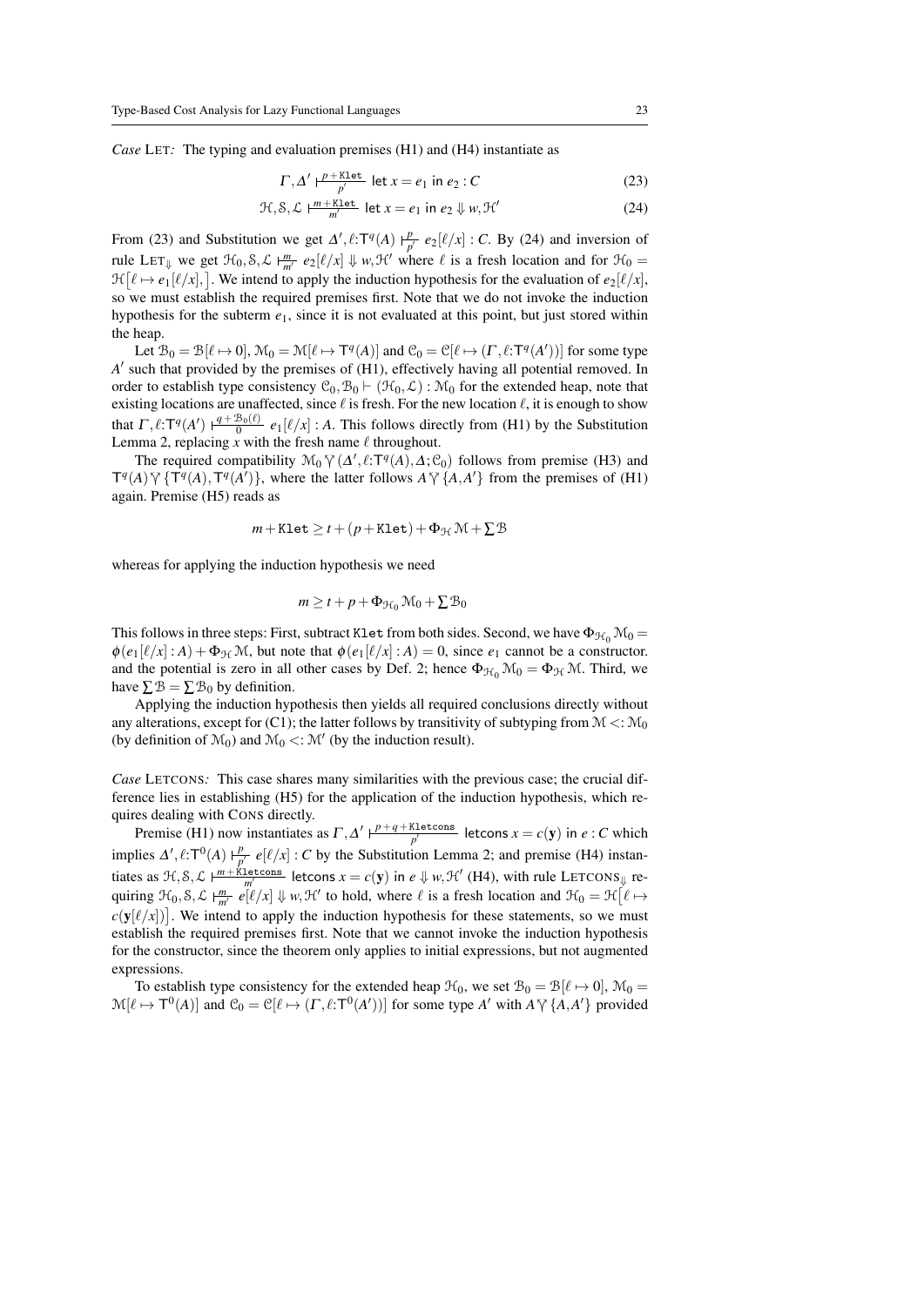*Case* LET*:* The typing and evaluation premises (H1) and (H4) instantiate as

$$\Gamma, \Delta' \vdash^{p+\texttt{Klet}}_{p'} \mathsf{let}\ x = e_1\ \mathsf{in}\ e_2 : C \tag{23}$$

$$\mathcal{H}, \mathcal{S}, \mathcal{L} \vdash^{m+\texttt{Klet}}_{m'} \mathsf{let}\ x = e_1\ \mathsf{in}\ e_2 \Downarrow w, \mathcal{H}' \tag{24}$$

From (23) and Substitution we get $\Delta', \ell{:}\mathsf{T}^q(A) \vdash^{p}_{p'} e_2[\ell/x] : C$. By (24) and inversion of rule $\mathrm{LET}_\Downarrow$ we get $\mathcal{H}_0, \mathcal{S}, \mathcal{L} \vdash^{m}_{m'} e_2[\ell/x] \Downarrow w, \mathcal{H}'$ where $\ell$ is a fresh location and for $\mathcal{H}_0 = \mathcal{H}\big[\ell \mapsto e_1[\ell/x],\big]$. We intend to apply the induction hypothesis for the evaluation of $e_2[\ell/x]$, so we must establish the required premises first. Note that we do not invoke the induction hypothesis for the subterm $e_1$, since it is not evaluated at this point, but just stored within the heap.

Let $\mathcal{B}_0 = \mathcal{B}[\ell \mapsto 0]$, $\mathcal{M}_0 = \mathcal{M}[\ell \mapsto \mathsf{T}^q(A)]$ and $\mathcal{C}_0 = \mathcal{C}[\ell \mapsto (\Gamma, \ell{:}\mathsf{T}^q(A'))]$ for some type $A'$ such that provided by the premises of (H1), effectively having all potential removed. In order to establish type consistency $\mathcal{C}_0, \mathcal{B}_0 \vdash (\mathcal{H}_0, \mathcal{L}) : \mathcal{M}_0$ for the extended heap, note that existing locations are unaffected, since $\ell$ is fresh. For the new location $\ell$, it is enough to show that $\Gamma, \ell{:}\mathsf{T}^q(A') \vdash^{q+\mathcal{B}_0(\ell)}_{0} e_1[\ell/x] : A$. This follows directly from (H1) by the Substitution Lemma 2, replacing $x$ with the fresh name $\ell$ throughout.

The required compatibility $\mathcal{M}_0 \curlyvee (\Delta', \ell{:}\mathsf{T}^q(A), \Delta; \mathcal{C}_0)$ follows from premise (H3) and $\mathsf{T}^q(A) \curlyvee \{\mathsf{T}^q(A), \mathsf{T}^q(A')\}$, where the latter follows $A \curlyvee \{A, A'\}$ from the premises of (H1) again. Premise (H5) reads as

$$m + \texttt{Klet} \geq t + (p + \texttt{Klet}) + \Phi_{\mathcal{H}}\, \mathcal{M} + \textstyle\sum \mathcal{B}$$

whereas for applying the induction hypothesis we need

$$m \geq t + p + \Phi_{\mathcal{H}_0}\, \mathcal{M}_0 + \textstyle\sum \mathcal{B}_0$$

This follows in three steps: First, subtract Klet from both sides. Second, we have $\Phi_{\mathcal{H}_0}\, \mathcal{M}_0 = \phi(e_1[\ell/x] : A) + \Phi_{\mathcal{H}}\, \mathcal{M}$, but note that $\phi(e_1[\ell/x] : A) = 0$, since $e_1$ cannot be a constructor. and the potential is zero in all other cases by Def. 2; hence $\Phi_{\mathcal{H}_0}\, \mathcal{M}_0 = \Phi_{\mathcal{H}}\, \mathcal{M}$. Third, we have $\sum \mathcal{B} = \sum \mathcal{B}_0$ by definition.

Applying the induction hypothesis then yields all required conclusions directly without any alterations, except for (C1); the latter follows by transitivity of subtyping from $\mathcal{M} <: \mathcal{M}_0$ (by definition of $\mathcal{M}_0$) and $\mathcal{M}_0 <: \mathcal{M}'$ (by the induction result).

*Case* LETCONS*:* This case shares many similarities with the previous case; the crucial difference lies in establishing (H5) for the application of the induction hypothesis, which requires dealing with CONS directly.

Premise (H1) now instantiates as $\Gamma, \Delta' \vdash^{p+q+\texttt{Kletcons}}_{p'} \mathsf{letcons}\ x = c(\mathbf{y})\ \mathsf{in}\ e : C$ which implies $\Delta', \ell{:}\mathsf{T}^0(A) \vdash^{p}_{p'} e[\ell/x] : C$ by the Substitution Lemma 2; and premise (H4) instantiates as $\mathcal{H}, \mathcal{S}, \mathcal{L} \vdash^{m+\texttt{Kletcons}}_{m'} \mathsf{letcons}\ x = c(\mathbf{y})\ \mathsf{in}\ e \Downarrow w, \mathcal{H}'$ (H4), with rule $\mathrm{LETCONS}_\Downarrow$ requiring $\mathcal{H}_0, \mathcal{S}, \mathcal{L} \vdash^{m}_{m'} e[\ell/x] \Downarrow w, \mathcal{H}'$ to hold, where $\ell$ is a fresh location and $\mathcal{H}_0 = \mathcal{H}\big[\ell \mapsto c(\mathbf{y}[\ell/x])\big]$. We intend to apply the induction hypothesis for these statements, so we must establish the required premises first. Note that we cannot invoke the induction hypothesis for the constructor, since the theorem only applies to initial expressions, but not augmented expressions.

To establish type consistency for the extended heap $\mathcal{H}_0$, we set $\mathcal{B}_0 = \mathcal{B}[\ell \mapsto 0]$, $\mathcal{M}_0 = \mathcal{M}[\ell \mapsto \mathsf{T}^0(A)]$ and $\mathcal{C}_0 = \mathcal{C}[\ell \mapsto (\Gamma, \ell{:}\mathsf{T}^0(A'))]$ for some type $A'$ with $A \curlyvee \{A, A'\}$ provided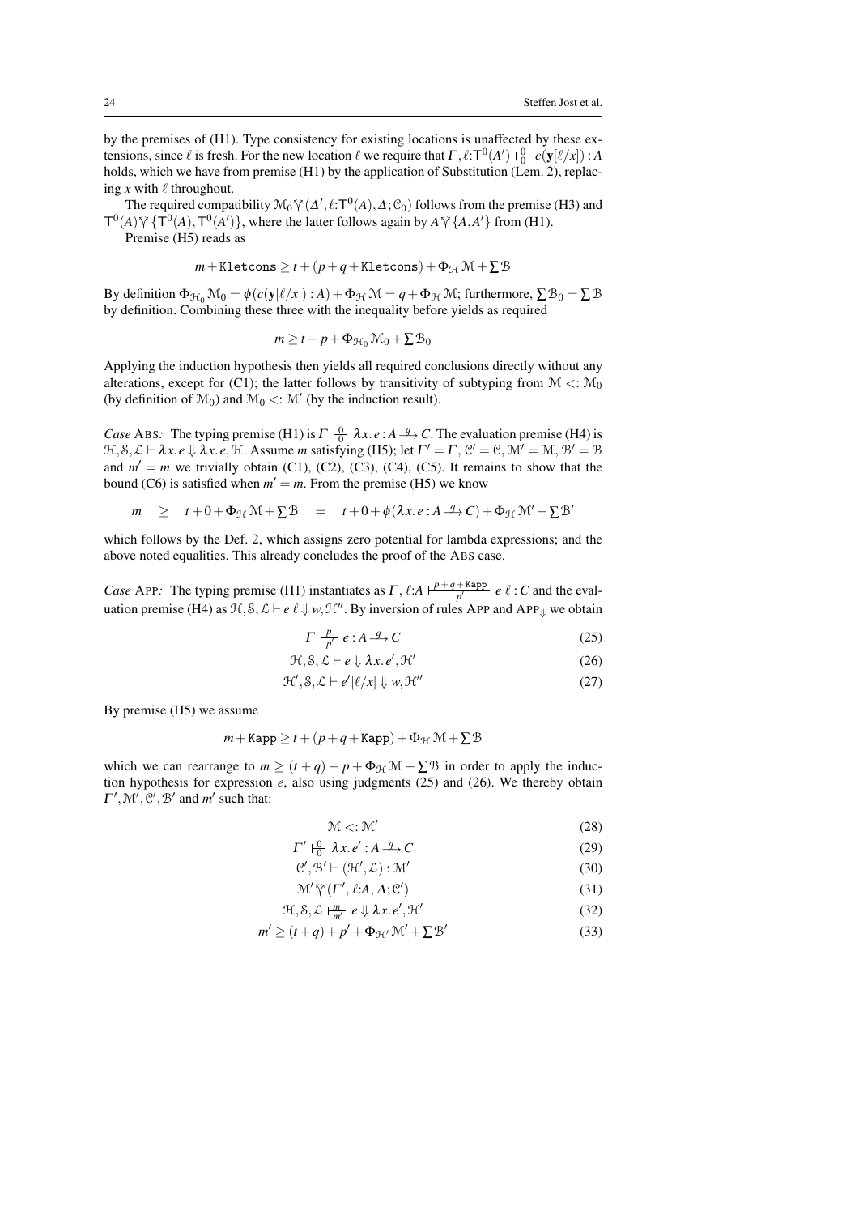by the premises of (H1). Type consistency for existing locations is unaffected by these extensions, since $\ell$ is fresh. For the new location $\ell$ we require that $\Gamma, \ell{:}\mathsf{T}^0(A') \vdash^0_0 c(\mathbf{y}[\ell/x]) : A$ holds, which we have from premise (H1) by the application of Substitution (Lem. 2), replacing $x$ with $\ell$ throughout.

The required compatibility $\mathcal{M}_0 \curlyvee (\Delta', \ell{:}\mathsf{T}^0(A), \Delta; \mathcal{C}_0)$ follows from the premise (H3) and $\mathsf{T}^0(A) \curlyvee \{\mathsf{T}^0(A), \mathsf{T}^0(A')\}$, where the latter follows again by $A \curlyvee \{A, A'\}$ from (H1).

Premise (H5) reads as

$$m + \texttt{Kletcons} \geq t + (p + q + \texttt{Kletcons}) + \Phi_{\mathcal{H}}\,\mathcal{M} + \textstyle\sum \mathcal{B}$$

By definition $\Phi_{\mathcal{H}_0}\,\mathcal{M}_0 = \phi(c(\mathbf{y}[\ell/x]) : A) + \Phi_{\mathcal{H}}\,\mathcal{M} = q + \Phi_{\mathcal{H}}\,\mathcal{M}$; furthermore, $\sum \mathcal{B}_0 = \sum \mathcal{B}$ by definition. Combining these three with the inequality before yields as required

$$m \geq t + p + \Phi_{\mathcal{H}_0}\,\mathcal{M}_0 + \textstyle\sum \mathcal{B}_0$$

Applying the induction hypothesis then yields all required conclusions directly without any alterations, except for (C1); the latter follows by transitivity of subtyping from $\mathcal{M} <: \mathcal{M}_0$ (by definition of $\mathcal{M}_0$) and $\mathcal{M}_0 <: \mathcal{M}'$ (by the induction result).

*Case* ABS*:* The typing premise (H1) is $\Gamma \vdash^0_0 \lambda x.\, e : A \xrightarrow{q} C$. The evaluation premise (H4) is $\mathcal{H}, \mathcal{S}, \mathcal{L} \vdash \lambda x.\, e \Downarrow \lambda x.\, e, \mathcal{H}$. Assume $m$ satisfying (H5); let $\Gamma' = \Gamma$, $\mathcal{C}' = \mathcal{C}$, $\mathcal{M}' = \mathcal{M}$, $\mathcal{B}' = \mathcal{B}$ and $m' = m$ we trivially obtain (C1), (C2), (C3), (C4), (C5). It remains to show that the bound (C6) is satisfied when $m' = m$. From the premise (H5) we know

$$m \quad \geq \quad t + 0 + \Phi_{\mathcal{H}}\,\mathcal{M} + \textstyle\sum \mathcal{B} \quad = \quad t + 0 + \phi(\lambda x.\, e : A \xrightarrow{q} C) + \Phi_{\mathcal{H}}\,\mathcal{M}' + \sum \mathcal{B}'$$

which follows by the Def. 2, which assigns zero potential for lambda expressions; and the above noted equalities. This already concludes the proof of the ABS case.

*Case* APP*:* The typing premise (H1) instantiates as $\Gamma, \ell{:}A \vdash^{p+q+\texttt{Kapp}}_{p'} e\ \ell : C$ and the evaluation premise (H4) as $\mathcal{H}, \mathcal{S}, \mathcal{L} \vdash e\ \ell \Downarrow w, \mathcal{H}''$. By inversion of rules APP and APP$_\Downarrow$ we obtain

$$\Gamma \vdash^p_{p'} e : A \xrightarrow{q} C \tag{25}$$

$$\mathcal{H}, \mathcal{S}, \mathcal{L} \vdash e \Downarrow \lambda x.\, e', \mathcal{H}' \tag{26}$$

$$\mathcal{H}', \mathcal{S}, \mathcal{L} \vdash e'[\ell/x] \Downarrow w, \mathcal{H}'' \tag{27}$$

By premise (H5) we assume

$$m + \texttt{Kapp} \geq t + (p + q + \texttt{Kapp}) + \Phi_{\mathcal{H}}\,\mathcal{M} + \textstyle\sum \mathcal{B}$$

which we can rearrange to $m \geq (t+q) + p + \Phi_{\mathcal{H}}\,\mathcal{M} + \sum \mathcal{B}$ in order to apply the induction hypothesis for expression $e$, also using judgments (25) and (26). We thereby obtain $\Gamma', \mathcal{M}', \mathcal{C}', \mathcal{B}'$ and $m'$ such that:

$$\mathcal{M} <: \mathcal{M}' \tag{28}$$

$$\Gamma' \vdash^0_0 \lambda x.\, e' : A \xrightarrow{q} C \tag{29}$$

$$\mathcal{C}', \mathcal{B}' \vdash (\mathcal{H}', \mathcal{L}) : \mathcal{M}' \tag{30}$$

$$\mathcal{M}' \curlyvee (\Gamma', \ell{:}A, \Delta; \mathcal{C}') \tag{31}$$

$$\mathcal{H}, \mathcal{S}, \mathcal{L} \vdash^m_{m'} e \Downarrow \lambda x.\, e', \mathcal{H}' \tag{32}$$

$$m' \geq (t+q) + p' + \Phi_{\mathcal{H}'}\,\mathcal{M}' + \textstyle\sum \mathcal{B}' \tag{33}$$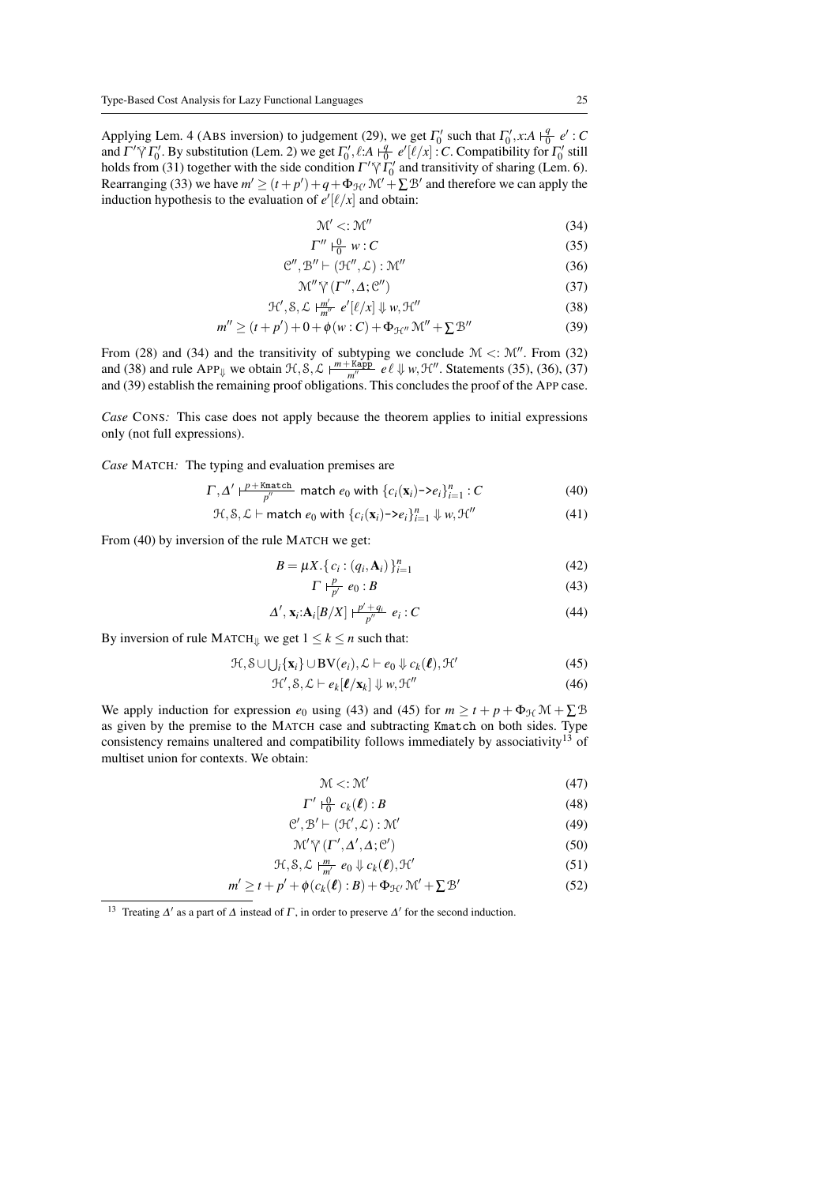Applying Lem. 4 (ABS inversion) to judgement (29), we get $\Gamma_0'$ such that $\Gamma_0', x{:}A \vdash_0^q e' : C$ and $\Gamma' \curlyvee \Gamma_0'$. By substitution (Lem. 2) we get $\Gamma_0', \ell{:}A \vdash_0^q e'[\ell/x] : C$. Compatibility for $\Gamma_0'$ still holds from (31) together with the side condition $\Gamma' \curlyvee \Gamma_0'$ and transitivity of sharing (Lem. 6). Rearranging (33) we have $m' \geq (t + p') + q + \Phi_{\mathcal{H}'} \mathcal{M}' + \sum \mathcal{B}'$ and therefore we can apply the induction hypothesis to the evaluation of $e'[\ell/x]$ and obtain:

$$\mathcal{M}' <: \mathcal{M}'' \tag{34}$$

$$\Gamma'' \vdash_0^0 w : C \tag{35}$$

$$\mathcal{C}'', \mathcal{B}'' \vdash (\mathcal{H}'', \mathcal{L}) : \mathcal{M}'' \tag{36}$$

$$\mathcal{M}'' \curlyvee (\Gamma'', \Delta; \mathcal{C}'') \tag{37}$$

$$\mathcal{H}', \mathcal{S}, \mathcal{L} \vdash_{m''}^{m'} e'[\ell/x] \Downarrow w, \mathcal{H}'' \tag{38}$$

$$m'' \geq (t + p') + 0 + \phi(w : C) + \Phi_{\mathcal{H}''} \mathcal{M}'' + \sum \mathcal{B}'' \tag{39}$$

From (28) and (34) and the transitivity of subtyping we conclude $\mathcal{M} <: \mathcal{M}''$. From (32) and (38) and rule APP$_\Downarrow$ we obtain $\mathcal{H}, \mathcal{S}, \mathcal{L} \vdash_{m''}^{m + \texttt{Kapp}} e\,\ell \Downarrow w, \mathcal{H}''$. Statements (35), (36), (37) and (39) establish the remaining proof obligations. This concludes the proof of the APP case.

*Case* CONS*:* This case does not apply because the theorem applies to initial expressions only (not full expressions).

*Case* MATCH*:* The typing and evaluation premises are

$$\Gamma, \Delta' \vdash_{p''}^{p + \texttt{Kmatch}} \mathsf{match}\ e_0\ \mathsf{with}\ \{c_i(\mathbf{x}_i)\texttt{->}e_i\}_{i=1}^n : C \tag{40}$$

$$\mathcal{H}, \mathcal{S}, \mathcal{L} \vdash \mathsf{match}\ e_0\ \mathsf{with}\ \{c_i(\mathbf{x}_i)\texttt{->}e_i\}_{i=1}^n \Downarrow w, \mathcal{H}'' \tag{41}$$

From (40) by inversion of the rule MATCH we get:

$$B = \mu X.\{\, c_i : (q_i, \mathbf{A}_i)\,\}_{i=1}^n \tag{42}$$

$$\Gamma \vdash_{p'}^{p} e_0 : B \tag{43}$$

$$\Delta', \mathbf{x}_i{:}\mathbf{A}_i[B/X] \vdash_{p''}^{p' + q_i} e_i : C \tag{44}$$

By inversion of rule MATCH$_\Downarrow$ we get $1 \leq k \leq n$ such that:

$$\mathcal{H}, \mathcal{S} \cup \textstyle\bigcup_i \{\mathbf{x}_i\} \cup \mathrm{BV}(e_i), \mathcal{L} \vdash e_0 \Downarrow c_k(\boldsymbol{\ell}), \mathcal{H}' \tag{45}$$

$$\mathcal{H}', \mathcal{S}, \mathcal{L} \vdash e_k[\boldsymbol{\ell}/\mathbf{x}_k] \Downarrow w, \mathcal{H}'' \tag{46}$$

We apply induction for expression $e_0$ using (43) and (45) for $m \geq t + p + \Phi_{\mathcal{H}} \mathcal{M} + \sum \mathcal{B}$ as given by the premise to the MATCH case and subtracting Kmatch on both sides. Type consistency remains unaltered and compatibility follows immediately by associativity[13] of multiset union for contexts. We obtain:

$$\mathcal{M} <: \mathcal{M}' \tag{47}$$

$$\Gamma' \vdash_0^0 c_k(\boldsymbol{\ell}) : B \tag{48}$$

$$\mathcal{C}', \mathcal{B}' \vdash (\mathcal{H}', \mathcal{L}) : \mathcal{M}' \tag{49}$$

$$\mathcal{M}' \curlyvee (\Gamma', \Delta', \Delta; \mathcal{C}') \tag{50}$$

$$\mathcal{H}, \mathcal{S}, \mathcal{L} \vdash_{m'}^{m} e_0 \Downarrow c_k(\boldsymbol{\ell}), \mathcal{H}' \tag{51}$$

$$m' \geq t + p' + \phi(c_k(\boldsymbol{\ell}) : B) + \Phi_{\mathcal{H}'} \mathcal{M}' + \sum \mathcal{B}' \tag{52}$$

---

[13] Treating $\Delta'$ as a part of $\Delta$ instead of $\Gamma$, in order to preserve $\Delta'$ for the second induction.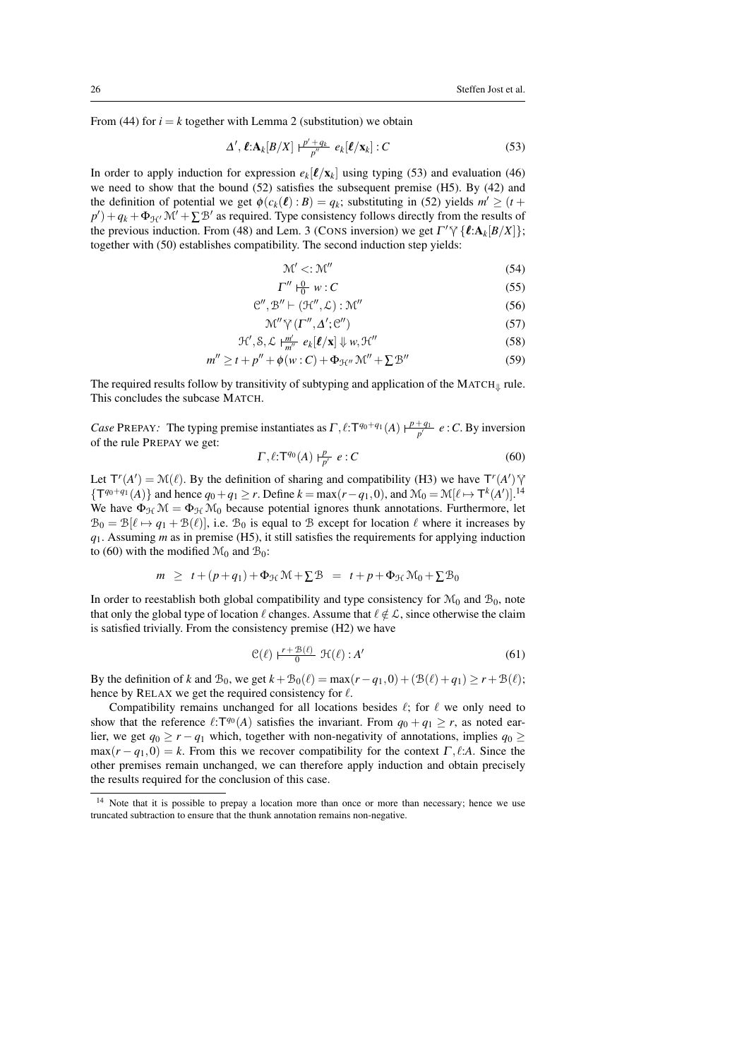From (44) for $i = k$ together with Lemma 2 (substitution) we obtain

$$\Delta',\, \boldsymbol{\ell}{:}\mathbf{A}_k[B/X] \;\vdash^{p'+q_k}_{p''}\; e_k[\boldsymbol{\ell}/\mathbf{x}_k] : C \tag{53}$$

In order to apply induction for expression $e_k[\boldsymbol{\ell}/\mathbf{x}_k]$ using typing (53) and evaluation (46) we need to show that the bound (52) satisfies the subsequent premise (H5). By (42) and the definition of potential we get $\phi(c_k(\boldsymbol{\ell}) : B) = q_k$; substituting in (52) yields $m' \geq (t + p') + q_k + \Phi_{\mathcal{H}'}\mathcal{M}' + \sum \mathcal{B}'$ as required. Type consistency follows directly from the results of the previous induction. From (48) and Lem. 3 (CONS inversion) we get $\Gamma' \curlyvee \{\boldsymbol{\ell}{:}\mathbf{A}_k[B/X]\}$; together with (50) establishes compatibility. The second induction step yields:

$$\mathcal{M}' <: \mathcal{M}'' \tag{54}$$

$$\Gamma'' \vdash^{0}_{0} w : C \tag{55}$$

$$\mathcal{C}'', \mathcal{B}'' \vdash (\mathcal{H}'', \mathcal{L}) : \mathcal{M}'' \tag{56}$$

$$\mathcal{M}'' \curlyvee (\Gamma'', \Delta'; \mathcal{C}'') \tag{57}$$

$$\mathcal{H}', \mathcal{S}, \mathcal{L} \vdash^{m'}_{m''} e_k[\boldsymbol{\ell}/\mathbf{x}] \Downarrow w, \mathcal{H}'' \tag{58}$$

$$m'' \geq t + p'' + \phi(w : C) + \Phi_{\mathcal{H}''}\mathcal{M}'' + \sum \mathcal{B}'' \tag{59}$$

The required results follow by transitivity of subtyping and application of the MATCH$_\Downarrow$ rule. This concludes the subcase MATCH.

*Case* PREPAY*:* The typing premise instantiates as $\Gamma, \ell{:}\mathsf{T}^{q_0+q_1}(A) \vdash^{p+q_1}_{p'} e : C$. By inversion of the rule PREPAY we get:

$$\Gamma, \ell{:}\mathsf{T}^{q_0}(A) \vdash^{p}_{p'} e : C \tag{60}$$

Let $\mathsf{T}^r(A') = \mathcal{M}(\ell)$. By the definition of sharing and compatibility (H3) we have $\mathsf{T}^r(A') \curlyvee \{\mathsf{T}^{q_0+q_1}(A)\}$ and hence $q_0 + q_1 \geq r$. Define $k = \max(r - q_1, 0)$, and $\mathcal{M}_0 = \mathcal{M}[\ell \mapsto \mathsf{T}^k(A')]$.[14] We have $\Phi_{\mathcal{H}}\mathcal{M} = \Phi_{\mathcal{H}}\mathcal{M}_0$ because potential ignores thunk annotations. Furthermore, let $\mathcal{B}_0 = \mathcal{B}[\ell \mapsto q_1 + \mathcal{B}(\ell)]$, i.e. $\mathcal{B}_0$ is equal to $\mathcal{B}$ except for location $\ell$ where it increases by $q_1$. Assuming $m$ as in premise (H5), it still satisfies the requirements for applying induction to (60) with the modified $\mathcal{M}_0$ and $\mathcal{B}_0$:

$$m \;\geq\; t + (p + q_1) + \Phi_{\mathcal{H}}\mathcal{M} + \sum \mathcal{B} \;=\; t + p + \Phi_{\mathcal{H}}\mathcal{M}_0 + \sum \mathcal{B}_0$$

In order to reestablish both global compatibility and type consistency for $\mathcal{M}_0$ and $\mathcal{B}_0$, note that only the global type of location $\ell$ changes. Assume that $\ell \notin \mathcal{L}$, since otherwise the claim is satisfied trivially. From the consistency premise (H2) we have

$$\mathcal{C}(\ell) \vdash^{r+\mathcal{B}(\ell)}_{0} \mathcal{H}(\ell) : A' \tag{61}$$

By the definition of $k$ and $\mathcal{B}_0$, we get $k + \mathcal{B}_0(\ell) = \max(r - q_1, 0) + (\mathcal{B}(\ell) + q_1) \geq r + \mathcal{B}(\ell)$; hence by RELAX we get the required consistency for $\ell$.

Compatibility remains unchanged for all locations besides $\ell$; for $\ell$ we only need to show that the reference $\ell{:}\mathsf{T}^{q_0}(A)$ satisfies the invariant. From $q_0 + q_1 \geq r$, as noted earlier, we get $q_0 \geq r - q_1$ which, together with non-negativity of annotations, implies $q_0 \geq \max(r - q_1, 0) = k$. From this we recover compatibility for the context $\Gamma, \ell{:}A$. Since the other premises remain unchanged, we can therefore apply induction and obtain precisely the results required for the conclusion of this case.

[14] Note that it is possible to prepay a location more than once or more than necessary; hence we use truncated subtraction to ensure that the thunk annotation remains non-negative.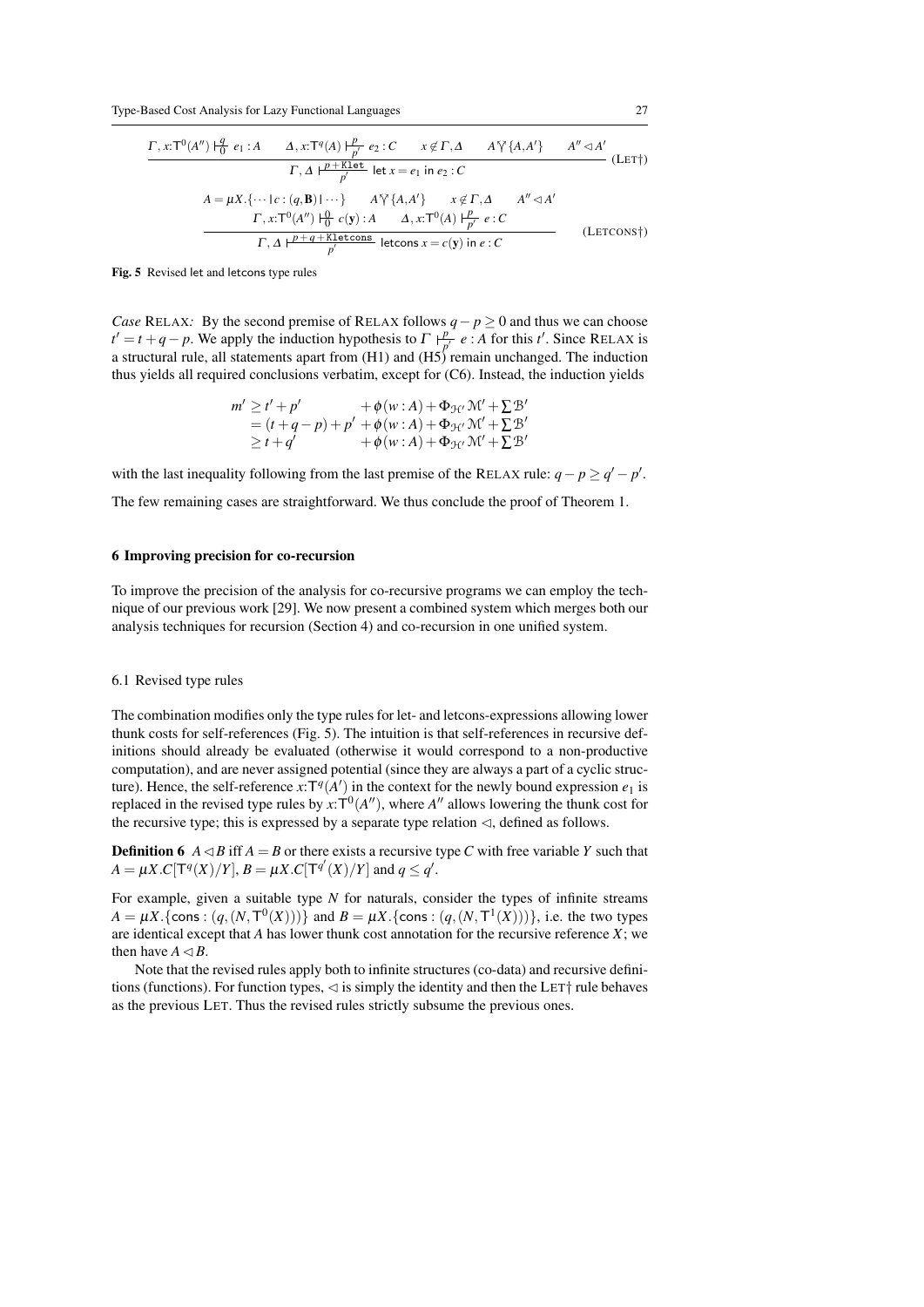$$\frac{\Gamma, x{:}\mathsf{T}^0(A'') \vdash^{q}_{0} e_1 : A \qquad \Delta, x{:}\mathsf{T}^q(A) \vdash^{p}_{p'} e_2 : C \qquad x \notin \Gamma, \Delta \qquad A \curlyvee \{A, A'\} \qquad A'' \lhd A'}{\Gamma, \Delta \vdash^{p+\mathtt{Klet}}_{p'} \mathsf{let}\ x = e_1\ \mathsf{in}\ e_2 : C} \ (\text{LET}\dagger)$$

$$\frac{\begin{array}{c} A = \mu X.\{\cdots \mid c : (q, \mathbf{B}) \mid \cdots\} \qquad A \curlyvee \{A, A'\} \qquad x \notin \Gamma, \Delta \qquad A'' \lhd A' \\ \Gamma, x{:}\mathsf{T}^0(A'') \vdash^{0}_{0} c(\mathbf{y}) : A \qquad \Delta, x{:}\mathsf{T}^0(A) \vdash^{p}_{p'} e : C \end{array}}{\Gamma, \Delta \vdash^{p+q+\mathtt{Kletcons}}_{p'} \mathsf{letcons}\ x = c(\mathbf{y})\ \mathsf{in}\ e : C} \ (\text{LETCONS}\dagger)$$

**Fig. 5** Revised let and letcons type rules

*Case* Relax*:* By the second premise of Relax follows $q - p \geq 0$ and thus we can choose $t' = t + q - p$. We apply the induction hypothesis to $\Gamma \vdash^{p}_{p'} e : A$ for this $t'$. Since Relax is a structural rule, all statements apart from (H1) and (H5) remain unchanged. The induction thus yields all required conclusions verbatim, except for (C6). Instead, the induction yields

$$\begin{aligned} m' &\geq t' + p' &&+ \phi(w : A) + \Phi_{\mathcal{H}'}\mathcal{M}' + \textstyle\sum \mathcal{B}' \\ &= (t + q - p) + p' &&+ \phi(w : A) + \Phi_{\mathcal{H}'}\mathcal{M}' + \textstyle\sum \mathcal{B}' \\ &\geq t + q' &&+ \phi(w : A) + \Phi_{\mathcal{H}'}\mathcal{M}' + \textstyle\sum \mathcal{B}' \end{aligned}$$

with the last inequality following from the last premise of the Relax rule: $q - p \geq q' - p'$.

The few remaining cases are straightforward. We thus conclude the proof of Theorem 1.

## 6 Improving precision for co-recursion

To improve the precision of the analysis for co-recursive programs we can employ the technique of our previous work [29]. We now present a combined system which merges both our analysis techniques for recursion (Section 4) and co-recursion in one unified system.

### 6.1 Revised type rules

The combination modifies only the type rules for let- and letcons-expressions allowing lower thunk costs for self-references (Fig. 5). The intuition is that self-references in recursive definitions should already be evaluated (otherwise it would correspond to a non-productive computation), and are never assigned potential (since they are always a part of a cyclic structure). Hence, the self-reference $x{:}\mathsf{T}^q(A')$ in the context for the newly bound expression $e_1$ is replaced in the revised type rules by $x{:}\mathsf{T}^0(A'')$, where $A''$ allows lowering the thunk cost for the recursive type; this is expressed by a separate type relation $\lhd$, defined as follows.

**Definition 6** $A \lhd B$ iff $A = B$ or there exists a recursive type $C$ with free variable $Y$ such that $A = \mu X.C[\mathsf{T}^q(X)/Y]$, $B = \mu X.C[\mathsf{T}^{q'}(X)/Y]$ and $q \leq q'$.

For example, given a suitable type $N$ for naturals, consider the types of infinite streams $A = \mu X.\{\mathsf{cons} : (q, (N, \mathsf{T}^0(X)))\}$ and $B = \mu X.\{\mathsf{cons} : (q, (N, \mathsf{T}^1(X)))\}$, i.e. the two types are identical except that $A$ has lower thunk cost annotation for the recursive reference $X$; we then have $A \lhd B$.

Note that the revised rules apply both to infinite structures (co-data) and recursive definitions (functions). For function types, $\lhd$ is simply the identity and then the Let† rule behaves as the previous Let. Thus the revised rules strictly subsume the previous ones.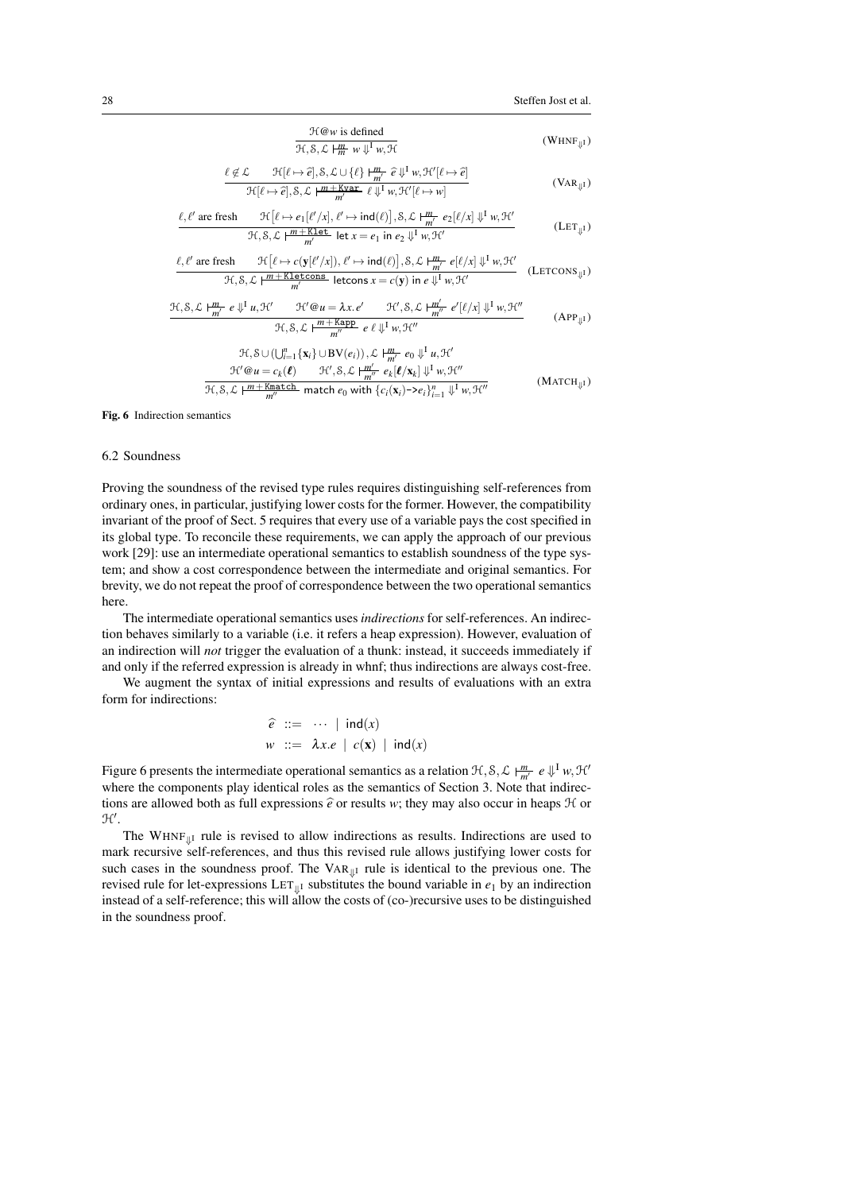$$\frac{\mathcal{H}@w \text{ is defined}}{\mathcal{H}, \mathcal{S}, \mathcal{L} \frac{m}{m} \; w \Downarrow^{\mathrm{I}} w, \mathcal{H}} \qquad (\text{WHNF}_{\Downarrow^{\mathrm{I}}})$$

$$\frac{\ell \notin \mathcal{L} \qquad \mathcal{H}[\ell \mapsto \widehat{e}], \mathcal{S}, \mathcal{L} \cup \{\ell\} \frac{m}{m'} \; \widehat{e} \Downarrow^{\mathrm{I}} w, \mathcal{H}'[\ell \mapsto \widehat{e}]}{\mathcal{H}[\ell \mapsto \widehat{e}], \mathcal{S}, \mathcal{L} \frac{m + \texttt{Kvar}}{m'} \; \ell \Downarrow^{\mathrm{I}} w, \mathcal{H}'[\ell \mapsto w]} \qquad (\text{VAR}_{\Downarrow^{\mathrm{I}}})$$

$$\frac{\ell, \ell' \text{ are fresh} \qquad \mathcal{H}\big[\ell \mapsto e_1[\ell'/x], \ell' \mapsto \mathsf{ind}(\ell)\big], \mathcal{S}, \mathcal{L} \frac{m}{m'} \; e_2[\ell/x] \Downarrow^{\mathrm{I}} w, \mathcal{H}'}{\mathcal{H}, \mathcal{S}, \mathcal{L} \frac{m + \texttt{Klet}}{m'} \; \mathsf{let}\; x = e_1 \;\mathsf{in}\; e_2 \Downarrow^{\mathrm{I}} w, \mathcal{H}'} \qquad (\text{LET}_{\Downarrow^{\mathrm{I}}})$$

$$\frac{\ell, \ell' \text{ are fresh} \qquad \mathcal{H}\big[\ell \mapsto c(\mathbf{y}[\ell'/x]), \ell' \mapsto \mathsf{ind}(\ell)\big], \mathcal{S}, \mathcal{L} \frac{m}{m'} \; e[\ell/x] \Downarrow^{\mathrm{I}} w, \mathcal{H}'}{\mathcal{H}, \mathcal{S}, \mathcal{L} \frac{m + \texttt{Kletcons}}{m'} \; \mathsf{letcons}\; x = c(\mathbf{y}) \;\mathsf{in}\; e \Downarrow^{\mathrm{I}} w, \mathcal{H}'} \qquad (\text{LETCONS}_{\Downarrow^{\mathrm{I}}})$$

$$\frac{\mathcal{H}, \mathcal{S}, \mathcal{L} \frac{m}{m'} \; e \Downarrow^{\mathrm{I}} u, \mathcal{H}' \qquad \mathcal{H}'@u = \lambda x.e' \qquad \mathcal{H}', \mathcal{S}, \mathcal{L} \frac{m'}{m''} \; e'[\ell/x] \Downarrow^{\mathrm{I}} w, \mathcal{H}''}{\mathcal{H}, \mathcal{S}, \mathcal{L} \frac{m + \texttt{Kapp}}{m''} \; e\;\ell \Downarrow^{\mathrm{I}} w, \mathcal{H}''} \qquad (\text{APP}_{\Downarrow^{\mathrm{I}}})$$

$$\frac{\begin{array}{c}\mathcal{H}, \mathcal{S} \cup (\bigcup_{i=1}^{n} \{\mathbf{x}_i\} \cup \mathrm{BV}(e_i)), \mathcal{L} \frac{m}{m'} \; e_0 \Downarrow^{\mathrm{I}} u, \mathcal{H}' \\ \mathcal{H}'@u = c_k(\boldsymbol{\ell}) \qquad \mathcal{H}', \mathcal{S}, \mathcal{L} \frac{m'}{m''} \; e_k[\boldsymbol{\ell}/\mathbf{x}_k] \Downarrow^{\mathrm{I}} w, \mathcal{H}''\end{array}}{\mathcal{H}, \mathcal{S}, \mathcal{L} \frac{m + \texttt{Kmatch}}{m''} \; \mathsf{match}\; e_0 \;\mathsf{with}\; \{c_i(\mathbf{x}_i)\text{->}e_i\}_{i=1}^{n} \Downarrow^{\mathrm{I}} w, \mathcal{H}''} \qquad (\text{MATCH}_{\Downarrow^{\mathrm{I}}})$$

**Fig. 6** Indirection semantics

### 6.2 Soundness

Proving the soundness of the revised type rules requires distinguishing self-references from ordinary ones, in particular, justifying lower costs for the former. However, the compatibility invariant of the proof of Sect. 5 requires that every use of a variable pays the cost specified in its global type. To reconcile these requirements, we can apply the approach of our previous work [29]: use an intermediate operational semantics to establish soundness of the type system; and show a cost correspondence between the intermediate and original semantics. For brevity, we do not repeat the proof of correspondence between the two operational semantics here.

The intermediate operational semantics uses *indirections* for self-references. An indirection behaves similarly to a variable (i.e. it refers a heap expression). However, evaluation of an indirection will *not* trigger the evaluation of a thunk: instead, it succeeds immediately if and only if the referred expression is already in whnf; thus indirections are always cost-free.

We augment the syntax of initial expressions and results of evaluations with an extra form for indirections:

$$\begin{aligned} \widehat{e} \; &::= \; \cdots \;\mid\; \mathsf{ind}(x) \\ w \; &::= \; \lambda x.e \;\mid\; c(\mathbf{x}) \;\mid\; \mathsf{ind}(x) \end{aligned}$$

Figure 6 presents the intermediate operational semantics as a relation $\mathcal{H}, \mathcal{S}, \mathcal{L} \frac{m}{m'} \; e \Downarrow^{\mathrm{I}} w, \mathcal{H}'$ where the components play identical roles as the semantics of Section 3. Note that indirections are allowed both as full expressions $\widehat{e}$ or results $w$; they may also occur in heaps $\mathcal{H}$ or $\mathcal{H}'$.

The $\text{WHNF}_{\Downarrow^{\mathrm{I}}}$ rule is revised to allow indirections as results. Indirections are used to mark recursive self-references, and thus this revised rule allows justifying lower costs for such cases in the soundness proof. The $\text{VAR}_{\Downarrow^{\mathrm{I}}}$ rule is identical to the previous one. The revised rule for let-expressions $\text{LET}_{\Downarrow^{\mathrm{I}}}$ substitutes the bound variable in $e_1$ by an indirection instead of a self-reference; this will allow the costs of (co-)recursive uses to be distinguished in the soundness proof.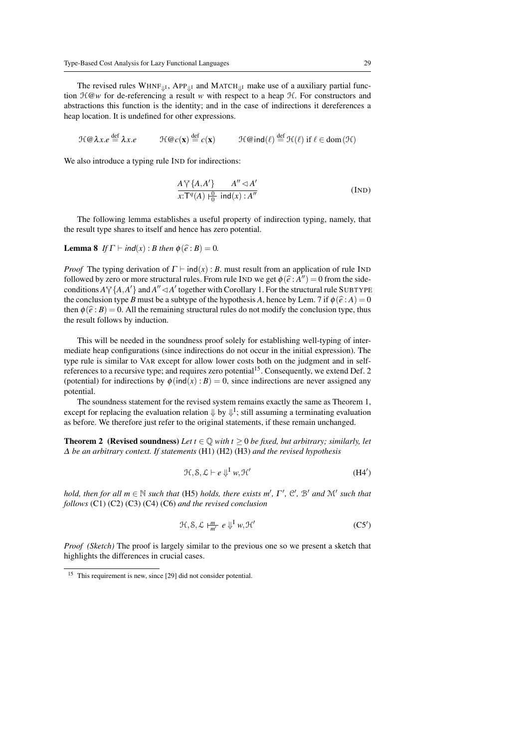The revised rules $\text{WHNF}_{\Downarrow^{\text{I}}}$, $\text{APP}_{\Downarrow^{\text{I}}}$ and $\text{MATCH}_{\Downarrow^{\text{I}}}$ make use of a auxiliary partial function $\mathcal{H}@w$ for de-referencing a result $w$ with respect to a heap $\mathcal{H}$. For constructors and abstractions this function is the identity; and in the case of indirections it dereferences a heap location. It is undefined for other expressions.

$$\mathcal{H}@\lambda x.e \stackrel{\text{def}}{=} \lambda x.e \qquad \mathcal{H}@c(\mathbf{x}) \stackrel{\text{def}}{=} c(\mathbf{x}) \qquad \mathcal{H}@\mathsf{ind}(\ell) \stackrel{\text{def}}{=} \mathcal{H}(\ell) \text{ if } \ell \in \text{dom}(\mathcal{H})$$

We also introduce a typing rule IND for indirections:

$$\frac{A \curlyvee \{A, A'\} \qquad A'' \lhd A'}{x{:}\mathsf{T}^q(A) \mathrel{\substack{0 \\ \vdash \\ 0}} \mathsf{ind}(x) : A''} \tag{IND}$$

The following lemma establishes a useful property of indirection typing, namely, that the result type shares to itself and hence has zero potential.

**Lemma 8** *If $\Gamma \vdash \mathit{ind}(x) : B$ then $\phi(\widehat{e} : B) = 0$.*

*Proof* The typing derivation of $\Gamma \vdash \mathsf{ind}(x) : B$. must result from an application of rule IND followed by zero or more structural rules. From rule IND we get $\phi(\widehat{e} : A'') = 0$ from the side-conditions $A \curlyvee \{A, A'\}$ and $A'' \lhd A'$ together with Corollary 1. For the structural rule SUBTYPE the conclusion type $B$ must be a subtype of the hypothesis $A$, hence by Lem. 7 if $\phi(\widehat{e} : A) = 0$ then $\phi(\widehat{e} : B) = 0$. All the remaining structural rules do not modify the conclusion type, thus the result follows by induction.

This will be needed in the soundness proof solely for establishing well-typing of intermediate heap configurations (since indirections do not occur in the initial expression). The type rule is similar to VAR except for allow lower costs both on the judgment and in self-references to a recursive type; and requires zero potential[15]. Consequently, we extend Def. 2 (potential) for indirections by $\phi(\mathsf{ind}(x) : B) = 0$, since indirections are never assigned any potential.

The soundness statement for the revised system remains exactly the same as Theorem 1, except for replacing the evaluation relation $\Downarrow$ by $\Downarrow^{\text{I}}$; still assuming a terminating evaluation as before. We therefore just refer to the original statements, if these remain unchanged.

**Theorem 2 (Revised soundness)** *Let $t \in \mathbb{Q}$ with $t \geq 0$ be fixed, but arbitrary; similarly, let $\Delta$ be an arbitrary context. If statements* (H1) (H2) (H3) *and the revised hypothesis*

$$\mathcal{H}, \mathcal{S}, \mathcal{L} \vdash e \Downarrow^{\text{I}} w, \mathcal{H}' \tag{H4$'$}$$

*hold, then for all $m \in \mathbb{N}$ such that* (H5) *holds, there exists $m'$, $\Gamma'$, $\mathcal{C}'$, $\mathcal{B}'$ and $\mathcal{M}'$ such that follows* (C1) (C2) (C3) (C4) (C6) *and the revised conclusion*

$$\mathcal{H}, \mathcal{S}, \mathcal{L} \mathrel{\substack{m \\ \vdash \\ m'}} e \Downarrow^{\text{I}} w, \mathcal{H}' \tag{C5$'$}$$

*Proof (Sketch)* The proof is largely similar to the previous one so we present a sketch that highlights the differences in crucial cases.

[15] This requirement is new, since [29] did not consider potential.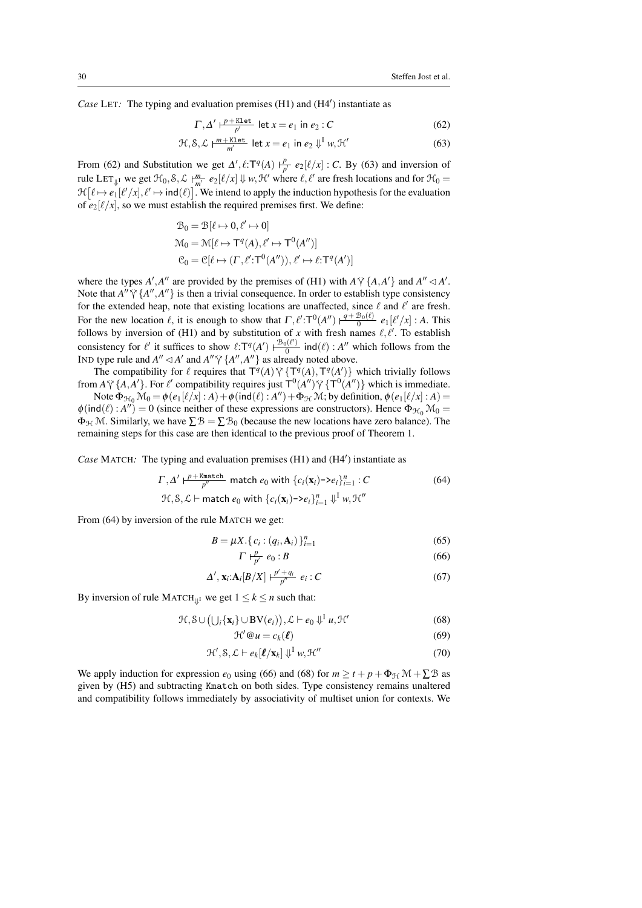*Case* LET*:* The typing and evaluation premises (H1) and (H4′) instantiate as

$$\Gamma, \Delta' \vdash^{p+\texttt{Klet}}_{p'} \mathsf{let}\ x = e_1\ \mathsf{in}\ e_2 : C \tag{62}$$

$$\mathcal{H}, \mathcal{S}, \mathcal{L} \vdash^{m+\texttt{Klet}}_{m'} \mathsf{let}\ x = e_1\ \mathsf{in}\ e_2 \Downarrow^{\mathrm{I}} w, \mathcal{H}' \tag{63}$$

From (62) and Substitution we get $\Delta', \ell{:}\mathsf{T}^q(A) \vdash^{p}_{p'} e_2[\ell/x] : C$. By (63) and inversion of rule $\mathrm{LET}_{\Downarrow^{\mathrm{I}}}$ we get $\mathcal{H}_0, \mathcal{S}, \mathcal{L} \vdash^{m}_{m'} e_2[\ell/x] \Downarrow w, \mathcal{H}'$ where $\ell, \ell'$ are fresh locations and for $\mathcal{H}_0 = \mathcal{H}\big[\ell \mapsto e_1[\ell'/x], \ell' \mapsto \mathsf{ind}(\ell)\big]$. We intend to apply the induction hypothesis for the evaluation of $e_2[\ell/x]$, so we must establish the required premises first. We define:

$$\begin{aligned}
\mathcal{B}_0 &= \mathcal{B}[\ell \mapsto 0, \ell' \mapsto 0] \\
\mathcal{M}_0 &= \mathcal{M}[\ell \mapsto \mathsf{T}^q(A), \ell' \mapsto \mathsf{T}^0(A'')] \\
\mathcal{C}_0 &= \mathcal{C}[\ell \mapsto (\Gamma, \ell'{:}\mathsf{T}^0(A'')), \ell' \mapsto \ell{:}\mathsf{T}^q(A')]
\end{aligned}$$

where the types $A', A''$ are provided by the premises of (H1) with $A \curlyvee \{A, A'\}$ and $A'' \lhd A'$. Note that $A'' \curlyvee \{A'', A''\}$ is then a trivial consequence. In order to establish type consistency for the extended heap, note that existing locations are unaffected, since $\ell$ and $\ell'$ are fresh. For the new location $\ell$, it is enough to show that $\Gamma, \ell'{:}\mathsf{T}^0(A'') \vdash^{q+\mathcal{B}_0(\ell)}_{0} e_1[\ell'/x] : A$. This follows by inversion of (H1) and by substitution of $x$ with fresh names $\ell, \ell'$. To establish consistency for $\ell'$ it suffices to show $\ell{:}\mathsf{T}^q(A') \vdash^{\mathcal{B}_0(\ell')}_{0} \mathsf{ind}(\ell) : A''$ which follows from the IND type rule and $A'' \lhd A'$ and $A'' \curlyvee \{A'', A''\}$ as already noted above.

The compatibility for $\ell$ requires that $\mathsf{T}^q(A) \curlyvee \{\mathsf{T}^q(A), \mathsf{T}^q(A')\}$ which trivially follows from $A \curlyvee \{A, A'\}$. For $\ell'$ compatibility requires just $\mathsf{T}^0(A'') \curlyvee \{\mathsf{T}^0(A'')\}$ which is immediate.

Note $\Phi_{\mathcal{H}_0} \mathcal{M}_0 = \phi(e_1[\ell/x] : A) + \phi(\mathsf{ind}(\ell) : A'') + \Phi_{\mathcal{H}} \mathcal{M}$; by definition, $\phi(e_1[\ell/x] : A) = \phi(\mathsf{ind}(\ell) : A'') = 0$ (since neither of these expressions are constructors). Hence $\Phi_{\mathcal{H}_0} \mathcal{M}_0 = \Phi_{\mathcal{H}} \mathcal{M}$. Similarly, we have $\sum \mathcal{B} = \sum \mathcal{B}_0$ (because the new locations have zero balance). The remaining steps for this case are then identical to the previous proof of Theorem 1.

*Case* MATCH*:* The typing and evaluation premises (H1) and (H4′) instantiate as

$$\Gamma, \Delta' \vdash^{p+\texttt{Kmatch}}_{p''} \mathsf{match}\ e_0\ \mathsf{with}\ \{c_i(\mathbf{x}_i)\texttt{->}e_i\}_{i=1}^n : C \tag{64}$$

$$\mathcal{H}, \mathcal{S}, \mathcal{L} \vdash \mathsf{match}\ e_0\ \mathsf{with}\ \{c_i(\mathbf{x}_i)\texttt{->}e_i\}_{i=1}^n \Downarrow^{\mathrm{I}} w, \mathcal{H}''$$

From (64) by inversion of the rule MATCH we get:

$$B = \mu X.\{\, c_i : (q_i, \mathbf{A}_i)\,\}_{i=1}^n \tag{65}$$

$$\Gamma \vdash^{p}_{p'} e_0 : B \tag{66}$$

$$\Delta', \mathbf{x}_i{:}\mathbf{A}_i[B/X] \vdash^{p'+q_i}_{p''} e_i : C \tag{67}$$

By inversion of rule $\mathrm{MATCH}_{\Downarrow^{\mathrm{I}}}$ we get $1 \le k \le n$ such that:

$$\mathcal{H}, \mathcal{S} \cup \big(\textstyle\bigcup_i \{\mathbf{x}_i\} \cup \mathbf{BV}(e_i)\big), \mathcal{L} \vdash e_0 \Downarrow^{\mathrm{I}} u, \mathcal{H}' \tag{68}$$

$$\mathcal{H}' @ u = c_k(\boldsymbol{\ell}) \tag{69}$$

$$\mathcal{H}', \mathcal{S}, \mathcal{L} \vdash e_k[\boldsymbol{\ell}/\mathbf{x}_k] \Downarrow^{\mathrm{I}} w, \mathcal{H}'' \tag{70}$$

We apply induction for expression $e_0$ using (66) and (68) for $m \ge t + p + \Phi_{\mathcal{H}} \mathcal{M} + \sum \mathcal{B}$ as given by (H5) and subtracting Kmatch on both sides. Type consistency remains unaltered and compatibility follows immediately by associativity of multiset union for contexts. We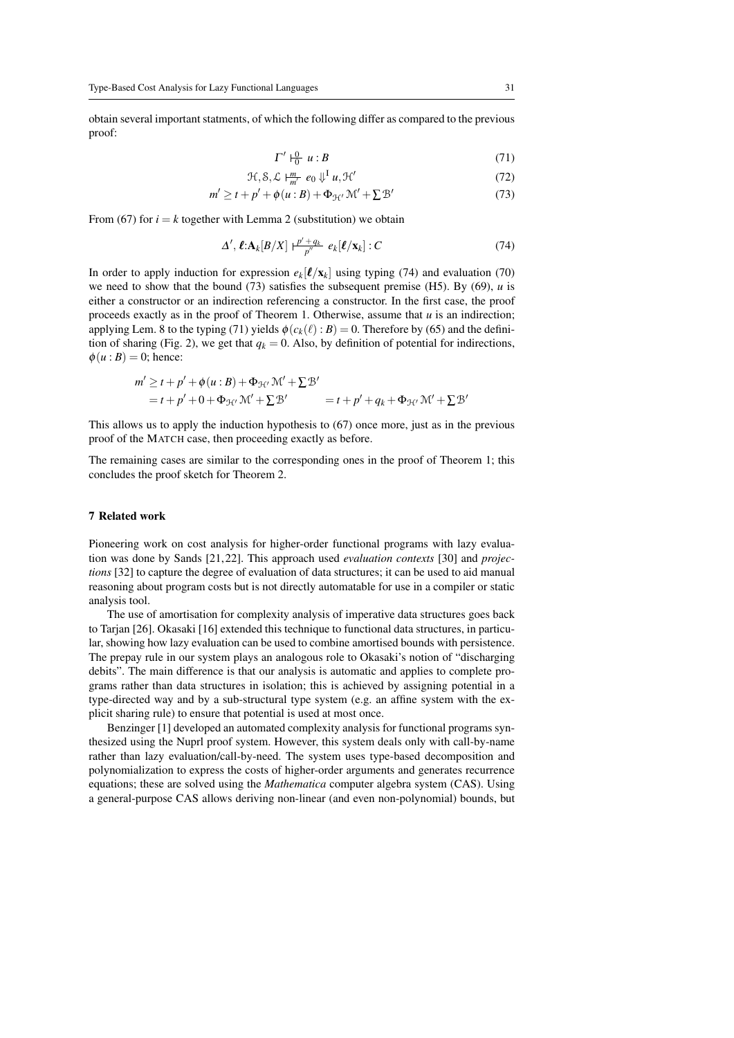obtain several important statments, of which the following differ as compared to the previous proof:

$$\Gamma' \vdash_{0}^{0} u : B \tag{71}$$

$$\mathcal{H}, \mathcal{S}, \mathcal{L} \vdash_{m'}^{m} e_0 \Downarrow^1 u, \mathcal{H}' \tag{72}$$

$$m' \geq t + p' + \phi(u : B) + \Phi_{\mathcal{H}'} \mathcal{M}' + \sum \mathcal{B}' \tag{73}$$

From (67) for $i = k$ together with Lemma 2 (substitution) we obtain

$$\Delta', \boldsymbol{\ell}{:}\mathbf{A}_k[B/X] \vdash_{p''}^{p'+q_k} e_k[\boldsymbol{\ell}/\mathbf{x}_k] : C \tag{74}$$

In order to apply induction for expression $e_k[\boldsymbol{\ell}/\mathbf{x}_k]$ using typing (74) and evaluation (70) we need to show that the bound (73) satisfies the subsequent premise (H5). By (69), $u$ is either a constructor or an indirection referencing a constructor. In the first case, the proof proceeds exactly as in the proof of Theorem 1. Otherwise, assume that $u$ is an indirection; applying Lem. 8 to the typing (71) yields $\phi(c_k(\ell) : B) = 0$. Therefore by (65) and the definition of sharing (Fig. 2), we get that $q_k = 0$. Also, by definition of potential for indirections, $\phi(u : B) = 0$; hence:

$$\begin{aligned} m' &\geq t + p' + \phi(u : B) + \Phi_{\mathcal{H}'} \mathcal{M}' + \sum \mathcal{B}' \\ &= t + p' + 0 + \Phi_{\mathcal{H}'} \mathcal{M}' + \sum \mathcal{B}' \qquad = t + p' + q_k + \Phi_{\mathcal{H}'} \mathcal{M}' + \sum \mathcal{B}' \end{aligned}$$

This allows us to apply the induction hypothesis to (67) once more, just as in the previous proof of the MATCH case, then proceeding exactly as before.

The remaining cases are similar to the corresponding ones in the proof of Theorem 1; this concludes the proof sketch for Theorem 2.

## 7 Related work

Pioneering work on cost analysis for higher-order functional programs with lazy evaluation was done by Sands [21,22]. This approach used *evaluation contexts* [30] and *projections* [32] to capture the degree of evaluation of data structures; it can be used to aid manual reasoning about program costs but is not directly automatable for use in a compiler or static analysis tool.

The use of amortisation for complexity analysis of imperative data structures goes back to Tarjan [26]. Okasaki [16] extended this technique to functional data structures, in particular, showing how lazy evaluation can be used to combine amortised bounds with persistence. The prepay rule in our system plays an analogous role to Okasaki's notion of "discharging debits". The main difference is that our analysis is automatic and applies to complete programs rather than data structures in isolation; this is achieved by assigning potential in a type-directed way and by a sub-structural type system (e.g. an affine system with the explicit sharing rule) to ensure that potential is used at most once.

Benzinger [1] developed an automated complexity analysis for functional programs synthesized using the Nuprl proof system. However, this system deals only with call-by-name rather than lazy evaluation/call-by-need. The system uses type-based decomposition and polynomialization to express the costs of higher-order arguments and generates recurrence equations; these are solved using the *Mathematica* computer algebra system (CAS). Using a general-purpose CAS allows deriving non-linear (and even non-polynomial) bounds, but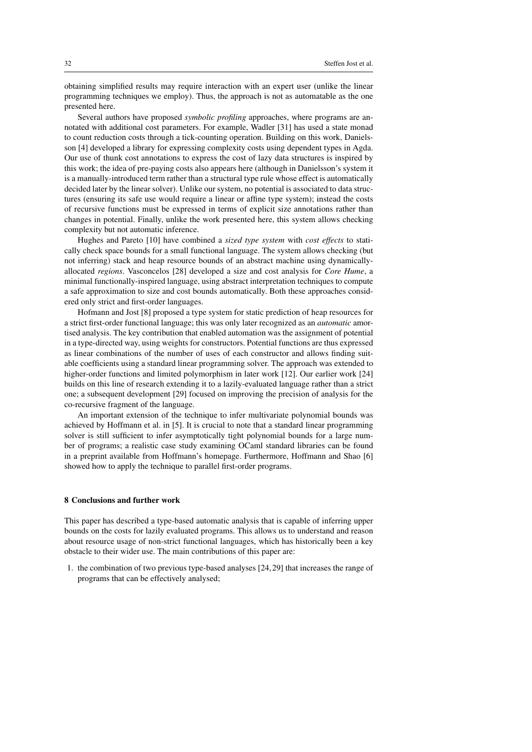obtaining simplified results may require interaction with an expert user (unlike the linear programming techniques we employ). Thus, the approach is not as automatable as the one presented here.

Several authors have proposed *symbolic profiling* approaches, where programs are annotated with additional cost parameters. For example, Wadler [31] has used a state monad to count reduction costs through a tick-counting operation. Building on this work, Danielsson [4] developed a library for expressing complexity costs using dependent types in Agda. Our use of thunk cost annotations to express the cost of lazy data structures is inspired by this work; the idea of pre-paying costs also appears here (although in Danielsson's system it is a manually-introduced term rather than a structural type rule whose effect is automatically decided later by the linear solver). Unlike our system, no potential is associated to data structures (ensuring its safe use would require a linear or affine type system); instead the costs of recursive functions must be expressed in terms of explicit size annotations rather than changes in potential. Finally, unlike the work presented here, this system allows checking complexity but not automatic inference.

Hughes and Pareto [10] have combined a *sized type system* with *cost effects* to statically check space bounds for a small functional language. The system allows checking (but not inferring) stack and heap resource bounds of an abstract machine using dynamically-allocated *regions*. Vasconcelos [28] developed a size and cost analysis for *Core Hume*, a minimal functionally-inspired language, using abstract interpretation techniques to compute a safe approximation to size and cost bounds automatically. Both these approaches considered only strict and first-order languages.

Hofmann and Jost [8] proposed a type system for static prediction of heap resources for a strict first-order functional language; this was only later recognized as an *automatic* amortised analysis. The key contribution that enabled automation was the assignment of potential in a type-directed way, using weights for constructors. Potential functions are thus expressed as linear combinations of the number of uses of each constructor and allows finding suitable coefficients using a standard linear programming solver. The approach was extended to higher-order functions and limited polymorphism in later work [12]. Our earlier work [24] builds on this line of research extending it to a lazily-evaluated language rather than a strict one; a subsequent development [29] focused on improving the precision of analysis for the co-recursive fragment of the language.

An important extension of the technique to infer multivariate polynomial bounds was achieved by Hoffmann et al. in [5]. It is crucial to note that a standard linear programming solver is still sufficient to infer asymptotically tight polynomial bounds for a large number of programs; a realistic case study examining OCaml standard libraries can be found in a preprint available from Hoffmann's homepage. Furthermore, Hoffmann and Shao [6] showed how to apply the technique to parallel first-order programs.

## 8 Conclusions and further work

This paper has described a type-based automatic analysis that is capable of inferring upper bounds on the costs for lazily evaluated programs. This allows us to understand and reason about resource usage of non-strict functional languages, which has historically been a key obstacle to their wider use. The main contributions of this paper are:

1. the combination of two previous type-based analyses [24, 29] that increases the range of programs that can be effectively analysed;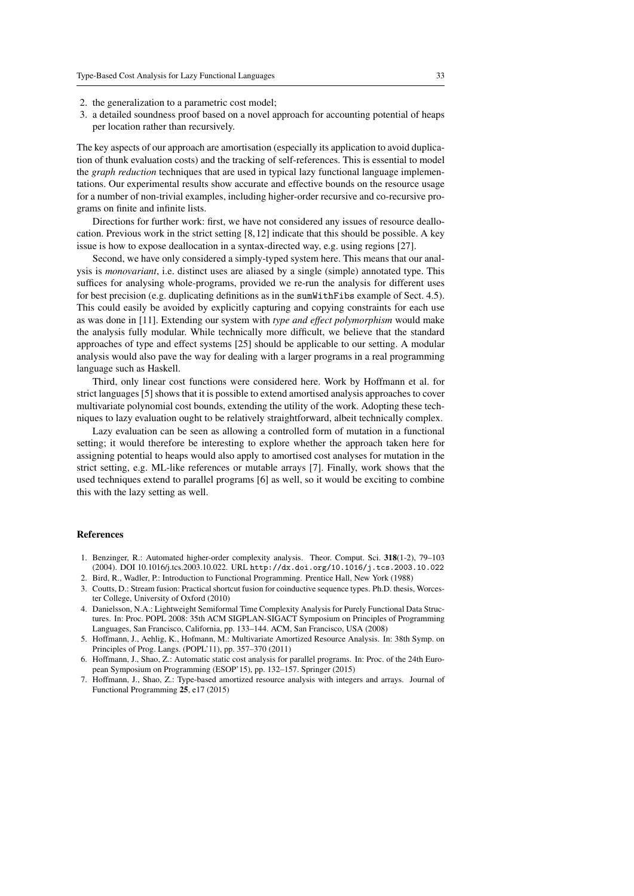2. the generalization to a parametric cost model;
3. a detailed soundness proof based on a novel approach for accounting potential of heaps per location rather than recursively.

The key aspects of our approach are amortisation (especially its application to avoid duplication of thunk evaluation costs) and the tracking of self-references. This is essential to model the *graph reduction* techniques that are used in typical lazy functional language implementations. Our experimental results show accurate and effective bounds on the resource usage for a number of non-trivial examples, including higher-order recursive and co-recursive programs on finite and infinite lists.

Directions for further work: first, we have not considered any issues of resource deallocation. Previous work in the strict setting [8, 12] indicate that this should be possible. A key issue is how to expose deallocation in a syntax-directed way, e.g. using regions [27].

Second, we have only considered a simply-typed system here. This means that our analysis is *monovariant*, i.e. distinct uses are aliased by a single (simple) annotated type. This suffices for analysing whole-programs, provided we re-run the analysis for different uses for best precision (e.g. duplicating definitions as in the `sumWithFibs` example of Sect. 4.5). This could easily be avoided by explicitly capturing and copying constraints for each use as was done in [11]. Extending our system with *type and effect polymorphism* would make the analysis fully modular. While technically more difficult, we believe that the standard approaches of type and effect systems [25] should be applicable to our setting. A modular analysis would also pave the way for dealing with a larger programs in a real programming language such as Haskell.

Third, only linear cost functions were considered here. Work by Hoffmann et al. for strict languages [5] shows that it is possible to extend amortised analysis approaches to cover multivariate polynomial cost bounds, extending the utility of the work. Adopting these techniques to lazy evaluation ought to be relatively straightforward, albeit technically complex.

Lazy evaluation can be seen as allowing a controlled form of mutation in a functional setting; it would therefore be interesting to explore whether the approach taken here for assigning potential to heaps would also apply to amortised cost analyses for mutation in the strict setting, e.g. ML-like references or mutable arrays [7]. Finally, work shows that the used techniques extend to parallel programs [6] as well, so it would be exciting to combine this with the lazy setting as well.

## References

1. Benzinger, R.: Automated higher-order complexity analysis. Theor. Comput. Sci. **318**(1-2), 79–103 (2004). DOI 10.1016/j.tcs.2003.10.022. URL `http://dx.doi.org/10.1016/j.tcs.2003.10.022`
2. Bird, R., Wadler, P.: Introduction to Functional Programming. Prentice Hall, New York (1988)
3. Coutts, D.: Stream fusion: Practical shortcut fusion for coinductive sequence types. Ph.D. thesis, Worcester College, University of Oxford (2010)
4. Danielsson, N.A.: Lightweight Semiformal Time Complexity Analysis for Purely Functional Data Structures. In: Proc. POPL 2008: 35th ACM SIGPLAN-SIGACT Symposium on Principles of Programming Languages, San Francisco, California, pp. 133–144. ACM, San Francisco, USA (2008)
5. Hoffmann, J., Aehlig, K., Hofmann, M.: Multivariate Amortized Resource Analysis. In: 38th Symp. on Principles of Prog. Langs. (POPL'11), pp. 357–370 (2011)
6. Hoffmann, J., Shao, Z.: Automatic static cost analysis for parallel programs. In: Proc. of the 24th European Symposium on Programming (ESOP'15), pp. 132–157. Springer (2015)
7. Hoffmann, J., Shao, Z.: Type-based amortized resource analysis with integers and arrays. Journal of Functional Programming **25**, e17 (2015)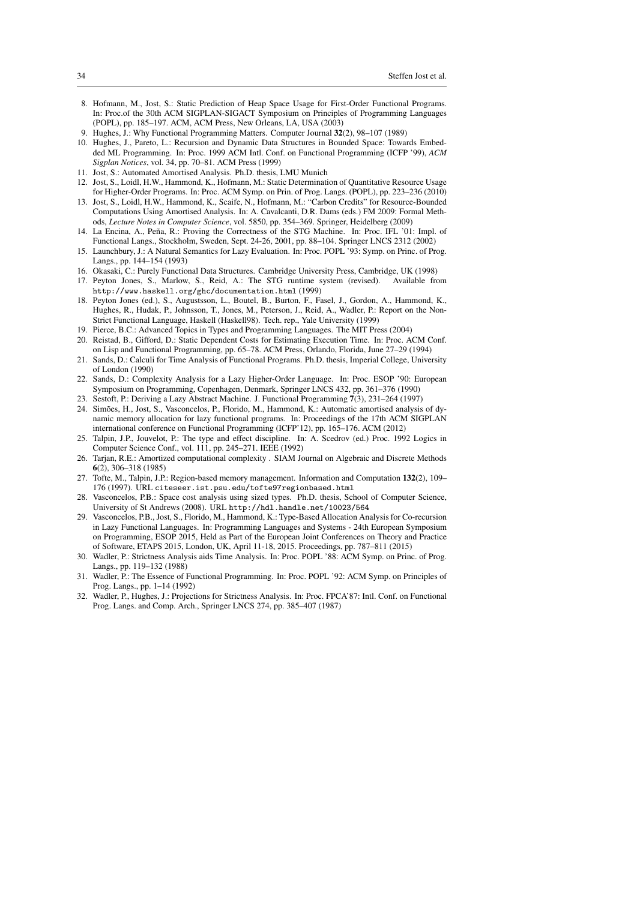8. Hofmann, M., Jost, S.: Static Prediction of Heap Space Usage for First-Order Functional Programs. In: Proc.of the 30th ACM SIGPLAN-SIGACT Symposium on Principles of Programming Languages (POPL), pp. 185–197. ACM, ACM Press, New Orleans, LA, USA (2003)
9. Hughes, J.: Why Functional Programming Matters. Computer Journal **32**(2), 98–107 (1989)
10. Hughes, J., Pareto, L.: Recursion and Dynamic Data Structures in Bounded Space: Towards Embedded ML Programming. In: Proc. 1999 ACM Intl. Conf. on Functional Programming (ICFP '99), *ACM Sigplan Notices*, vol. 34, pp. 70–81. ACM Press (1999)
11. Jost, S.: Automated Amortised Analysis. Ph.D. thesis, LMU Munich
12. Jost, S., Loidl, H.W., Hammond, K., Hofmann, M.: Static Determination of Quantitative Resource Usage for Higher-Order Programs. In: Proc. ACM Symp. on Prin. of Prog. Langs. (POPL), pp. 223–236 (2010)
13. Jost, S., Loidl, H.W., Hammond, K., Scaife, N., Hofmann, M.: "Carbon Credits" for Resource-Bounded Computations Using Amortised Analysis. In: A. Cavalcanti, D.R. Dams (eds.) FM 2009: Formal Methods, *Lecture Notes in Computer Science*, vol. 5850, pp. 354–369. Springer, Heidelberg (2009)
14. La Encina, A., Peña, R.: Proving the Correctness of the STG Machine. In: Proc. IFL '01: Impl. of Functional Langs., Stockholm, Sweden, Sept. 24-26, 2001, pp. 88–104. Springer LNCS 2312 (2002)
15. Launchbury, J.: A Natural Semantics for Lazy Evaluation. In: Proc. POPL '93: Symp. on Princ. of Prog. Langs., pp. 144–154 (1993)
16. Okasaki, C.: Purely Functional Data Structures. Cambridge University Press, Cambridge, UK (1998)
17. Peyton Jones, S., Marlow, S., Reid, A.: The STG runtime system (revised). Available from `http://www.haskell.org/ghc/documentation.html` (1999)
18. Peyton Jones (ed.), S., Augustsson, L., Boutel, B., Burton, F., Fasel, J., Gordon, A., Hammond, K., Hughes, R., Hudak, P., Johnsson, T., Jones, M., Peterson, J., Reid, A., Wadler, P.: Report on the Non-Strict Functional Language, Haskell (Haskell98). Tech. rep., Yale University (1999)
19. Pierce, B.C.: Advanced Topics in Types and Programming Languages. The MIT Press (2004)
20. Reistad, B., Gifford, D.: Static Dependent Costs for Estimating Execution Time. In: Proc. ACM Conf. on Lisp and Functional Programming, pp. 65–78. ACM Press, Orlando, Florida, June 27–29 (1994)
21. Sands, D.: Calculi for Time Analysis of Functional Programs. Ph.D. thesis, Imperial College, University of London (1990)
22. Sands, D.: Complexity Analysis for a Lazy Higher-Order Language. In: Proc. ESOP '90: European Symposium on Programming, Copenhagen, Denmark, Springer LNCS 432, pp. 361–376 (1990)
23. Sestoft, P.: Deriving a Lazy Abstract Machine. J. Functional Programming **7**(3), 231–264 (1997)
24. Simões, H., Jost, S., Vasconcelos, P., Florido, M., Hammond, K.: Automatic amortised analysis of dynamic memory allocation for lazy functional programs. In: Proceedings of the 17th ACM SIGPLAN international conference on Functional Programming (ICFP'12), pp. 165–176. ACM (2012)
25. Talpin, J.P., Jouvelot, P.: The type and effect discipline. In: A. Scedrov (ed.) Proc. 1992 Logics in Computer Science Conf., vol. 111, pp. 245–271. IEEE (1992)
26. Tarjan, R.E.: Amortized computational complexity . SIAM Journal on Algebraic and Discrete Methods **6**(2), 306–318 (1985)
27. Tofte, M., Talpin, J.P.: Region-based memory management. Information and Computation **132**(2), 109–176 (1997). URL `citeseer.ist.psu.edu/tofte97regionbased.html`
28. Vasconcelos, P.B.: Space cost analysis using sized types. Ph.D. thesis, School of Computer Science, University of St Andrews (2008). URL `http://hdl.handle.net/10023/564`
29. Vasconcelos, P.B., Jost, S., Florido, M., Hammond, K.: Type-Based Allocation Analysis for Co-recursion in Lazy Functional Languages. In: Programming Languages and Systems - 24th European Symposium on Programming, ESOP 2015, Held as Part of the European Joint Conferences on Theory and Practice of Software, ETAPS 2015, London, UK, April 11-18, 2015. Proceedings, pp. 787–811 (2015)
30. Wadler, P.: Strictness Analysis aids Time Analysis. In: Proc. POPL '88: ACM Symp. on Princ. of Prog. Langs., pp. 119–132 (1988)
31. Wadler, P.: The Essence of Functional Programming. In: Proc. POPL '92: ACM Symp. on Principles of Prog. Langs., pp. 1–14 (1992)
32. Wadler, P., Hughes, J.: Projections for Strictness Analysis. In: Proc. FPCA'87: Intl. Conf. on Functional Prog. Langs. and Comp. Arch., Springer LNCS 274, pp. 385–407 (1987)